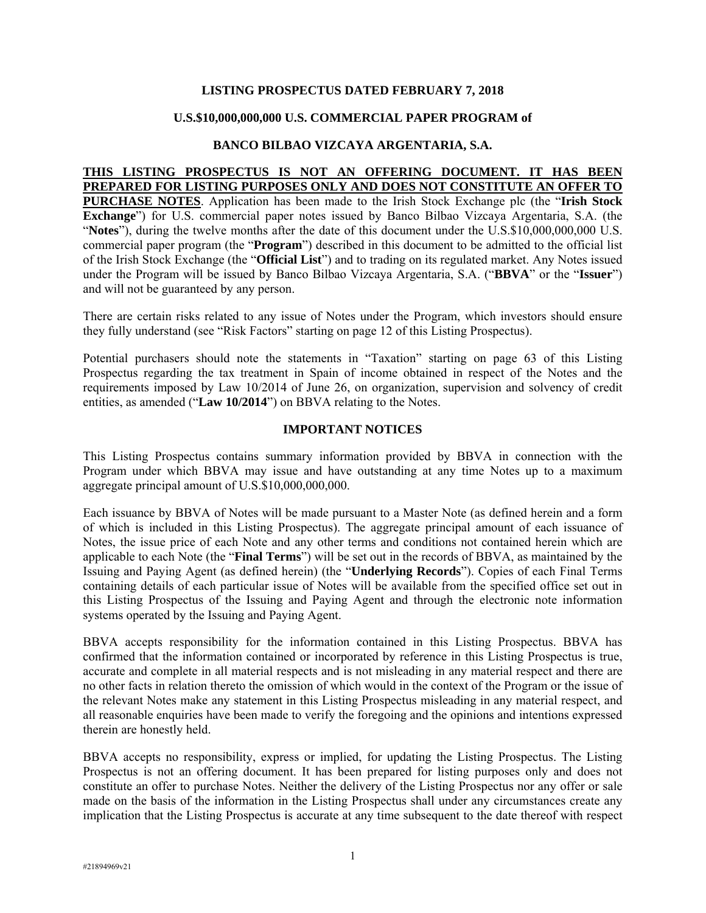**LISTING PROSPECTUS DATED FEBRUARY 7, 2018**

**U.S.$10,000,000,000 U.S. COMMERCIAL PAPER PROGRAM of**

**BANCO BILBAO VIZCAYA ARGENTARIA, S.A.**

**THIS LISTING PROSPECTUS IS NOT AN OFFERING DOCUMENT. IT HAS BEEN PREPARED FOR LISTING PURPOSES ONLY AND DOES NOT CONSTITUTE AN OFFER TO PURCHASE NOTES**. Application has been made to the Irish Stock Exchange plc (the "**Irish Stock Exchange**") for U.S. commercial paper notes issued by Banco Bilbao Vizcaya Argentaria, S.A. (the "**Notes**"), during the twelve months after the date of this document under the U.S.$10,000,000,000 U.S. commercial paper program (the "**Program**") described in this document to be admitted to the official list of the Irish Stock Exchange (the "**Official List**") and to trading on its regulated market. Any Notes issued under the Program will be issued by Banco Bilbao Vizcaya Argentaria, S.A. ("**BBVA**" or the "**Issuer**") and will not be guaranteed by any person.

There are certain risks related to any issue of Notes under the Program, which investors should ensure they fully understand (see "Risk Factors" starting on page 12 of this Listing Prospectus).

Potential purchasers should note the statements in "Taxation" starting on page 63 of this Listing Prospectus regarding the tax treatment in Spain of income obtained in respect of the Notes and the requirements imposed by Law 10/2014 of June 26, on organization, supervision and solvency of credit entities, as amended ("**Law 10/2014**") on BBVA relating to the Notes.

**IMPORTANT NOTICES**

This Listing Prospectus contains summary information provided by BBVA in connection with the Program under which BBVA may issue and have outstanding at any time Notes up to a maximum aggregate principal amount of U.S.$10,000,000,000.

Each issuance by BBVA of Notes will be made pursuant to a Master Note (as defined herein and a form of which is included in this Listing Prospectus). The aggregate principal amount of each issuance of Notes, the issue price of each Note and any other terms and conditions not contained herein which are applicable to each Note (the "**Final Terms**") will be set out in the records of BBVA, as maintained by the Issuing and Paying Agent (as defined herein) (the "**Underlying Records**"). Copies of each Final Terms containing details of each particular issue of Notes will be available from the specified office set out in this Listing Prospectus of the Issuing and Paying Agent and through the electronic note information systems operated by the Issuing and Paying Agent.

BBVA accepts responsibility for the information contained in this Listing Prospectus. BBVA has confirmed that the information contained or incorporated by reference in this Listing Prospectus is true, accurate and complete in all material respects and is not misleading in any material respect and there are no other facts in relation thereto the omission of which would in the context of the Program or the issue of the relevant Notes make any statement in this Listing Prospectus misleading in any material respect, and all reasonable enquiries have been made to verify the foregoing and the opinions and intentions expressed therein are honestly held.

BBVA accepts no responsibility, express or implied, for updating the Listing Prospectus. The Listing Prospectus is not an offering document. It has been prepared for listing purposes only and does not constitute an offer to purchase Notes. Neither the delivery of the Listing Prospectus nor any offer or sale made on the basis of the information in the Listing Prospectus shall under any circumstances create any implication that the Listing Prospectus is accurate at any time subsequent to the date thereof with respect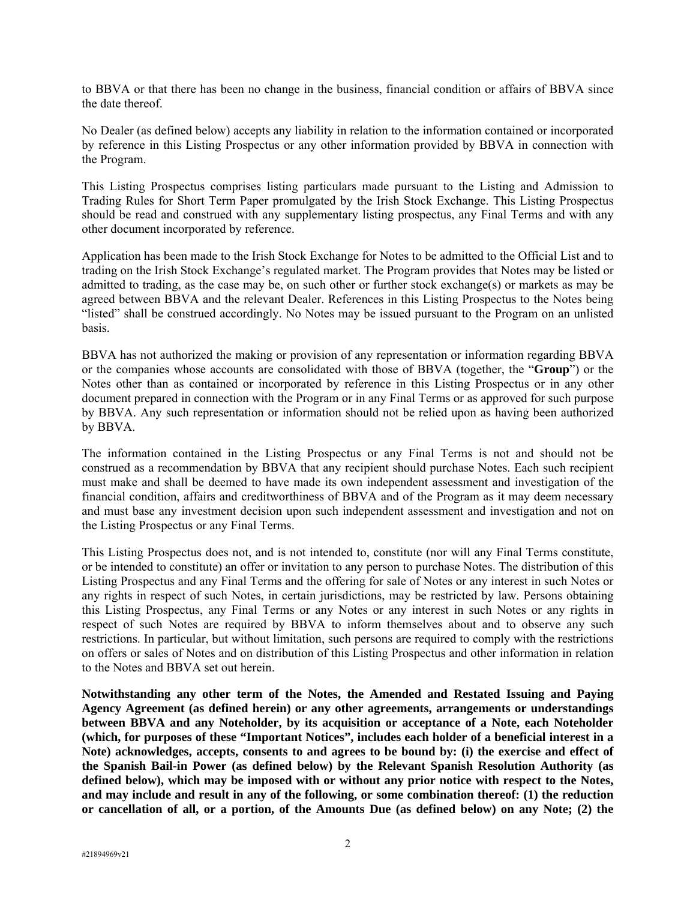to BBVA or that there has been no change in the business, financial condition or affairs of BBVA since the date thereof.

No Dealer (as defined below) accepts any liability in relation to the information contained or incorporated by reference in this Listing Prospectus or any other information provided by BBVA in connection with the Program.

This Listing Prospectus comprises listing particulars made pursuant to the Listing and Admission to Trading Rules for Short Term Paper promulgated by the Irish Stock Exchange. This Listing Prospectus should be read and construed with any supplementary listing prospectus, any Final Terms and with any other document incorporated by reference.

Application has been made to the Irish Stock Exchange for Notes to be admitted to the Official List and to trading on the Irish Stock Exchange's regulated market. The Program provides that Notes may be listed or admitted to trading, as the case may be, on such other or further stock exchange(s) or markets as may be agreed between BBVA and the relevant Dealer. References in this Listing Prospectus to the Notes being "listed" shall be construed accordingly. No Notes may be issued pursuant to the Program on an unlisted basis.

BBVA has not authorized the making or provision of any representation or information regarding BBVA or the companies whose accounts are consolidated with those of BBVA (together, the "**Group**") or the Notes other than as contained or incorporated by reference in this Listing Prospectus or in any other document prepared in connection with the Program or in any Final Terms or as approved for such purpose by BBVA. Any such representation or information should not be relied upon as having been authorized by BBVA.

The information contained in the Listing Prospectus or any Final Terms is not and should not be construed as a recommendation by BBVA that any recipient should purchase Notes. Each such recipient must make and shall be deemed to have made its own independent assessment and investigation of the financial condition, affairs and creditworthiness of BBVA and of the Program as it may deem necessary and must base any investment decision upon such independent assessment and investigation and not on the Listing Prospectus or any Final Terms.

This Listing Prospectus does not, and is not intended to, constitute (nor will any Final Terms constitute, or be intended to constitute) an offer or invitation to any person to purchase Notes. The distribution of this Listing Prospectus and any Final Terms and the offering for sale of Notes or any interest in such Notes or any rights in respect of such Notes, in certain jurisdictions, may be restricted by law. Persons obtaining this Listing Prospectus, any Final Terms or any Notes or any interest in such Notes or any rights in respect of such Notes are required by BBVA to inform themselves about and to observe any such restrictions. In particular, but without limitation, such persons are required to comply with the restrictions on offers or sales of Notes and on distribution of this Listing Prospectus and other information in relation to the Notes and BBVA set out herein.

**Notwithstanding any other term of the Notes, the Amended and Restated Issuing and Paying Agency Agreement (as defined herein) or any other agreements, arrangements or understandings between BBVA and any Noteholder, by its acquisition or acceptance of a Note, each Noteholder (which, for purposes of these "Important Notices", includes each holder of a beneficial interest in a Note) acknowledges, accepts, consents to and agrees to be bound by: (i) the exercise and effect of the Spanish Bail-in Power (as defined below) by the Relevant Spanish Resolution Authority (as defined below), which may be imposed with or without any prior notice with respect to the Notes, and may include and result in any of the following, or some combination thereof: (1) the reduction or cancellation of all, or a portion, of the Amounts Due (as defined below) on any Note; (2) the**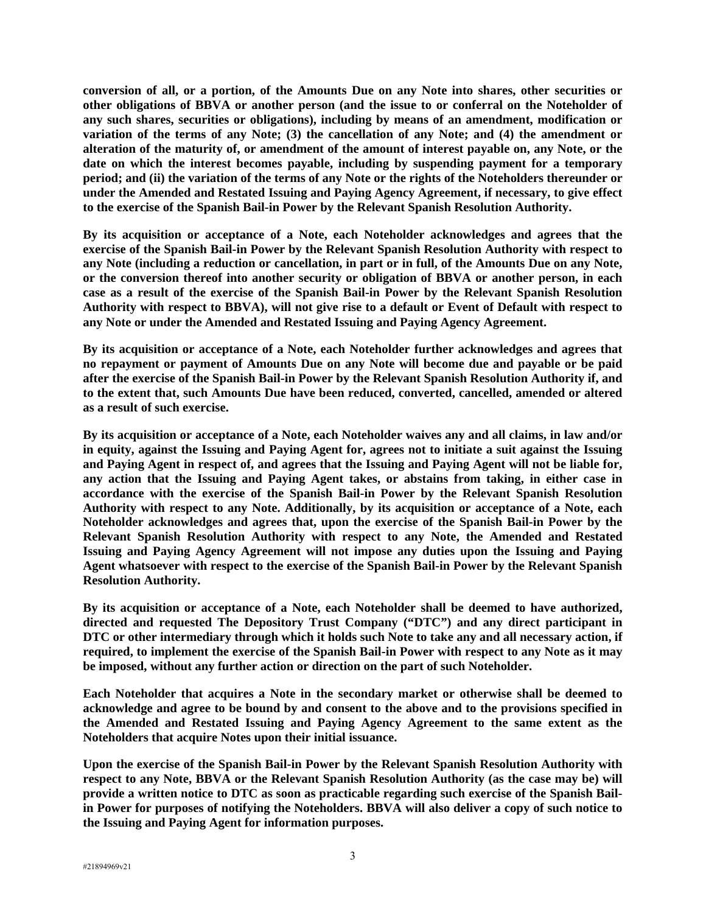**conversion of all, or a portion, of the Amounts Due on any Note into shares, other securities or other obligations of BBVA or another person (and the issue to or conferral on the Noteholder of any such shares, securities or obligations), including by means of an amendment, modification or variation of the terms of any Note; (3) the cancellation of any Note; and (4) the amendment or alteration of the maturity of, or amendment of the amount of interest payable on, any Note, or the date on which the interest becomes payable, including by suspending payment for a temporary period; and (ii) the variation of the terms of any Note or the rights of the Noteholders thereunder or under the Amended and Restated Issuing and Paying Agency Agreement, if necessary, to give effect to the exercise of the Spanish Bail-in Power by the Relevant Spanish Resolution Authority.**

**By its acquisition or acceptance of a Note, each Noteholder acknowledges and agrees that the exercise of the Spanish Bail-in Power by the Relevant Spanish Resolution Authority with respect to any Note (including a reduction or cancellation, in part or in full, of the Amounts Due on any Note, or the conversion thereof into another security or obligation of BBVA or another person, in each case as a result of the exercise of the Spanish Bail-in Power by the Relevant Spanish Resolution Authority with respect to BBVA), will not give rise to a default or Event of Default with respect to any Note or under the Amended and Restated Issuing and Paying Agency Agreement.**

**By its acquisition or acceptance of a Note, each Noteholder further acknowledges and agrees that no repayment or payment of Amounts Due on any Note will become due and payable or be paid after the exercise of the Spanish Bail-in Power by the Relevant Spanish Resolution Authority if, and to the extent that, such Amounts Due have been reduced, converted, cancelled, amended or altered as a result of such exercise.**

**By its acquisition or acceptance of a Note, each Noteholder waives any and all claims, in law and/or in equity, against the Issuing and Paying Agent for, agrees not to initiate a suit against the Issuing and Paying Agent in respect of, and agrees that the Issuing and Paying Agent will not be liable for, any action that the Issuing and Paying Agent takes, or abstains from taking, in either case in accordance with the exercise of the Spanish Bail-in Power by the Relevant Spanish Resolution Authority with respect to any Note. Additionally, by its acquisition or acceptance of a Note, each Noteholder acknowledges and agrees that, upon the exercise of the Spanish Bail-in Power by the Relevant Spanish Resolution Authority with respect to any Note, the Amended and Restated Issuing and Paying Agency Agreement will not impose any duties upon the Issuing and Paying Agent whatsoever with respect to the exercise of the Spanish Bail-in Power by the Relevant Spanish Resolution Authority.**

**By its acquisition or acceptance of a Note, each Noteholder shall be deemed to have authorized, directed and requested The Depository Trust Company ("DTC") and any direct participant in DTC or other intermediary through which it holds such Note to take any and all necessary action, if required, to implement the exercise of the Spanish Bail-in Power with respect to any Note as it may be imposed, without any further action or direction on the part of such Noteholder.**

**Each Noteholder that acquires a Note in the secondary market or otherwise shall be deemed to acknowledge and agree to be bound by and consent to the above and to the provisions specified in the Amended and Restated Issuing and Paying Agency Agreement to the same extent as the Noteholders that acquire Notes upon their initial issuance.**

**Upon the exercise of the Spanish Bail-in Power by the Relevant Spanish Resolution Authority with respect to any Note, BBVA or the Relevant Spanish Resolution Authority (as the case may be) will provide a written notice to DTC as soon as practicable regarding such exercise of the Spanish Bail-in Power for purposes of notifying the Noteholders. BBVA will also deliver a copy of such notice to the Issuing and Paying Agent for information purposes.**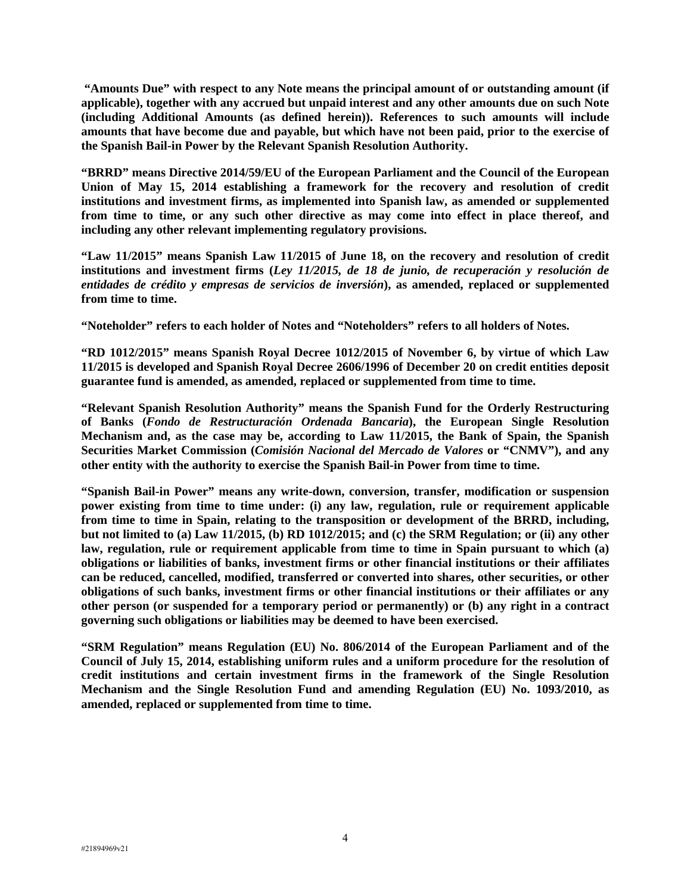**"Amounts Due" with respect to any Note means the principal amount of or outstanding amount (if applicable), together with any accrued but unpaid interest and any other amounts due on such Note (including Additional Amounts (as defined herein)). References to such amounts will include amounts that have become due and payable, but which have not been paid, prior to the exercise of the Spanish Bail-in Power by the Relevant Spanish Resolution Authority.**

**"BRRD" means Directive 2014/59/EU of the European Parliament and the Council of the European Union of May 15, 2014 establishing a framework for the recovery and resolution of credit institutions and investment firms, as implemented into Spanish law, as amended or supplemented from time to time, or any such other directive as may come into effect in place thereof, and including any other relevant implementing regulatory provisions.**

**"Law 11/2015" means Spanish Law 11/2015 of June 18, on the recovery and resolution of credit institutions and investment firms (*Ley 11/2015, de 18 de junio, de recuperación y resolución de entidades de crédito y empresas de servicios de inversión*), as amended, replaced or supplemented from time to time.**

**"Noteholder" refers to each holder of Notes and "Noteholders" refers to all holders of Notes.**

**"RD 1012/2015" means Spanish Royal Decree 1012/2015 of November 6, by virtue of which Law 11/2015 is developed and Spanish Royal Decree 2606/1996 of December 20 on credit entities deposit guarantee fund is amended, as amended, replaced or supplemented from time to time.**

**"Relevant Spanish Resolution Authority" means the Spanish Fund for the Orderly Restructuring of Banks (*Fondo de Restructuración Ordenada Bancaria*), the European Single Resolution Mechanism and, as the case may be, according to Law 11/2015, the Bank of Spain, the Spanish Securities Market Commission (*Comisión Nacional del Mercado de Valores* or "CNMV"), and any other entity with the authority to exercise the Spanish Bail-in Power from time to time.**

**"Spanish Bail-in Power" means any write-down, conversion, transfer, modification or suspension power existing from time to time under: (i) any law, regulation, rule or requirement applicable from time to time in Spain, relating to the transposition or development of the BRRD, including, but not limited to (a) Law 11/2015, (b) RD 1012/2015; and (c) the SRM Regulation; or (ii) any other law, regulation, rule or requirement applicable from time to time in Spain pursuant to which (a) obligations or liabilities of banks, investment firms or other financial institutions or their affiliates can be reduced, cancelled, modified, transferred or converted into shares, other securities, or other obligations of such banks, investment firms or other financial institutions or their affiliates or any other person (or suspended for a temporary period or permanently) or (b) any right in a contract governing such obligations or liabilities may be deemed to have been exercised.**

**"SRM Regulation" means Regulation (EU) No. 806/2014 of the European Parliament and of the Council of July 15, 2014, establishing uniform rules and a uniform procedure for the resolution of credit institutions and certain investment firms in the framework of the Single Resolution Mechanism and the Single Resolution Fund and amending Regulation (EU) No. 1093/2010, as amended, replaced or supplemented from time to time.**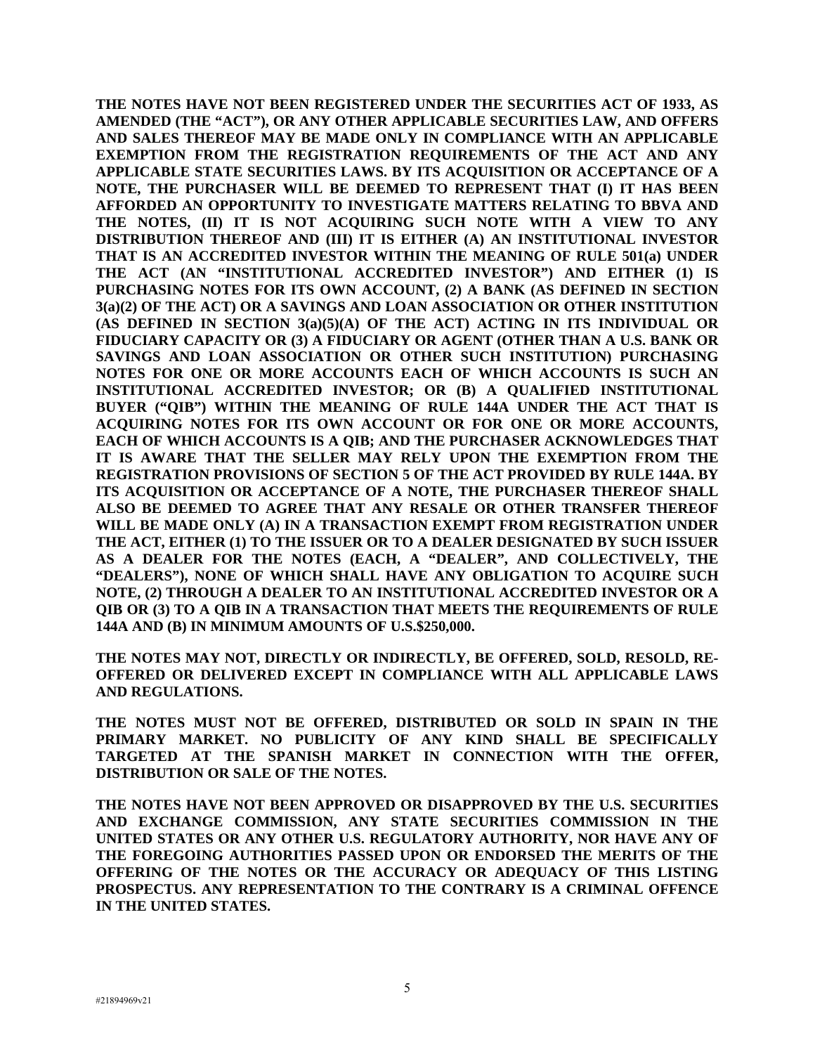**THE NOTES HAVE NOT BEEN REGISTERED UNDER THE SECURITIES ACT OF 1933, AS AMENDED (THE "ACT"), OR ANY OTHER APPLICABLE SECURITIES LAW, AND OFFERS AND SALES THEREOF MAY BE MADE ONLY IN COMPLIANCE WITH AN APPLICABLE EXEMPTION FROM THE REGISTRATION REQUIREMENTS OF THE ACT AND ANY APPLICABLE STATE SECURITIES LAWS. BY ITS ACQUISITION OR ACCEPTANCE OF A NOTE, THE PURCHASER WILL BE DEEMED TO REPRESENT THAT (I) IT HAS BEEN AFFORDED AN OPPORTUNITY TO INVESTIGATE MATTERS RELATING TO BBVA AND THE NOTES, (II) IT IS NOT ACQUIRING SUCH NOTE WITH A VIEW TO ANY DISTRIBUTION THEREOF AND (III) IT IS EITHER (A) AN INSTITUTIONAL INVESTOR THAT IS AN ACCREDITED INVESTOR WITHIN THE MEANING OF RULE 501(a) UNDER THE ACT (AN "INSTITUTIONAL ACCREDITED INVESTOR") AND EITHER (1) IS PURCHASING NOTES FOR ITS OWN ACCOUNT, (2) A BANK (AS DEFINED IN SECTION 3(a)(2) OF THE ACT) OR A SAVINGS AND LOAN ASSOCIATION OR OTHER INSTITUTION (AS DEFINED IN SECTION 3(a)(5)(A) OF THE ACT) ACTING IN ITS INDIVIDUAL OR FIDUCIARY CAPACITY OR (3) A FIDUCIARY OR AGENT (OTHER THAN A U.S. BANK OR SAVINGS AND LOAN ASSOCIATION OR OTHER SUCH INSTITUTION) PURCHASING NOTES FOR ONE OR MORE ACCOUNTS EACH OF WHICH ACCOUNTS IS SUCH AN INSTITUTIONAL ACCREDITED INVESTOR; OR (B) A QUALIFIED INSTITUTIONAL BUYER ("QIB") WITHIN THE MEANING OF RULE 144A UNDER THE ACT THAT IS ACQUIRING NOTES FOR ITS OWN ACCOUNT OR FOR ONE OR MORE ACCOUNTS, EACH OF WHICH ACCOUNTS IS A QIB; AND THE PURCHASER ACKNOWLEDGES THAT IT IS AWARE THAT THE SELLER MAY RELY UPON THE EXEMPTION FROM THE REGISTRATION PROVISIONS OF SECTION 5 OF THE ACT PROVIDED BY RULE 144A. BY ITS ACQUISITION OR ACCEPTANCE OF A NOTE, THE PURCHASER THEREOF SHALL ALSO BE DEEMED TO AGREE THAT ANY RESALE OR OTHER TRANSFER THEREOF WILL BE MADE ONLY (A) IN A TRANSACTION EXEMPT FROM REGISTRATION UNDER THE ACT, EITHER (1) TO THE ISSUER OR TO A DEALER DESIGNATED BY SUCH ISSUER AS A DEALER FOR THE NOTES (EACH, A "DEALER", AND COLLECTIVELY, THE "DEALERS"), NONE OF WHICH SHALL HAVE ANY OBLIGATION TO ACQUIRE SUCH NOTE, (2) THROUGH A DEALER TO AN INSTITUTIONAL ACCREDITED INVESTOR OR A QIB OR (3) TO A QIB IN A TRANSACTION THAT MEETS THE REQUIREMENTS OF RULE 144A AND (B) IN MINIMUM AMOUNTS OF U.S.$250,000.**

**THE NOTES MAY NOT, DIRECTLY OR INDIRECTLY, BE OFFERED, SOLD, RESOLD, RE-OFFERED OR DELIVERED EXCEPT IN COMPLIANCE WITH ALL APPLICABLE LAWS AND REGULATIONS.**

**THE NOTES MUST NOT BE OFFERED, DISTRIBUTED OR SOLD IN SPAIN IN THE PRIMARY MARKET. NO PUBLICITY OF ANY KIND SHALL BE SPECIFICALLY TARGETED AT THE SPANISH MARKET IN CONNECTION WITH THE OFFER, DISTRIBUTION OR SALE OF THE NOTES.**

**THE NOTES HAVE NOT BEEN APPROVED OR DISAPPROVED BY THE U.S. SECURITIES AND EXCHANGE COMMISSION, ANY STATE SECURITIES COMMISSION IN THE UNITED STATES OR ANY OTHER U.S. REGULATORY AUTHORITY, NOR HAVE ANY OF THE FOREGOING AUTHORITIES PASSED UPON OR ENDORSED THE MERITS OF THE OFFERING OF THE NOTES OR THE ACCURACY OR ADEQUACY OF THIS LISTING PROSPECTUS. ANY REPRESENTATION TO THE CONTRARY IS A CRIMINAL OFFENCE IN THE UNITED STATES.**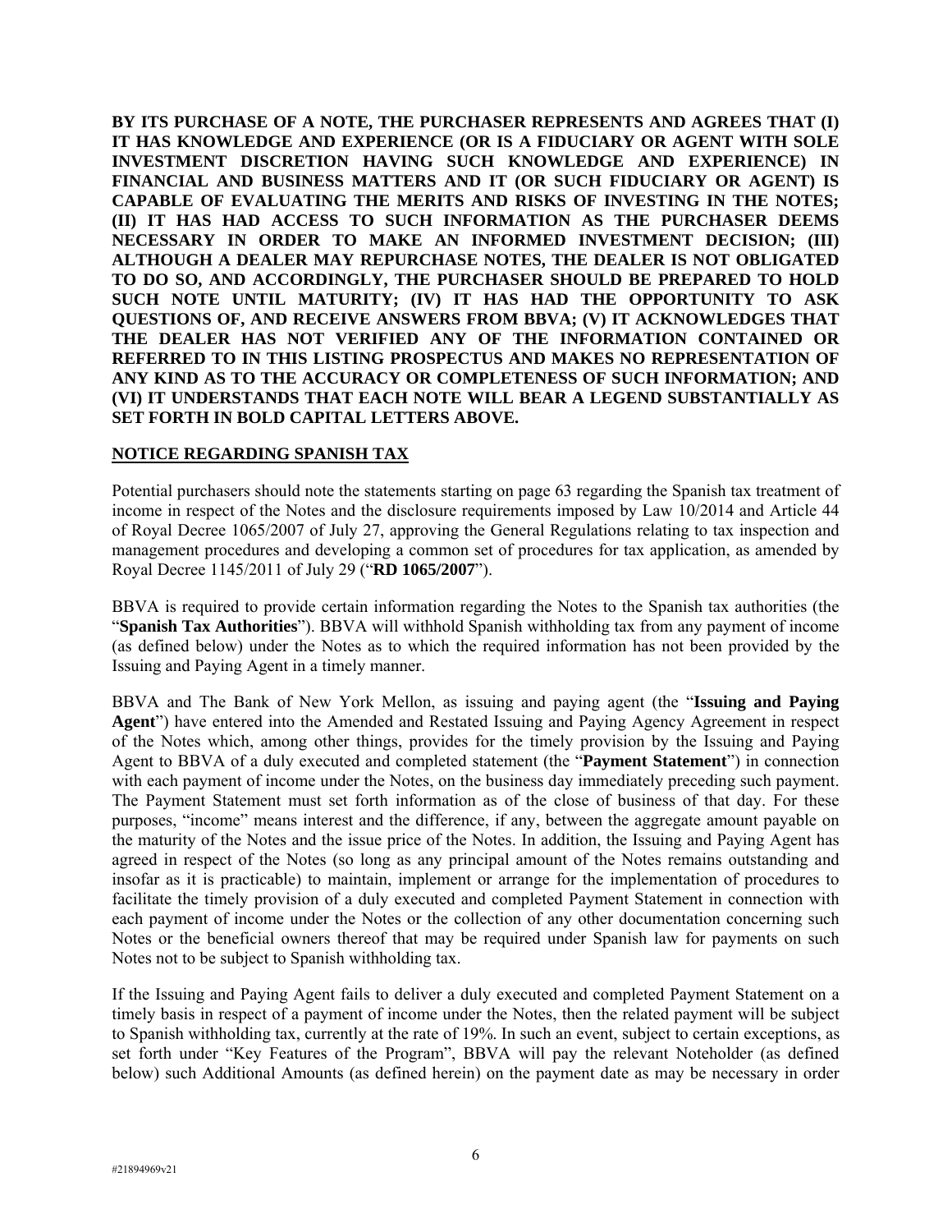**BY ITS PURCHASE OF A NOTE, THE PURCHASER REPRESENTS AND AGREES THAT (I) IT HAS KNOWLEDGE AND EXPERIENCE (OR IS A FIDUCIARY OR AGENT WITH SOLE INVESTMENT DISCRETION HAVING SUCH KNOWLEDGE AND EXPERIENCE) IN FINANCIAL AND BUSINESS MATTERS AND IT (OR SUCH FIDUCIARY OR AGENT) IS CAPABLE OF EVALUATING THE MERITS AND RISKS OF INVESTING IN THE NOTES; (II) IT HAS HAD ACCESS TO SUCH INFORMATION AS THE PURCHASER DEEMS NECESSARY IN ORDER TO MAKE AN INFORMED INVESTMENT DECISION; (III) ALTHOUGH A DEALER MAY REPURCHASE NOTES, THE DEALER IS NOT OBLIGATED TO DO SO, AND ACCORDINGLY, THE PURCHASER SHOULD BE PREPARED TO HOLD SUCH NOTE UNTIL MATURITY; (IV) IT HAS HAD THE OPPORTUNITY TO ASK QUESTIONS OF, AND RECEIVE ANSWERS FROM BBVA; (V) IT ACKNOWLEDGES THAT THE DEALER HAS NOT VERIFIED ANY OF THE INFORMATION CONTAINED OR REFERRED TO IN THIS LISTING PROSPECTUS AND MAKES NO REPRESENTATION OF ANY KIND AS TO THE ACCURACY OR COMPLETENESS OF SUCH INFORMATION; AND (VI) IT UNDERSTANDS THAT EACH NOTE WILL BEAR A LEGEND SUBSTANTIALLY AS SET FORTH IN BOLD CAPITAL LETTERS ABOVE.**

## NOTICE REGARDING SPANISH TAX

Potential purchasers should note the statements starting on page 63 regarding the Spanish tax treatment of income in respect of the Notes and the disclosure requirements imposed by Law 10/2014 and Article 44 of Royal Decree 1065/2007 of July 27, approving the General Regulations relating to tax inspection and management procedures and developing a common set of procedures for tax application, as amended by Royal Decree 1145/2011 of July 29 ("**RD 1065/2007**").

BBVA is required to provide certain information regarding the Notes to the Spanish tax authorities (the "**Spanish Tax Authorities**"). BBVA will withhold Spanish withholding tax from any payment of income (as defined below) under the Notes as to which the required information has not been provided by the Issuing and Paying Agent in a timely manner.

BBVA and The Bank of New York Mellon, as issuing and paying agent (the "**Issuing and Paying Agent**") have entered into the Amended and Restated Issuing and Paying Agency Agreement in respect of the Notes which, among other things, provides for the timely provision by the Issuing and Paying Agent to BBVA of a duly executed and completed statement (the "**Payment Statement**") in connection with each payment of income under the Notes, on the business day immediately preceding such payment. The Payment Statement must set forth information as of the close of business of that day. For these purposes, "income" means interest and the difference, if any, between the aggregate amount payable on the maturity of the Notes and the issue price of the Notes. In addition, the Issuing and Paying Agent has agreed in respect of the Notes (so long as any principal amount of the Notes remains outstanding and insofar as it is practicable) to maintain, implement or arrange for the implementation of procedures to facilitate the timely provision of a duly executed and completed Payment Statement in connection with each payment of income under the Notes or the collection of any other documentation concerning such Notes or the beneficial owners thereof that may be required under Spanish law for payments on such Notes not to be subject to Spanish withholding tax.

If the Issuing and Paying Agent fails to deliver a duly executed and completed Payment Statement on a timely basis in respect of a payment of income under the Notes, then the related payment will be subject to Spanish withholding tax, currently at the rate of 19%. In such an event, subject to certain exceptions, as set forth under "Key Features of the Program", BBVA will pay the relevant Noteholder (as defined below) such Additional Amounts (as defined herein) on the payment date as may be necessary in order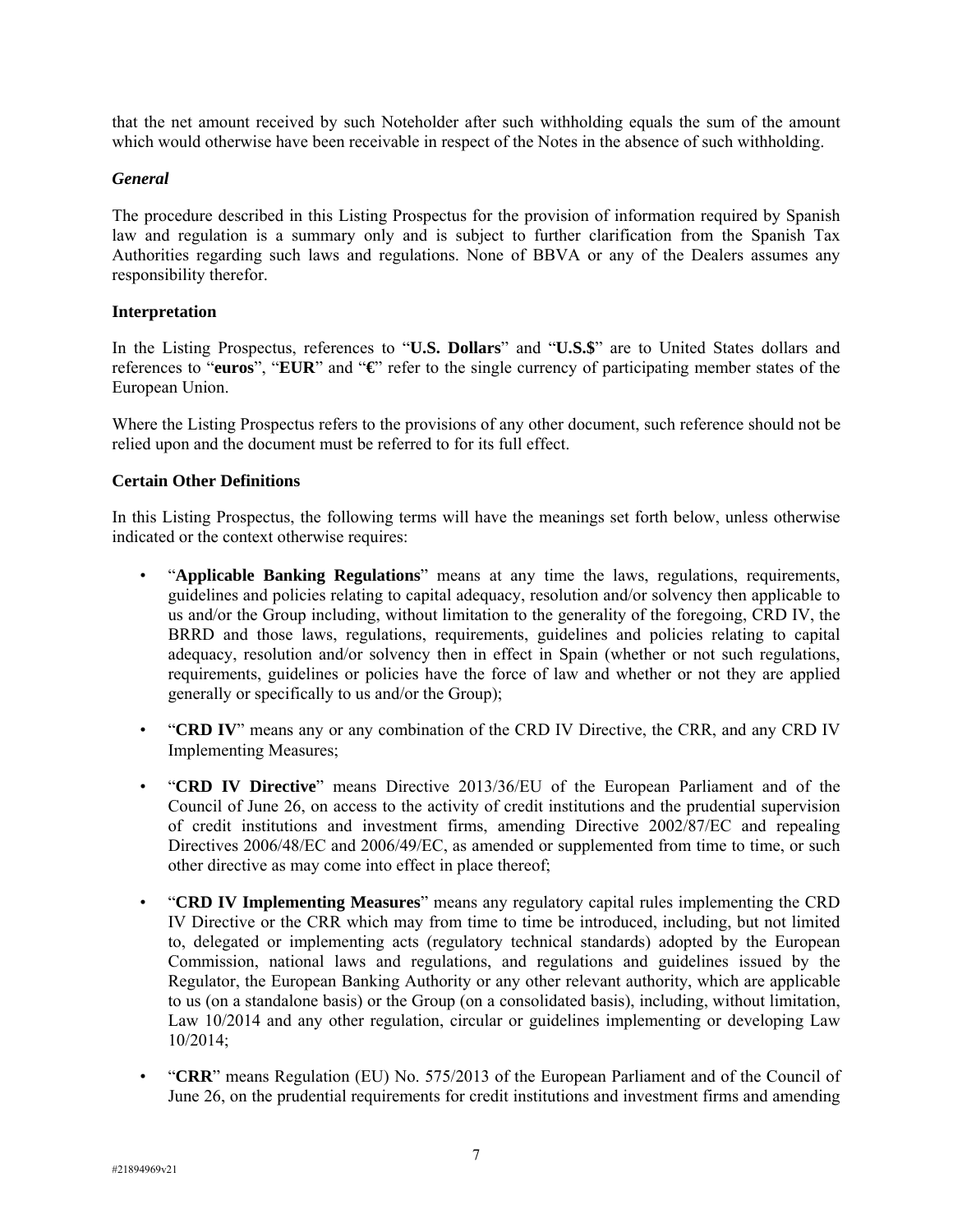that the net amount received by such Noteholder after such withholding equals the sum of the amount which would otherwise have been receivable in respect of the Notes in the absence of such withholding.

***General***

The procedure described in this Listing Prospectus for the provision of information required by Spanish law and regulation is a summary only and is subject to further clarification from the Spanish Tax Authorities regarding such laws and regulations. None of BBVA or any of the Dealers assumes any responsibility therefor.

**Interpretation**

In the Listing Prospectus, references to "**U.S. Dollars**" and "**U.S.$**" are to United States dollars and references to "**euros**", "**EUR**" and "**€**" refer to the single currency of participating member states of the European Union.

Where the Listing Prospectus refers to the provisions of any other document, such reference should not be relied upon and the document must be referred to for its full effect.

**Certain Other Definitions**

In this Listing Prospectus, the following terms will have the meanings set forth below, unless otherwise indicated or the context otherwise requires:

- "**Applicable Banking Regulations**" means at any time the laws, regulations, requirements, guidelines and policies relating to capital adequacy, resolution and/or solvency then applicable to us and/or the Group including, without limitation to the generality of the foregoing, CRD IV, the BRRD and those laws, regulations, requirements, guidelines and policies relating to capital adequacy, resolution and/or solvency then in effect in Spain (whether or not such regulations, requirements, guidelines or policies have the force of law and whether or not they are applied generally or specifically to us and/or the Group);

- "**CRD IV**" means any or any combination of the CRD IV Directive, the CRR, and any CRD IV Implementing Measures;

- "**CRD IV Directive**" means Directive 2013/36/EU of the European Parliament and of the Council of June 26, on access to the activity of credit institutions and the prudential supervision of credit institutions and investment firms, amending Directive 2002/87/EC and repealing Directives 2006/48/EC and 2006/49/EC, as amended or supplemented from time to time, or such other directive as may come into effect in place thereof;

- "**CRD IV Implementing Measures**" means any regulatory capital rules implementing the CRD IV Directive or the CRR which may from time to time be introduced, including, but not limited to, delegated or implementing acts (regulatory technical standards) adopted by the European Commission, national laws and regulations, and regulations and guidelines issued by the Regulator, the European Banking Authority or any other relevant authority, which are applicable to us (on a standalone basis) or the Group (on a consolidated basis), including, without limitation, Law 10/2014 and any other regulation, circular or guidelines implementing or developing Law 10/2014;

- "**CRR**" means Regulation (EU) No. 575/2013 of the European Parliament and of the Council of June 26, on the prudential requirements for credit institutions and investment firms and amending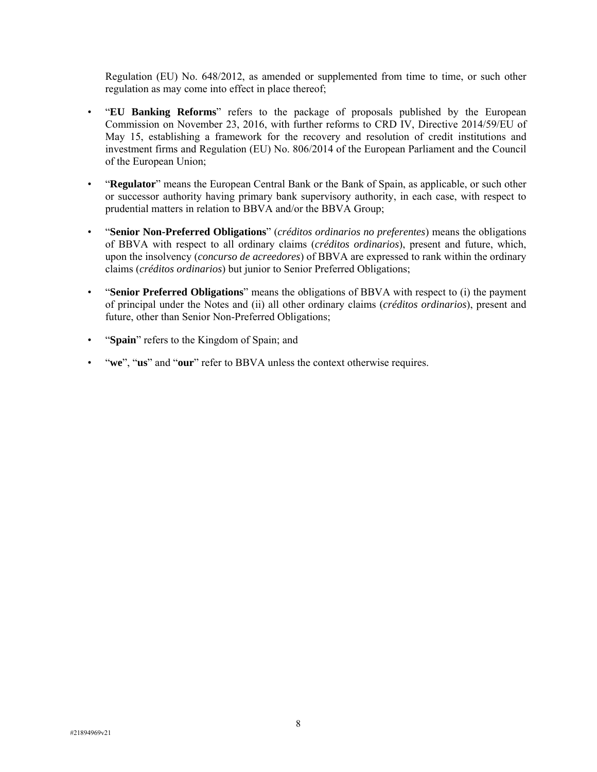Regulation (EU) No. 648/2012, as amended or supplemented from time to time, or such other regulation as may come into effect in place thereof;

- "**EU Banking Reforms**" refers to the package of proposals published by the European Commission on November 23, 2016, with further reforms to CRD IV, Directive 2014/59/EU of May 15, establishing a framework for the recovery and resolution of credit institutions and investment firms and Regulation (EU) No. 806/2014 of the European Parliament and the Council of the European Union;
- "**Regulator**" means the European Central Bank or the Bank of Spain, as applicable, or such other or successor authority having primary bank supervisory authority, in each case, with respect to prudential matters in relation to BBVA and/or the BBVA Group;
- "**Senior Non-Preferred Obligations**" (*créditos ordinarios no preferentes*) means the obligations of BBVA with respect to all ordinary claims (*créditos ordinarios*), present and future, which, upon the insolvency (*concurso de acreedores*) of BBVA are expressed to rank within the ordinary claims (*créditos ordinarios*) but junior to Senior Preferred Obligations;
- "**Senior Preferred Obligations**" means the obligations of BBVA with respect to (i) the payment of principal under the Notes and (ii) all other ordinary claims (*créditos ordinarios*), present and future, other than Senior Non-Preferred Obligations;
- "**Spain**" refers to the Kingdom of Spain; and
- "**we**", "**us**" and "**our**" refer to BBVA unless the context otherwise requires.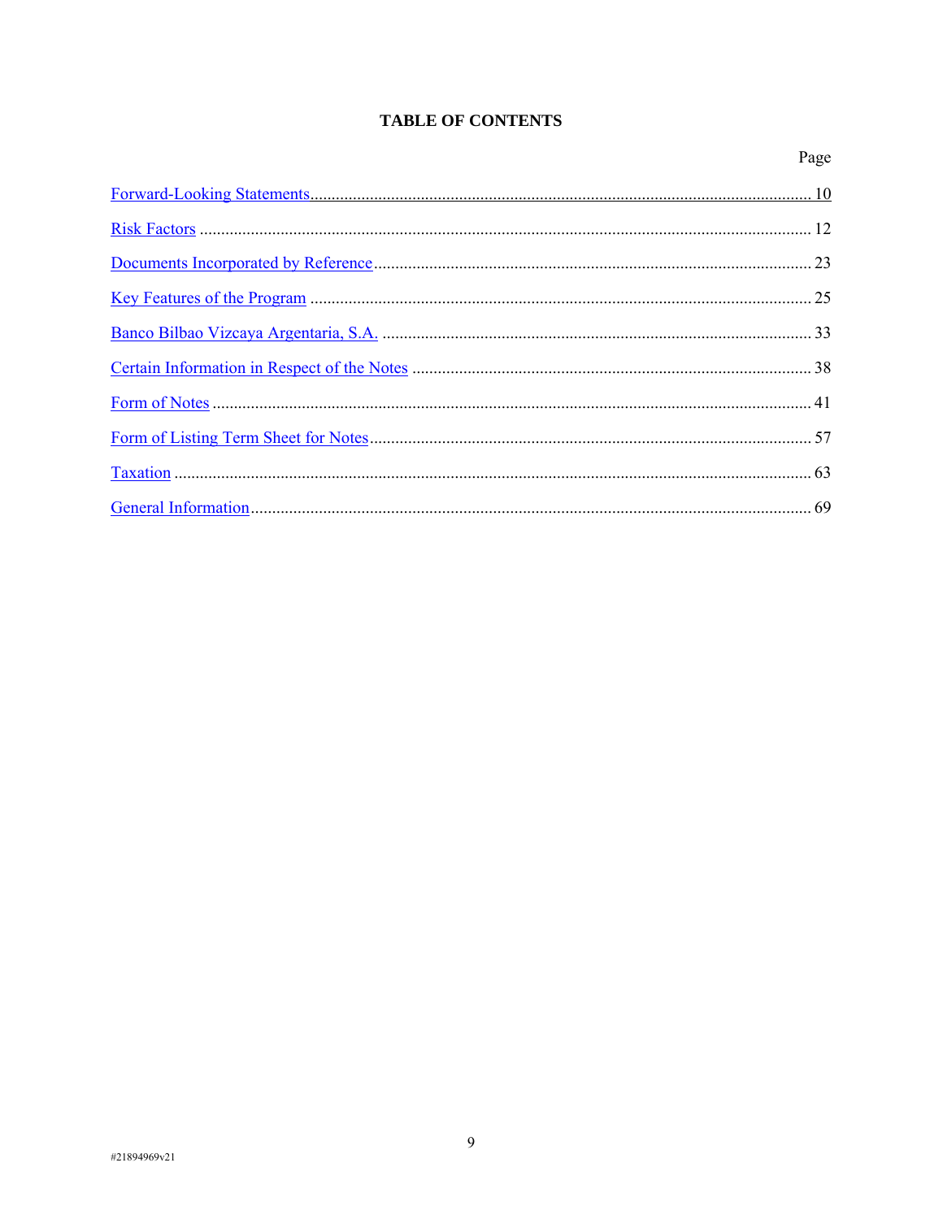# TABLE OF CONTENTS

| | Page |
|---|---|
| Forward-Looking Statements | 10 |
| Risk Factors | 12 |
| Documents Incorporated by Reference | 23 |
| Key Features of the Program | 25 |
| Banco Bilbao Vizcaya Argentaria, S.A. | 33 |
| Certain Information in Respect of the Notes | 38 |
| Form of Notes | 41 |
| Form of Listing Term Sheet for Notes | 57 |
| Taxation | 63 |
| General Information | 69 |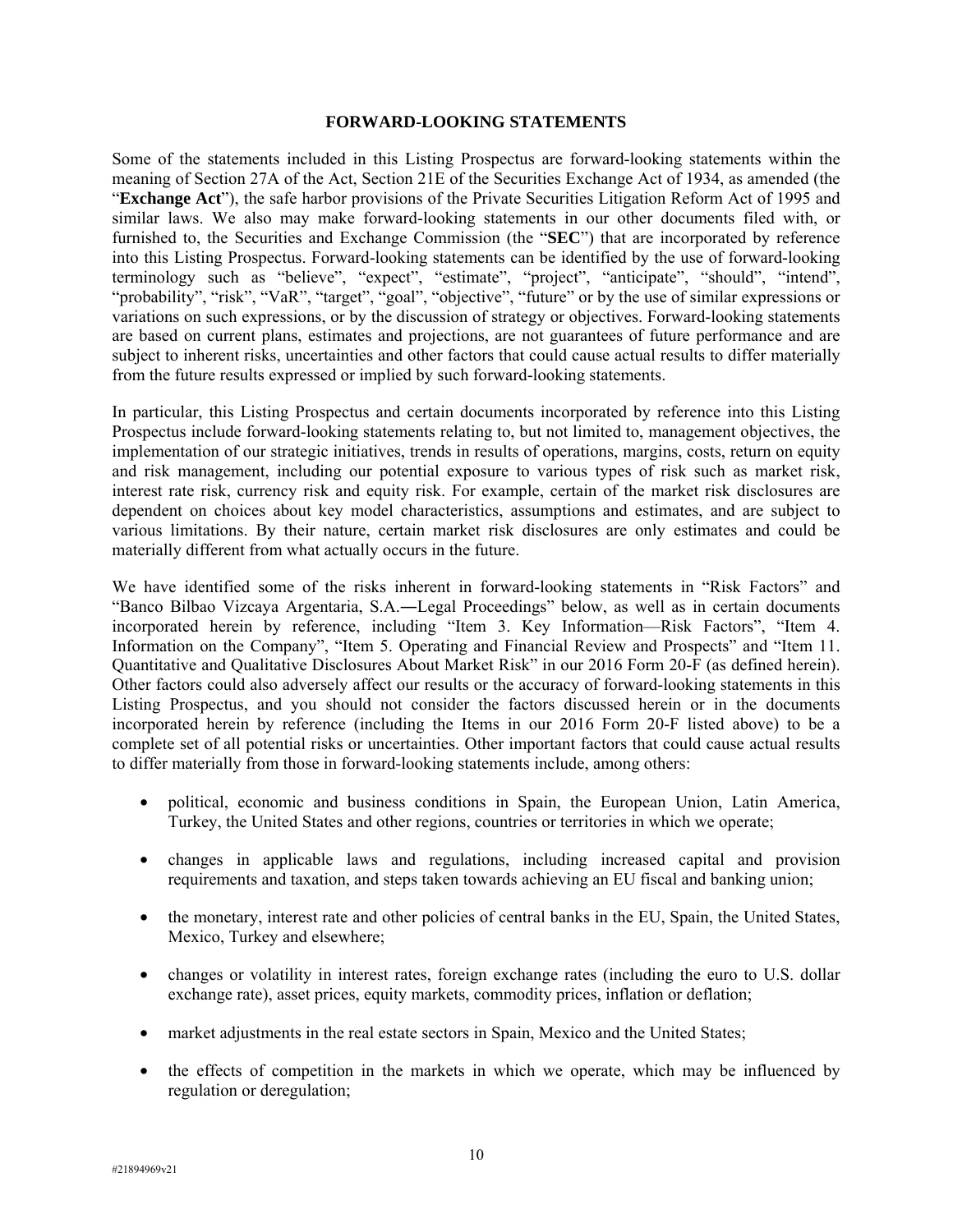## FORWARD-LOOKING STATEMENTS

Some of the statements included in this Listing Prospectus are forward-looking statements within the meaning of Section 27A of the Act, Section 21E of the Securities Exchange Act of 1934, as amended (the "**Exchange Act**"), the safe harbor provisions of the Private Securities Litigation Reform Act of 1995 and similar laws. We also may make forward-looking statements in our other documents filed with, or furnished to, the Securities and Exchange Commission (the "**SEC**") that are incorporated by reference into this Listing Prospectus. Forward-looking statements can be identified by the use of forward-looking terminology such as "believe", "expect", "estimate", "project", "anticipate", "should", "intend", "probability", "risk", "VaR", "target", "goal", "objective", "future" or by the use of similar expressions or variations on such expressions, or by the discussion of strategy or objectives. Forward-looking statements are based on current plans, estimates and projections, are not guarantees of future performance and are subject to inherent risks, uncertainties and other factors that could cause actual results to differ materially from the future results expressed or implied by such forward-looking statements.

In particular, this Listing Prospectus and certain documents incorporated by reference into this Listing Prospectus include forward-looking statements relating to, but not limited to, management objectives, the implementation of our strategic initiatives, trends in results of operations, margins, costs, return on equity and risk management, including our potential exposure to various types of risk such as market risk, interest rate risk, currency risk and equity risk. For example, certain of the market risk disclosures are dependent on choices about key model characteristics, assumptions and estimates, and are subject to various limitations. By their nature, certain market risk disclosures are only estimates and could be materially different from what actually occurs in the future.

We have identified some of the risks inherent in forward-looking statements in "Risk Factors" and "Banco Bilbao Vizcaya Argentaria, S.A.―Legal Proceedings" below, as well as in certain documents incorporated herein by reference, including "Item 3. Key Information—Risk Factors", "Item 4. Information on the Company", "Item 5. Operating and Financial Review and Prospects" and "Item 11. Quantitative and Qualitative Disclosures About Market Risk" in our 2016 Form 20-F (as defined herein). Other factors could also adversely affect our results or the accuracy of forward-looking statements in this Listing Prospectus, and you should not consider the factors discussed herein or in the documents incorporated herein by reference (including the Items in our 2016 Form 20-F listed above) to be a complete set of all potential risks or uncertainties. Other important factors that could cause actual results to differ materially from those in forward-looking statements include, among others:

- political, economic and business conditions in Spain, the European Union, Latin America, Turkey, the United States and other regions, countries or territories in which we operate;
- changes in applicable laws and regulations, including increased capital and provision requirements and taxation, and steps taken towards achieving an EU fiscal and banking union;
- the monetary, interest rate and other policies of central banks in the EU, Spain, the United States, Mexico, Turkey and elsewhere;
- changes or volatility in interest rates, foreign exchange rates (including the euro to U.S. dollar exchange rate), asset prices, equity markets, commodity prices, inflation or deflation;
- market adjustments in the real estate sectors in Spain, Mexico and the United States;
- the effects of competition in the markets in which we operate, which may be influenced by regulation or deregulation;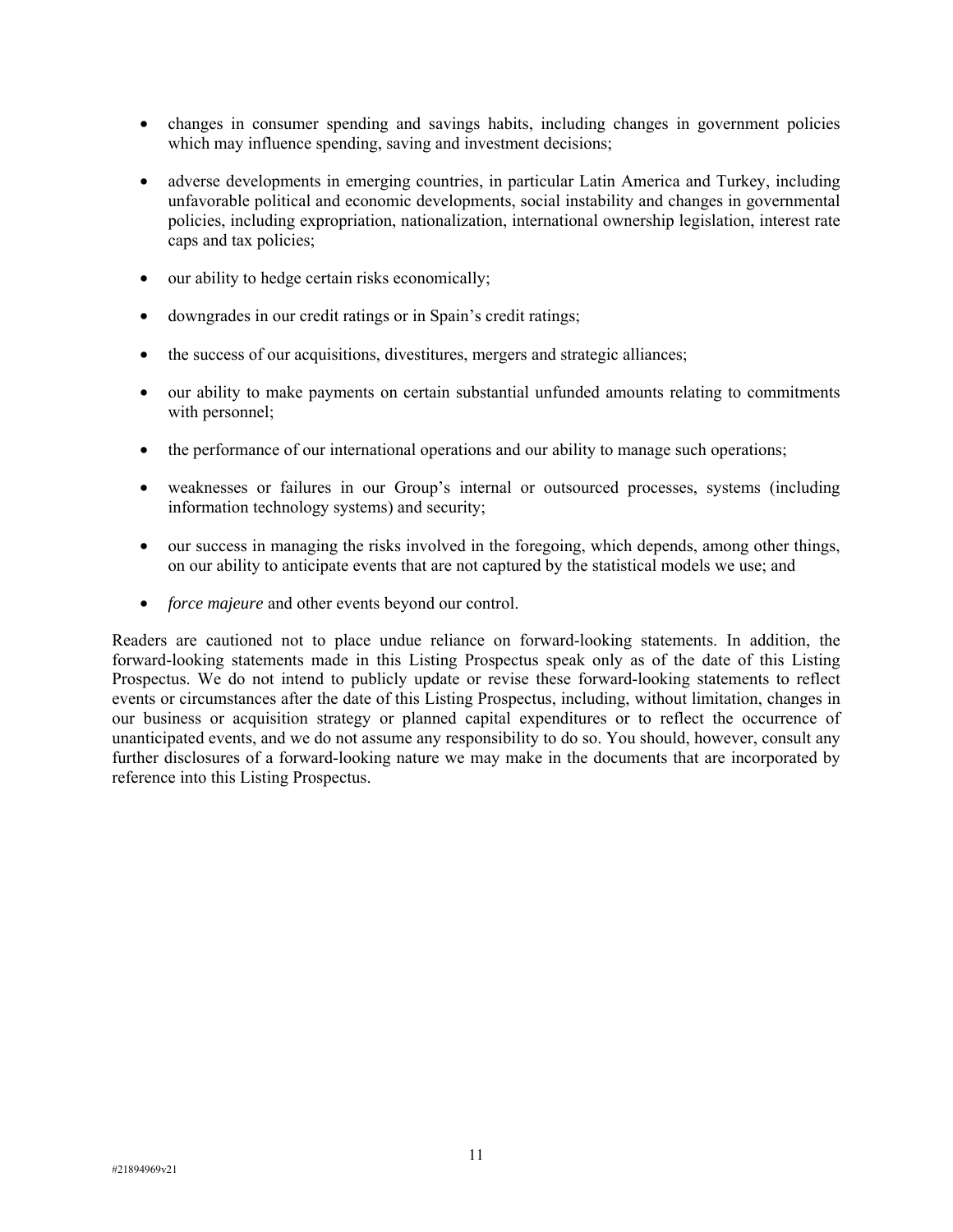- changes in consumer spending and savings habits, including changes in government policies which may influence spending, saving and investment decisions;
- adverse developments in emerging countries, in particular Latin America and Turkey, including unfavorable political and economic developments, social instability and changes in governmental policies, including expropriation, nationalization, international ownership legislation, interest rate caps and tax policies;
- our ability to hedge certain risks economically;
- downgrades in our credit ratings or in Spain's credit ratings;
- the success of our acquisitions, divestitures, mergers and strategic alliances;
- our ability to make payments on certain substantial unfunded amounts relating to commitments with personnel;
- the performance of our international operations and our ability to manage such operations;
- weaknesses or failures in our Group's internal or outsourced processes, systems (including information technology systems) and security;
- our success in managing the risks involved in the foregoing, which depends, among other things, on our ability to anticipate events that are not captured by the statistical models we use; and
- *force majeure* and other events beyond our control.

Readers are cautioned not to place undue reliance on forward-looking statements. In addition, the forward-looking statements made in this Listing Prospectus speak only as of the date of this Listing Prospectus. We do not intend to publicly update or revise these forward-looking statements to reflect events or circumstances after the date of this Listing Prospectus, including, without limitation, changes in our business or acquisition strategy or planned capital expenditures or to reflect the occurrence of unanticipated events, and we do not assume any responsibility to do so. You should, however, consult any further disclosures of a forward-looking nature we may make in the documents that are incorporated by reference into this Listing Prospectus.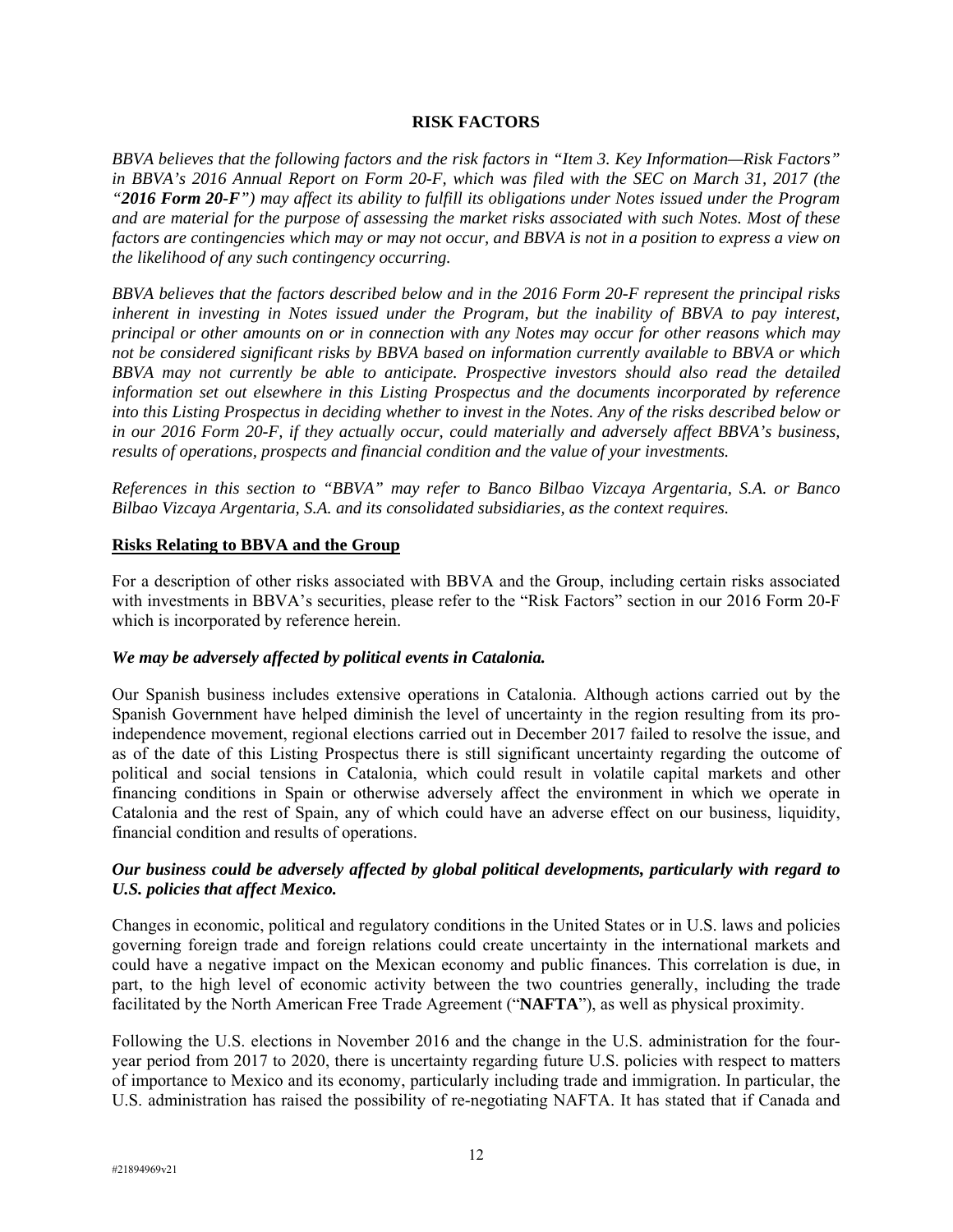# RISK FACTORS

*BBVA believes that the following factors and the risk factors in "Item 3. Key Information—Risk Factors" in BBVA's 2016 Annual Report on Form 20-F, which was filed with the SEC on March 31, 2017 (the "**2016 Form 20-F**") may affect its ability to fulfill its obligations under Notes issued under the Program and are material for the purpose of assessing the market risks associated with such Notes. Most of these factors are contingencies which may or may not occur, and BBVA is not in a position to express a view on the likelihood of any such contingency occurring.*

*BBVA believes that the factors described below and in the 2016 Form 20-F represent the principal risks inherent in investing in Notes issued under the Program, but the inability of BBVA to pay interest, principal or other amounts on or in connection with any Notes may occur for other reasons which may not be considered significant risks by BBVA based on information currently available to BBVA or which BBVA may not currently be able to anticipate. Prospective investors should also read the detailed information set out elsewhere in this Listing Prospectus and the documents incorporated by reference into this Listing Prospectus in deciding whether to invest in the Notes. Any of the risks described below or in our 2016 Form 20-F, if they actually occur, could materially and adversely affect BBVA's business, results of operations, prospects and financial condition and the value of your investments.*

*References in this section to "BBVA" may refer to Banco Bilbao Vizcaya Argentaria, S.A. or Banco Bilbao Vizcaya Argentaria, S.A. and its consolidated subsidiaries, as the context requires.*

## Risks Relating to BBVA and the Group

For a description of other risks associated with BBVA and the Group, including certain risks associated with investments in BBVA's securities, please refer to the "Risk Factors" section in our 2016 Form 20-F which is incorporated by reference herein.

### *We may be adversely affected by political events in Catalonia.*

Our Spanish business includes extensive operations in Catalonia. Although actions carried out by the Spanish Government have helped diminish the level of uncertainty in the region resulting from its pro-independence movement, regional elections carried out in December 2017 failed to resolve the issue, and as of the date of this Listing Prospectus there is still significant uncertainty regarding the outcome of political and social tensions in Catalonia, which could result in volatile capital markets and other financing conditions in Spain or otherwise adversely affect the environment in which we operate in Catalonia and the rest of Spain, any of which could have an adverse effect on our business, liquidity, financial condition and results of operations.

### *Our business could be adversely affected by global political developments, particularly with regard to U.S. policies that affect Mexico.*

Changes in economic, political and regulatory conditions in the United States or in U.S. laws and policies governing foreign trade and foreign relations could create uncertainty in the international markets and could have a negative impact on the Mexican economy and public finances. This correlation is due, in part, to the high level of economic activity between the two countries generally, including the trade facilitated by the North American Free Trade Agreement ("**NAFTA**"), as well as physical proximity.

Following the U.S. elections in November 2016 and the change in the U.S. administration for the four-year period from 2017 to 2020, there is uncertainty regarding future U.S. policies with respect to matters of importance to Mexico and its economy, particularly including trade and immigration. In particular, the U.S. administration has raised the possibility of re-negotiating NAFTA. It has stated that if Canada and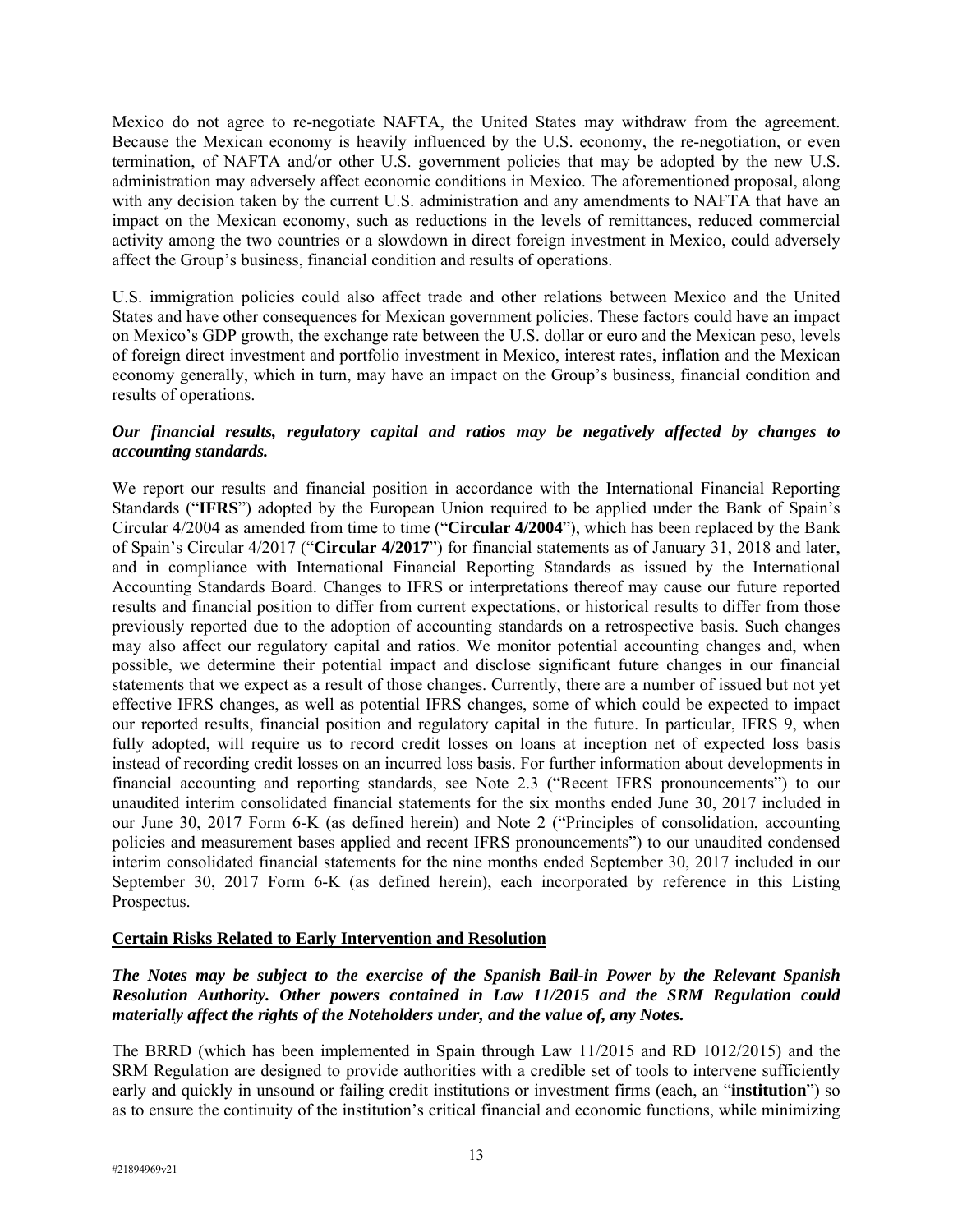Mexico do not agree to re-negotiate NAFTA, the United States may withdraw from the agreement. Because the Mexican economy is heavily influenced by the U.S. economy, the re-negotiation, or even termination, of NAFTA and/or other U.S. government policies that may be adopted by the new U.S. administration may adversely affect economic conditions in Mexico. The aforementioned proposal, along with any decision taken by the current U.S. administration and any amendments to NAFTA that have an impact on the Mexican economy, such as reductions in the levels of remittances, reduced commercial activity among the two countries or a slowdown in direct foreign investment in Mexico, could adversely affect the Group's business, financial condition and results of operations.

U.S. immigration policies could also affect trade and other relations between Mexico and the United States and have other consequences for Mexican government policies. These factors could have an impact on Mexico's GDP growth, the exchange rate between the U.S. dollar or euro and the Mexican peso, levels of foreign direct investment and portfolio investment in Mexico, interest rates, inflation and the Mexican economy generally, which in turn, may have an impact on the Group's business, financial condition and results of operations.

***Our financial results, regulatory capital and ratios may be negatively affected by changes to accounting standards.***

We report our results and financial position in accordance with the International Financial Reporting Standards ("**IFRS**") adopted by the European Union required to be applied under the Bank of Spain's Circular 4/2004 as amended from time to time ("**Circular 4/2004**"), which has been replaced by the Bank of Spain's Circular 4/2017 ("**Circular 4/2017**") for financial statements as of January 31, 2018 and later, and in compliance with International Financial Reporting Standards as issued by the International Accounting Standards Board. Changes to IFRS or interpretations thereof may cause our future reported results and financial position to differ from current expectations, or historical results to differ from those previously reported due to the adoption of accounting standards on a retrospective basis. Such changes may also affect our regulatory capital and ratios. We monitor potential accounting changes and, when possible, we determine their potential impact and disclose significant future changes in our financial statements that we expect as a result of those changes. Currently, there are a number of issued but not yet effective IFRS changes, as well as potential IFRS changes, some of which could be expected to impact our reported results, financial position and regulatory capital in the future. In particular, IFRS 9, when fully adopted, will require us to record credit losses on loans at inception net of expected loss basis instead of recording credit losses on an incurred loss basis. For further information about developments in financial accounting and reporting standards, see Note 2.3 ("Recent IFRS pronouncements") to our unaudited interim consolidated financial statements for the six months ended June 30, 2017 included in our June 30, 2017 Form 6-K (as defined herein) and Note 2 ("Principles of consolidation, accounting policies and measurement bases applied and recent IFRS pronouncements") to our unaudited condensed interim consolidated financial statements for the nine months ended September 30, 2017 included in our September 30, 2017 Form 6-K (as defined herein), each incorporated by reference in this Listing Prospectus.

## Certain Risks Related to Early Intervention and Resolution

***The Notes may be subject to the exercise of the Spanish Bail-in Power by the Relevant Spanish Resolution Authority. Other powers contained in Law 11/2015 and the SRM Regulation could materially affect the rights of the Noteholders under, and the value of, any Notes.***

The BRRD (which has been implemented in Spain through Law 11/2015 and RD 1012/2015) and the SRM Regulation are designed to provide authorities with a credible set of tools to intervene sufficiently early and quickly in unsound or failing credit institutions or investment firms (each, an "**institution**") so as to ensure the continuity of the institution's critical financial and economic functions, while minimizing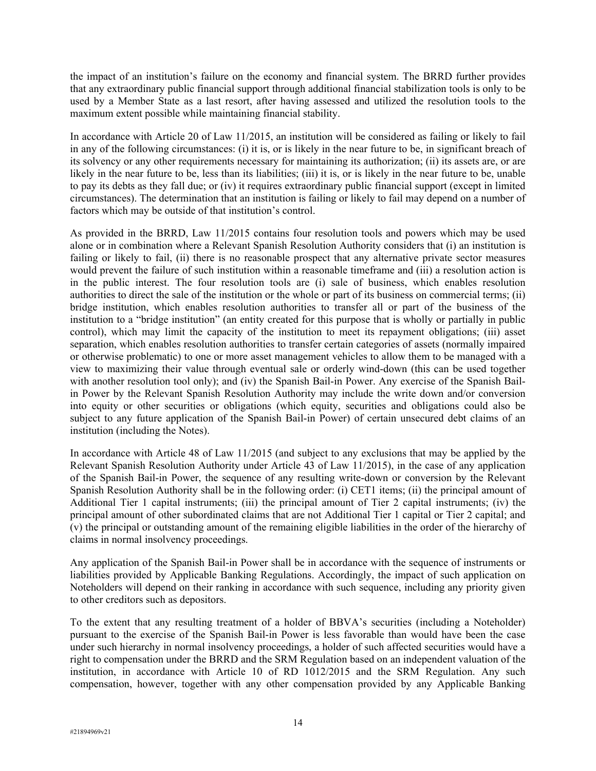the impact of an institution's failure on the economy and financial system. The BRRD further provides that any extraordinary public financial support through additional financial stabilization tools is only to be used by a Member State as a last resort, after having assessed and utilized the resolution tools to the maximum extent possible while maintaining financial stability.

In accordance with Article 20 of Law 11/2015, an institution will be considered as failing or likely to fail in any of the following circumstances: (i) it is, or is likely in the near future to be, in significant breach of its solvency or any other requirements necessary for maintaining its authorization; (ii) its assets are, or are likely in the near future to be, less than its liabilities; (iii) it is, or is likely in the near future to be, unable to pay its debts as they fall due; or (iv) it requires extraordinary public financial support (except in limited circumstances). The determination that an institution is failing or likely to fail may depend on a number of factors which may be outside of that institution's control.

As provided in the BRRD, Law 11/2015 contains four resolution tools and powers which may be used alone or in combination where a Relevant Spanish Resolution Authority considers that (i) an institution is failing or likely to fail, (ii) there is no reasonable prospect that any alternative private sector measures would prevent the failure of such institution within a reasonable timeframe and (iii) a resolution action is in the public interest. The four resolution tools are (i) sale of business, which enables resolution authorities to direct the sale of the institution or the whole or part of its business on commercial terms; (ii) bridge institution, which enables resolution authorities to transfer all or part of the business of the institution to a "bridge institution" (an entity created for this purpose that is wholly or partially in public control), which may limit the capacity of the institution to meet its repayment obligations; (iii) asset separation, which enables resolution authorities to transfer certain categories of assets (normally impaired or otherwise problematic) to one or more asset management vehicles to allow them to be managed with a view to maximizing their value through eventual sale or orderly wind-down (this can be used together with another resolution tool only); and (iv) the Spanish Bail-in Power. Any exercise of the Spanish Bail-in Power by the Relevant Spanish Resolution Authority may include the write down and/or conversion into equity or other securities or obligations (which equity, securities and obligations could also be subject to any future application of the Spanish Bail-in Power) of certain unsecured debt claims of an institution (including the Notes).

In accordance with Article 48 of Law 11/2015 (and subject to any exclusions that may be applied by the Relevant Spanish Resolution Authority under Article 43 of Law 11/2015), in the case of any application of the Spanish Bail-in Power, the sequence of any resulting write-down or conversion by the Relevant Spanish Resolution Authority shall be in the following order: (i) CET1 items; (ii) the principal amount of Additional Tier 1 capital instruments; (iii) the principal amount of Tier 2 capital instruments; (iv) the principal amount of other subordinated claims that are not Additional Tier 1 capital or Tier 2 capital; and (v) the principal or outstanding amount of the remaining eligible liabilities in the order of the hierarchy of claims in normal insolvency proceedings.

Any application of the Spanish Bail-in Power shall be in accordance with the sequence of instruments or liabilities provided by Applicable Banking Regulations. Accordingly, the impact of such application on Noteholders will depend on their ranking in accordance with such sequence, including any priority given to other creditors such as depositors.

To the extent that any resulting treatment of a holder of BBVA's securities (including a Noteholder) pursuant to the exercise of the Spanish Bail-in Power is less favorable than would have been the case under such hierarchy in normal insolvency proceedings, a holder of such affected securities would have a right to compensation under the BRRD and the SRM Regulation based on an independent valuation of the institution, in accordance with Article 10 of RD 1012/2015 and the SRM Regulation. Any such compensation, however, together with any other compensation provided by any Applicable Banking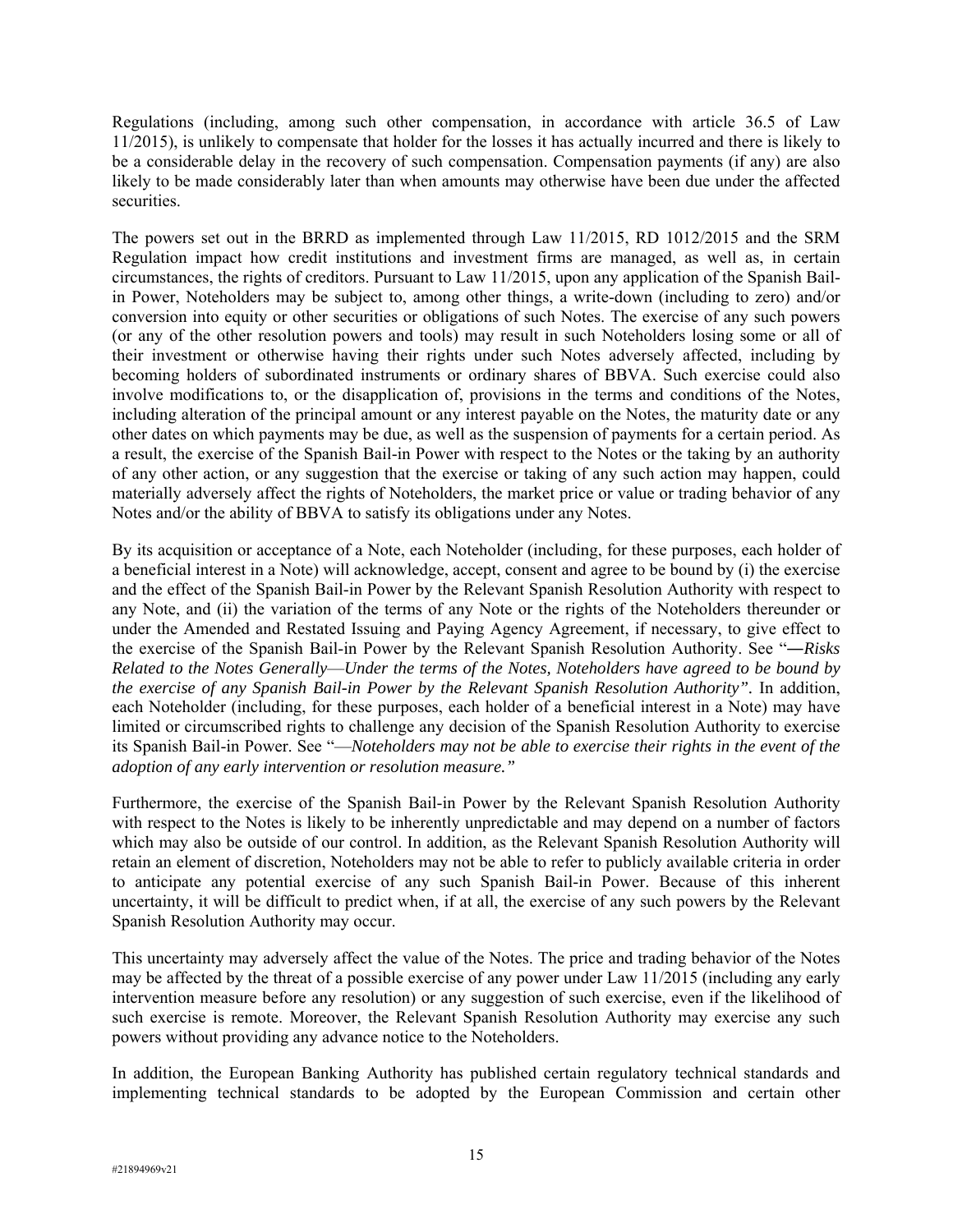Regulations (including, among such other compensation, in accordance with article 36.5 of Law 11/2015), is unlikely to compensate that holder for the losses it has actually incurred and there is likely to be a considerable delay in the recovery of such compensation. Compensation payments (if any) are also likely to be made considerably later than when amounts may otherwise have been due under the affected securities.

The powers set out in the BRRD as implemented through Law 11/2015, RD 1012/2015 and the SRM Regulation impact how credit institutions and investment firms are managed, as well as, in certain circumstances, the rights of creditors. Pursuant to Law 11/2015, upon any application of the Spanish Bail-in Power, Noteholders may be subject to, among other things, a write-down (including to zero) and/or conversion into equity or other securities or obligations of such Notes. The exercise of any such powers (or any of the other resolution powers and tools) may result in such Noteholders losing some or all of their investment or otherwise having their rights under such Notes adversely affected, including by becoming holders of subordinated instruments or ordinary shares of BBVA. Such exercise could also involve modifications to, or the disapplication of, provisions in the terms and conditions of the Notes, including alteration of the principal amount or any interest payable on the Notes, the maturity date or any other dates on which payments may be due, as well as the suspension of payments for a certain period. As a result, the exercise of the Spanish Bail-in Power with respect to the Notes or the taking by an authority of any other action, or any suggestion that the exercise or taking of any such action may happen, could materially adversely affect the rights of Noteholders, the market price or value or trading behavior of any Notes and/or the ability of BBVA to satisfy its obligations under any Notes.

By its acquisition or acceptance of a Note, each Noteholder (including, for these purposes, each holder of a beneficial interest in a Note) will acknowledge, accept, consent and agree to be bound by (i) the exercise and the effect of the Spanish Bail-in Power by the Relevant Spanish Resolution Authority with respect to any Note, and (ii) the variation of the terms of any Note or the rights of the Noteholders thereunder or under the Amended and Restated Issuing and Paying Agency Agreement, if necessary, to give effect to the exercise of the Spanish Bail-in Power by the Relevant Spanish Resolution Authority. See "*—Risks Related to the Notes Generally—Under the terms of the Notes, Noteholders have agreed to be bound by the exercise of any Spanish Bail-in Power by the Relevant Spanish Resolution Authority".* In addition, each Noteholder (including, for these purposes, each holder of a beneficial interest in a Note) may have limited or circumscribed rights to challenge any decision of the Spanish Resolution Authority to exercise its Spanish Bail-in Power. See "*—Noteholders may not be able to exercise their rights in the event of the adoption of any early intervention or resolution measure."*

Furthermore, the exercise of the Spanish Bail-in Power by the Relevant Spanish Resolution Authority with respect to the Notes is likely to be inherently unpredictable and may depend on a number of factors which may also be outside of our control. In addition, as the Relevant Spanish Resolution Authority will retain an element of discretion, Noteholders may not be able to refer to publicly available criteria in order to anticipate any potential exercise of any such Spanish Bail-in Power. Because of this inherent uncertainty, it will be difficult to predict when, if at all, the exercise of any such powers by the Relevant Spanish Resolution Authority may occur.

This uncertainty may adversely affect the value of the Notes. The price and trading behavior of the Notes may be affected by the threat of a possible exercise of any power under Law 11/2015 (including any early intervention measure before any resolution) or any suggestion of such exercise, even if the likelihood of such exercise is remote. Moreover, the Relevant Spanish Resolution Authority may exercise any such powers without providing any advance notice to the Noteholders.

In addition, the European Banking Authority has published certain regulatory technical standards and implementing technical standards to be adopted by the European Commission and certain other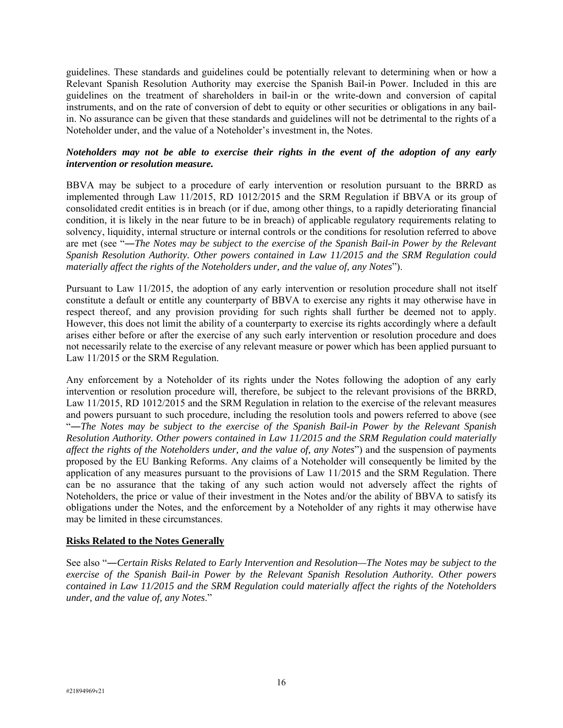guidelines. These standards and guidelines could be potentially relevant to determining when or how a Relevant Spanish Resolution Authority may exercise the Spanish Bail-in Power. Included in this are guidelines on the treatment of shareholders in bail-in or the write-down and conversion of capital instruments, and on the rate of conversion of debt to equity or other securities or obligations in any bail-in. No assurance can be given that these standards and guidelines will not be detrimental to the rights of a Noteholder under, and the value of a Noteholder's investment in, the Notes.

***Noteholders may not be able to exercise their rights in the event of the adoption of any early intervention or resolution measure.***

BBVA may be subject to a procedure of early intervention or resolution pursuant to the BRRD as implemented through Law 11/2015, RD 1012/2015 and the SRM Regulation if BBVA or its group of consolidated credit entities is in breach (or if due, among other things, to a rapidly deteriorating financial condition, it is likely in the near future to be in breach) of applicable regulatory requirements relating to solvency, liquidity, internal structure or internal controls or the conditions for resolution referred to above are met (see "*—The Notes may be subject to the exercise of the Spanish Bail-in Power by the Relevant Spanish Resolution Authority. Other powers contained in Law 11/2015 and the SRM Regulation could materially affect the rights of the Noteholders under, and the value of, any Notes*").

Pursuant to Law 11/2015, the adoption of any early intervention or resolution procedure shall not itself constitute a default or entitle any counterparty of BBVA to exercise any rights it may otherwise have in respect thereof, and any provision providing for such rights shall further be deemed not to apply. However, this does not limit the ability of a counterparty to exercise its rights accordingly where a default arises either before or after the exercise of any such early intervention or resolution procedure and does not necessarily relate to the exercise of any relevant measure or power which has been applied pursuant to Law 11/2015 or the SRM Regulation.

Any enforcement by a Noteholder of its rights under the Notes following the adoption of any early intervention or resolution procedure will, therefore, be subject to the relevant provisions of the BRRD, Law 11/2015, RD 1012/2015 and the SRM Regulation in relation to the exercise of the relevant measures and powers pursuant to such procedure, including the resolution tools and powers referred to above (see "*—The Notes may be subject to the exercise of the Spanish Bail-in Power by the Relevant Spanish Resolution Authority. Other powers contained in Law 11/2015 and the SRM Regulation could materially affect the rights of the Noteholders under, and the value of, any Notes*") and the suspension of payments proposed by the EU Banking Reforms. Any claims of a Noteholder will consequently be limited by the application of any measures pursuant to the provisions of Law 11/2015 and the SRM Regulation. There can be no assurance that the taking of any such action would not adversely affect the rights of Noteholders, the price or value of their investment in the Notes and/or the ability of BBVA to satisfy its obligations under the Notes, and the enforcement by a Noteholder of any rights it may otherwise have may be limited in these circumstances.

**Risks Related to the Notes Generally**

See also "*—Certain Risks Related to Early Intervention and Resolution—The Notes may be subject to the exercise of the Spanish Bail-in Power by the Relevant Spanish Resolution Authority. Other powers contained in Law 11/2015 and the SRM Regulation could materially affect the rights of the Noteholders under, and the value of, any Notes*."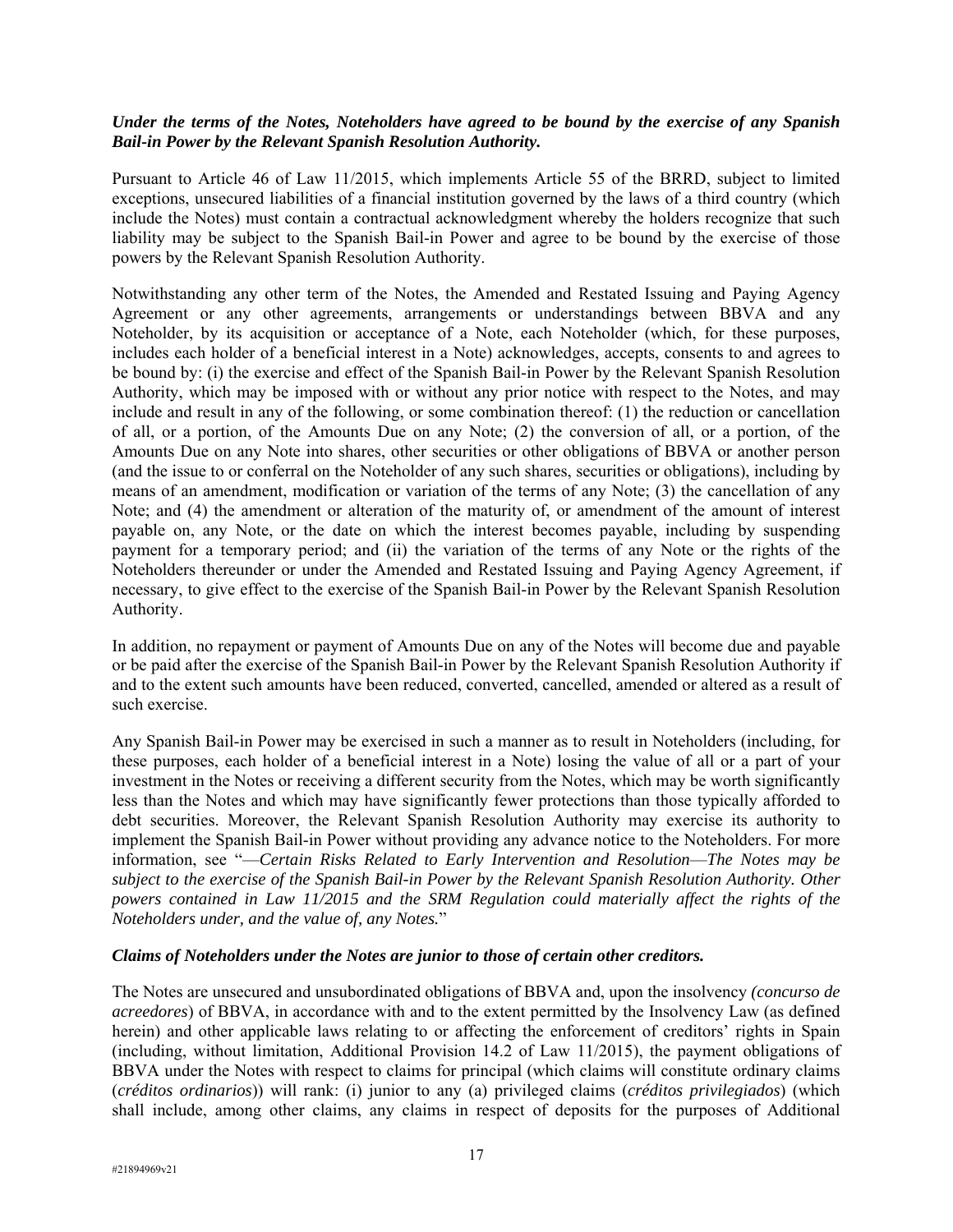***Under the terms of the Notes, Noteholders have agreed to be bound by the exercise of any Spanish Bail-in Power by the Relevant Spanish Resolution Authority.***

Pursuant to Article 46 of Law 11/2015, which implements Article 55 of the BRRD, subject to limited exceptions, unsecured liabilities of a financial institution governed by the laws of a third country (which include the Notes) must contain a contractual acknowledgment whereby the holders recognize that such liability may be subject to the Spanish Bail-in Power and agree to be bound by the exercise of those powers by the Relevant Spanish Resolution Authority.

Notwithstanding any other term of the Notes, the Amended and Restated Issuing and Paying Agency Agreement or any other agreements, arrangements or understandings between BBVA and any Noteholder, by its acquisition or acceptance of a Note, each Noteholder (which, for these purposes, includes each holder of a beneficial interest in a Note) acknowledges, accepts, consents to and agrees to be bound by: (i) the exercise and effect of the Spanish Bail-in Power by the Relevant Spanish Resolution Authority, which may be imposed with or without any prior notice with respect to the Notes, and may include and result in any of the following, or some combination thereof: (1) the reduction or cancellation of all, or a portion, of the Amounts Due on any Note; (2) the conversion of all, or a portion, of the Amounts Due on any Note into shares, other securities or other obligations of BBVA or another person (and the issue to or conferral on the Noteholder of any such shares, securities or obligations), including by means of an amendment, modification or variation of the terms of any Note; (3) the cancellation of any Note; and (4) the amendment or alteration of the maturity of, or amendment of the amount of interest payable on, any Note, or the date on which the interest becomes payable, including by suspending payment for a temporary period; and (ii) the variation of the terms of any Note or the rights of the Noteholders thereunder or under the Amended and Restated Issuing and Paying Agency Agreement, if necessary, to give effect to the exercise of the Spanish Bail-in Power by the Relevant Spanish Resolution Authority.

In addition, no repayment or payment of Amounts Due on any of the Notes will become due and payable or be paid after the exercise of the Spanish Bail-in Power by the Relevant Spanish Resolution Authority if and to the extent such amounts have been reduced, converted, cancelled, amended or altered as a result of such exercise.

Any Spanish Bail-in Power may be exercised in such a manner as to result in Noteholders (including, for these purposes, each holder of a beneficial interest in a Note) losing the value of all or a part of your investment in the Notes or receiving a different security from the Notes, which may be worth significantly less than the Notes and which may have significantly fewer protections than those typically afforded to debt securities. Moreover, the Relevant Spanish Resolution Authority may exercise its authority to implement the Spanish Bail-in Power without providing any advance notice to the Noteholders. For more information, see "—*Certain Risks Related to Early Intervention and Resolution*—*The Notes may be subject to the exercise of the Spanish Bail-in Power by the Relevant Spanish Resolution Authority. Other powers contained in Law 11/2015 and the SRM Regulation could materially affect the rights of the Noteholders under, and the value of, any Notes.*"

***Claims of Noteholders under the Notes are junior to those of certain other creditors.***

The Notes are unsecured and unsubordinated obligations of BBVA and, upon the insolvency *(concurso de acreedores*) of BBVA, in accordance with and to the extent permitted by the Insolvency Law (as defined herein) and other applicable laws relating to or affecting the enforcement of creditors' rights in Spain (including, without limitation, Additional Provision 14.2 of Law 11/2015), the payment obligations of BBVA under the Notes with respect to claims for principal (which claims will constitute ordinary claims (*créditos ordinarios*)) will rank: (i) junior to any (a) privileged claims (*créditos privilegiados*) (which shall include, among other claims, any claims in respect of deposits for the purposes of Additional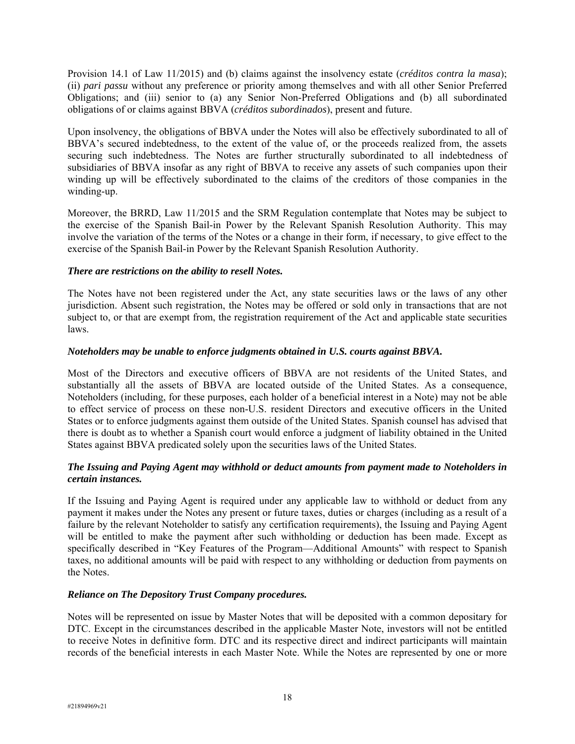Provision 14.1 of Law 11/2015) and (b) claims against the insolvency estate (*créditos contra la masa*); (ii) *pari passu* without any preference or priority among themselves and with all other Senior Preferred Obligations; and (iii) senior to (a) any Senior Non-Preferred Obligations and (b) all subordinated obligations of or claims against BBVA (*créditos subordinados*), present and future.

Upon insolvency, the obligations of BBVA under the Notes will also be effectively subordinated to all of BBVA's secured indebtedness, to the extent of the value of, or the proceeds realized from, the assets securing such indebtedness. The Notes are further structurally subordinated to all indebtedness of subsidiaries of BBVA insofar as any right of BBVA to receive any assets of such companies upon their winding up will be effectively subordinated to the claims of the creditors of those companies in the winding-up.

Moreover, the BRRD, Law 11/2015 and the SRM Regulation contemplate that Notes may be subject to the exercise of the Spanish Bail-in Power by the Relevant Spanish Resolution Authority. This may involve the variation of the terms of the Notes or a change in their form, if necessary, to give effect to the exercise of the Spanish Bail-in Power by the Relevant Spanish Resolution Authority.

***There are restrictions on the ability to resell Notes.***

The Notes have not been registered under the Act, any state securities laws or the laws of any other jurisdiction. Absent such registration, the Notes may be offered or sold only in transactions that are not subject to, or that are exempt from, the registration requirement of the Act and applicable state securities laws.

***Noteholders may be unable to enforce judgments obtained in U.S. courts against BBVA.***

Most of the Directors and executive officers of BBVA are not residents of the United States, and substantially all the assets of BBVA are located outside of the United States. As a consequence, Noteholders (including, for these purposes, each holder of a beneficial interest in a Note) may not be able to effect service of process on these non-U.S. resident Directors and executive officers in the United States or to enforce judgments against them outside of the United States. Spanish counsel has advised that there is doubt as to whether a Spanish court would enforce a judgment of liability obtained in the United States against BBVA predicated solely upon the securities laws of the United States.

***The Issuing and Paying Agent may withhold or deduct amounts from payment made to Noteholders in certain instances.***

If the Issuing and Paying Agent is required under any applicable law to withhold or deduct from any payment it makes under the Notes any present or future taxes, duties or charges (including as a result of a failure by the relevant Noteholder to satisfy any certification requirements), the Issuing and Paying Agent will be entitled to make the payment after such withholding or deduction has been made. Except as specifically described in "Key Features of the Program—Additional Amounts" with respect to Spanish taxes, no additional amounts will be paid with respect to any withholding or deduction from payments on the Notes.

***Reliance on The Depository Trust Company procedures.***

Notes will be represented on issue by Master Notes that will be deposited with a common depositary for DTC. Except in the circumstances described in the applicable Master Note, investors will not be entitled to receive Notes in definitive form. DTC and its respective direct and indirect participants will maintain records of the beneficial interests in each Master Note. While the Notes are represented by one or more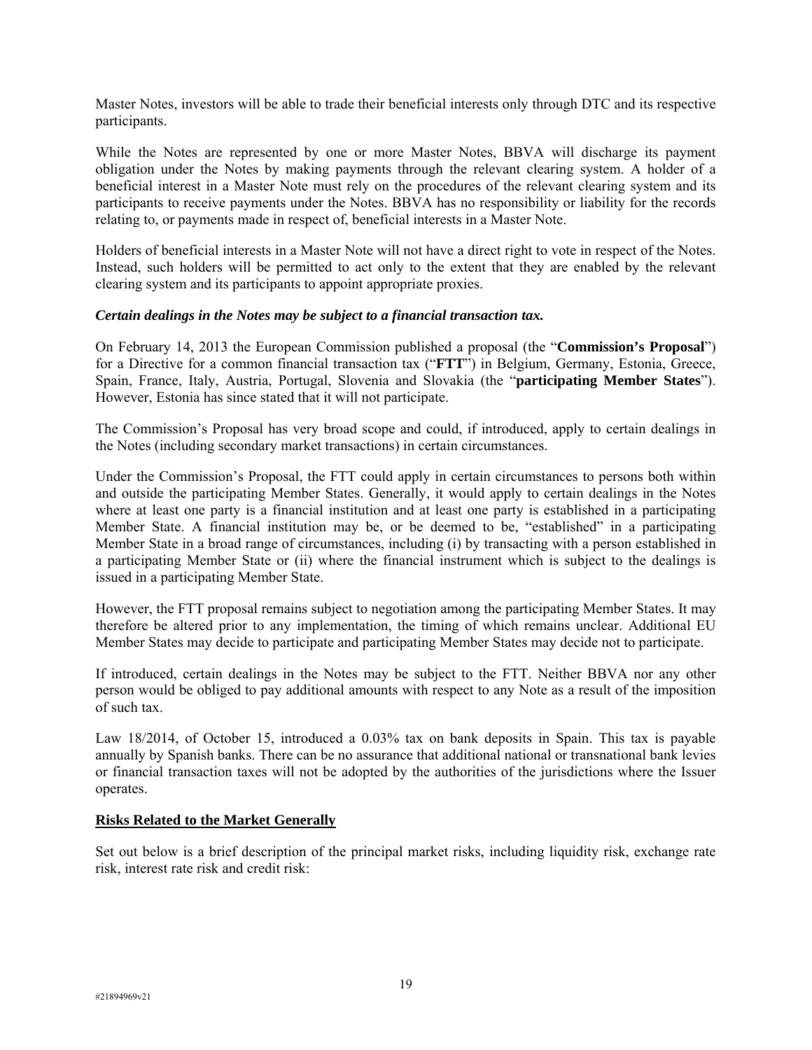Master Notes, investors will be able to trade their beneficial interests only through DTC and its respective participants.

While the Notes are represented by one or more Master Notes, BBVA will discharge its payment obligation under the Notes by making payments through the relevant clearing system. A holder of a beneficial interest in a Master Note must rely on the procedures of the relevant clearing system and its participants to receive payments under the Notes. BBVA has no responsibility or liability for the records relating to, or payments made in respect of, beneficial interests in a Master Note.

Holders of beneficial interests in a Master Note will not have a direct right to vote in respect of the Notes. Instead, such holders will be permitted to act only to the extent that they are enabled by the relevant clearing system and its participants to appoint appropriate proxies.

***Certain dealings in the Notes may be subject to a financial transaction tax.***

On February 14, 2013 the European Commission published a proposal (the "**Commission's Proposal**") for a Directive for a common financial transaction tax ("**FTT**") in Belgium, Germany, Estonia, Greece, Spain, France, Italy, Austria, Portugal, Slovenia and Slovakia (the "**participating Member States**"). However, Estonia has since stated that it will not participate.

The Commission's Proposal has very broad scope and could, if introduced, apply to certain dealings in the Notes (including secondary market transactions) in certain circumstances.

Under the Commission's Proposal, the FTT could apply in certain circumstances to persons both within and outside the participating Member States. Generally, it would apply to certain dealings in the Notes where at least one party is a financial institution and at least one party is established in a participating Member State. A financial institution may be, or be deemed to be, "established" in a participating Member State in a broad range of circumstances, including (i) by transacting with a person established in a participating Member State or (ii) where the financial instrument which is subject to the dealings is issued in a participating Member State.

However, the FTT proposal remains subject to negotiation among the participating Member States. It may therefore be altered prior to any implementation, the timing of which remains unclear. Additional EU Member States may decide to participate and participating Member States may decide not to participate.

If introduced, certain dealings in the Notes may be subject to the FTT. Neither BBVA nor any other person would be obliged to pay additional amounts with respect to any Note as a result of the imposition of such tax.

Law 18/2014, of October 15, introduced a 0.03% tax on bank deposits in Spain. This tax is payable annually by Spanish banks. There can be no assurance that additional national or transnational bank levies or financial transaction taxes will not be adopted by the authorities of the jurisdictions where the Issuer operates.

## **Risks Related to the Market Generally**

Set out below is a brief description of the principal market risks, including liquidity risk, exchange rate risk, interest rate risk and credit risk: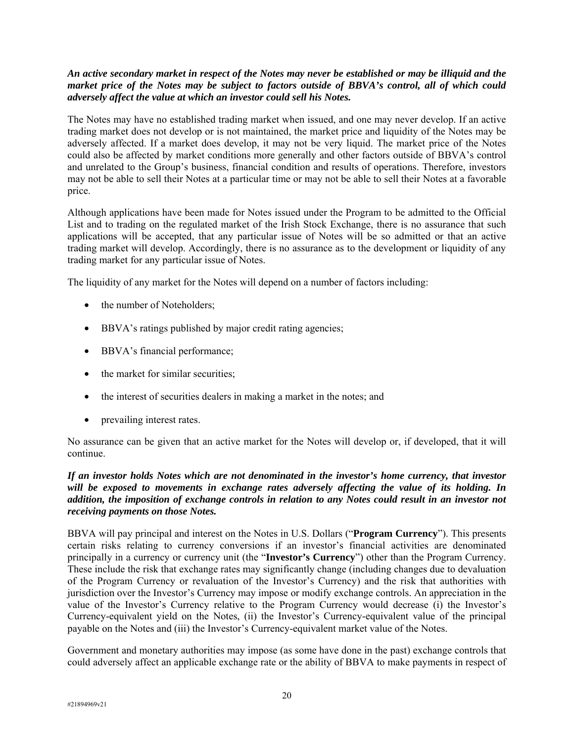***An active secondary market in respect of the Notes may never be established or may be illiquid and the market price of the Notes may be subject to factors outside of BBVA's control, all of which could adversely affect the value at which an investor could sell his Notes.***

The Notes may have no established trading market when issued, and one may never develop. If an active trading market does not develop or is not maintained, the market price and liquidity of the Notes may be adversely affected. If a market does develop, it may not be very liquid. The market price of the Notes could also be affected by market conditions more generally and other factors outside of BBVA's control and unrelated to the Group's business, financial condition and results of operations. Therefore, investors may not be able to sell their Notes at a particular time or may not be able to sell their Notes at a favorable price.

Although applications have been made for Notes issued under the Program to be admitted to the Official List and to trading on the regulated market of the Irish Stock Exchange, there is no assurance that such applications will be accepted, that any particular issue of Notes will be so admitted or that an active trading market will develop. Accordingly, there is no assurance as to the development or liquidity of any trading market for any particular issue of Notes.

The liquidity of any market for the Notes will depend on a number of factors including:

- the number of Noteholders;
- BBVA's ratings published by major credit rating agencies;
- BBVA's financial performance;
- the market for similar securities;
- the interest of securities dealers in making a market in the notes; and
- prevailing interest rates.

No assurance can be given that an active market for the Notes will develop or, if developed, that it will continue.

***If an investor holds Notes which are not denominated in the investor's home currency, that investor will be exposed to movements in exchange rates adversely affecting the value of its holding. In addition, the imposition of exchange controls in relation to any Notes could result in an investor not receiving payments on those Notes.***

BBVA will pay principal and interest on the Notes in U.S. Dollars ("**Program Currency**"). This presents certain risks relating to currency conversions if an investor's financial activities are denominated principally in a currency or currency unit (the "**Investor's Currency**") other than the Program Currency. These include the risk that exchange rates may significantly change (including changes due to devaluation of the Program Currency or revaluation of the Investor's Currency) and the risk that authorities with jurisdiction over the Investor's Currency may impose or modify exchange controls. An appreciation in the value of the Investor's Currency relative to the Program Currency would decrease (i) the Investor's Currency-equivalent yield on the Notes, (ii) the Investor's Currency-equivalent value of the principal payable on the Notes and (iii) the Investor's Currency-equivalent market value of the Notes.

Government and monetary authorities may impose (as some have done in the past) exchange controls that could adversely affect an applicable exchange rate or the ability of BBVA to make payments in respect of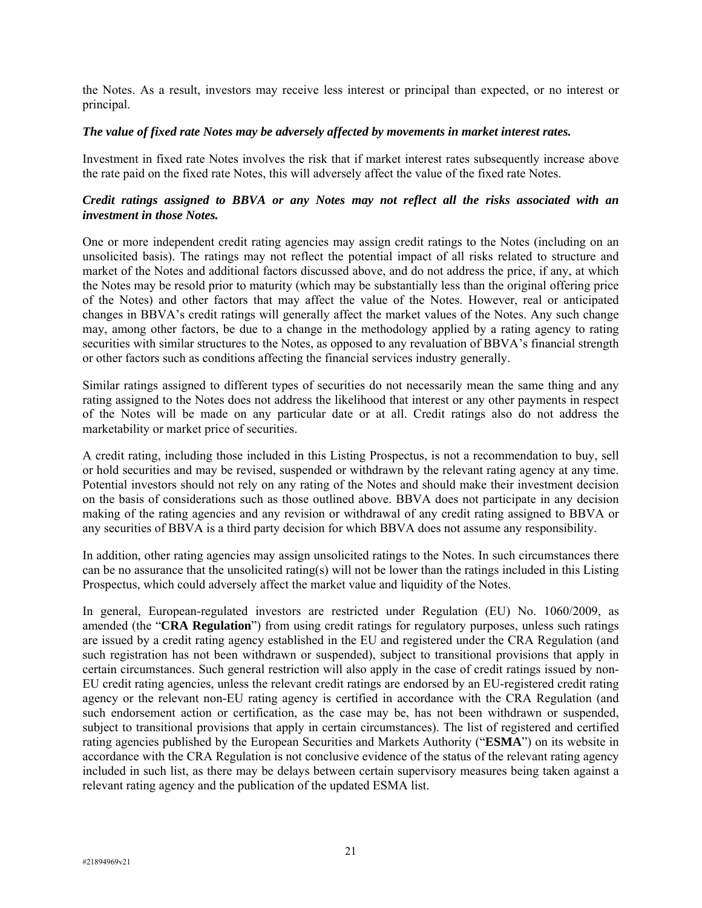the Notes. As a result, investors may receive less interest or principal than expected, or no interest or principal.

***The value of fixed rate Notes may be adversely affected by movements in market interest rates.***

Investment in fixed rate Notes involves the risk that if market interest rates subsequently increase above the rate paid on the fixed rate Notes, this will adversely affect the value of the fixed rate Notes.

***Credit ratings assigned to BBVA or any Notes may not reflect all the risks associated with an investment in those Notes.***

One or more independent credit rating agencies may assign credit ratings to the Notes (including on an unsolicited basis). The ratings may not reflect the potential impact of all risks related to structure and market of the Notes and additional factors discussed above, and do not address the price, if any, at which the Notes may be resold prior to maturity (which may be substantially less than the original offering price of the Notes) and other factors that may affect the value of the Notes. However, real or anticipated changes in BBVA's credit ratings will generally affect the market values of the Notes. Any such change may, among other factors, be due to a change in the methodology applied by a rating agency to rating securities with similar structures to the Notes, as opposed to any revaluation of BBVA's financial strength or other factors such as conditions affecting the financial services industry generally.

Similar ratings assigned to different types of securities do not necessarily mean the same thing and any rating assigned to the Notes does not address the likelihood that interest or any other payments in respect of the Notes will be made on any particular date or at all. Credit ratings also do not address the marketability or market price of securities.

A credit rating, including those included in this Listing Prospectus, is not a recommendation to buy, sell or hold securities and may be revised, suspended or withdrawn by the relevant rating agency at any time. Potential investors should not rely on any rating of the Notes and should make their investment decision on the basis of considerations such as those outlined above. BBVA does not participate in any decision making of the rating agencies and any revision or withdrawal of any credit rating assigned to BBVA or any securities of BBVA is a third party decision for which BBVA does not assume any responsibility.

In addition, other rating agencies may assign unsolicited ratings to the Notes. In such circumstances there can be no assurance that the unsolicited rating(s) will not be lower than the ratings included in this Listing Prospectus, which could adversely affect the market value and liquidity of the Notes.

In general, European-regulated investors are restricted under Regulation (EU) No. 1060/2009, as amended (the "**CRA Regulation**") from using credit ratings for regulatory purposes, unless such ratings are issued by a credit rating agency established in the EU and registered under the CRA Regulation (and such registration has not been withdrawn or suspended), subject to transitional provisions that apply in certain circumstances. Such general restriction will also apply in the case of credit ratings issued by non-EU credit rating agencies, unless the relevant credit ratings are endorsed by an EU-registered credit rating agency or the relevant non-EU rating agency is certified in accordance with the CRA Regulation (and such endorsement action or certification, as the case may be, has not been withdrawn or suspended, subject to transitional provisions that apply in certain circumstances). The list of registered and certified rating agencies published by the European Securities and Markets Authority ("**ESMA**") on its website in accordance with the CRA Regulation is not conclusive evidence of the status of the relevant rating agency included in such list, as there may be delays between certain supervisory measures being taken against a relevant rating agency and the publication of the updated ESMA list.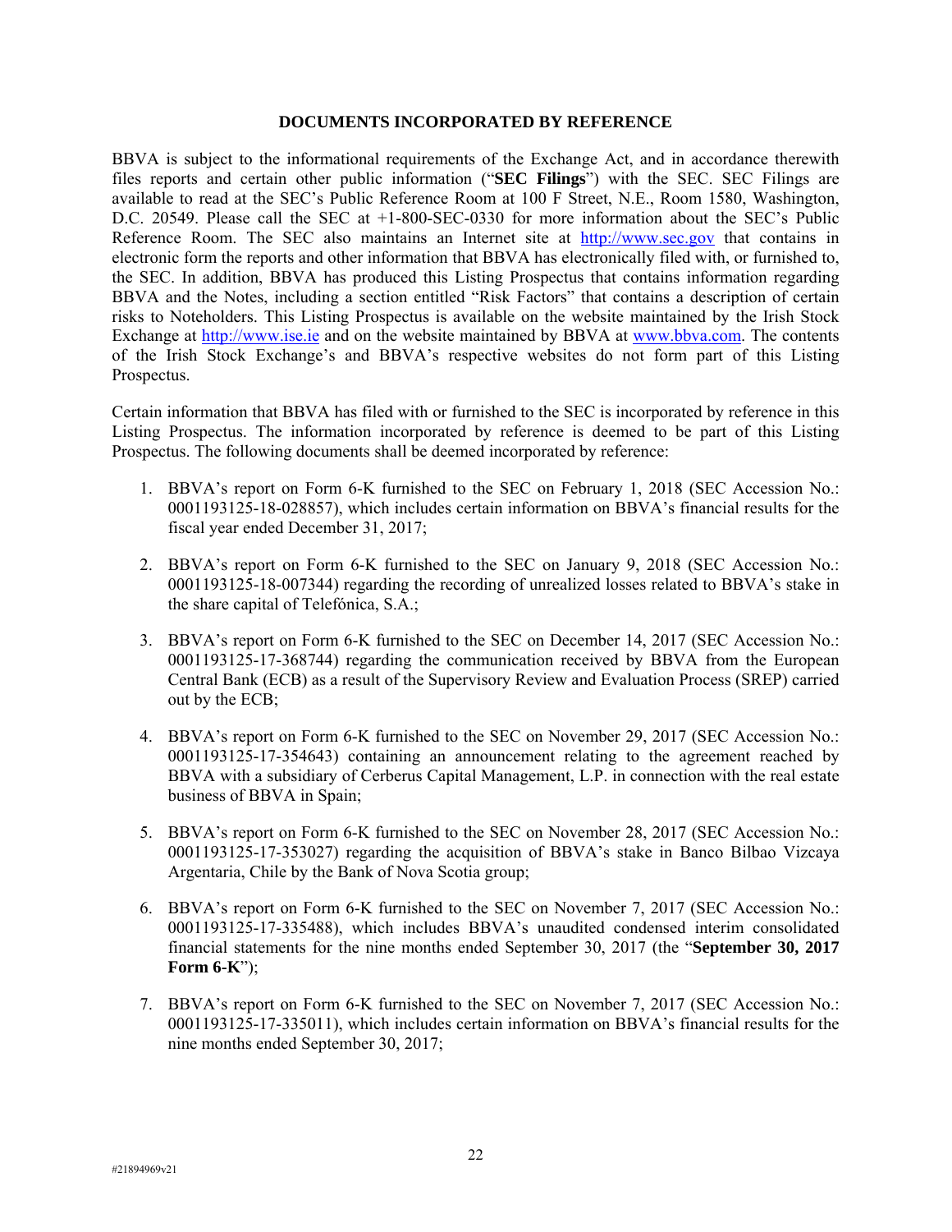## DOCUMENTS INCORPORATED BY REFERENCE

BBVA is subject to the informational requirements of the Exchange Act, and in accordance therewith files reports and certain other public information ("**SEC Filings**") with the SEC. SEC Filings are available to read at the SEC's Public Reference Room at 100 F Street, N.E., Room 1580, Washington, D.C. 20549. Please call the SEC at +1-800-SEC-0330 for more information about the SEC's Public Reference Room. The SEC also maintains an Internet site at http://www.sec.gov that contains in electronic form the reports and other information that BBVA has electronically filed with, or furnished to, the SEC. In addition, BBVA has produced this Listing Prospectus that contains information regarding BBVA and the Notes, including a section entitled "Risk Factors" that contains a description of certain risks to Noteholders. This Listing Prospectus is available on the website maintained by the Irish Stock Exchange at http://www.ise.ie and on the website maintained by BBVA at www.bbva.com. The contents of the Irish Stock Exchange's and BBVA's respective websites do not form part of this Listing Prospectus.

Certain information that BBVA has filed with or furnished to the SEC is incorporated by reference in this Listing Prospectus. The information incorporated by reference is deemed to be part of this Listing Prospectus. The following documents shall be deemed incorporated by reference:

1. BBVA's report on Form 6-K furnished to the SEC on February 1, 2018 (SEC Accession No.: 0001193125-18-028857), which includes certain information on BBVA's financial results for the fiscal year ended December 31, 2017;

2. BBVA's report on Form 6-K furnished to the SEC on January 9, 2018 (SEC Accession No.: 0001193125-18-007344) regarding the recording of unrealized losses related to BBVA's stake in the share capital of Telefónica, S.A.;

3. BBVA's report on Form 6-K furnished to the SEC on December 14, 2017 (SEC Accession No.: 0001193125-17-368744) regarding the communication received by BBVA from the European Central Bank (ECB) as a result of the Supervisory Review and Evaluation Process (SREP) carried out by the ECB;

4. BBVA's report on Form 6-K furnished to the SEC on November 29, 2017 (SEC Accession No.: 0001193125-17-354643) containing an announcement relating to the agreement reached by BBVA with a subsidiary of Cerberus Capital Management, L.P. in connection with the real estate business of BBVA in Spain;

5. BBVA's report on Form 6-K furnished to the SEC on November 28, 2017 (SEC Accession No.: 0001193125-17-353027) regarding the acquisition of BBVA's stake in Banco Bilbao Vizcaya Argentaria, Chile by the Bank of Nova Scotia group;

6. BBVA's report on Form 6-K furnished to the SEC on November 7, 2017 (SEC Accession No.: 0001193125-17-335488), which includes BBVA's unaudited condensed interim consolidated financial statements for the nine months ended September 30, 2017 (the "**September 30, 2017 Form 6-K**");

7. BBVA's report on Form 6-K furnished to the SEC on November 7, 2017 (SEC Accession No.: 0001193125-17-335011), which includes certain information on BBVA's financial results for the nine months ended September 30, 2017;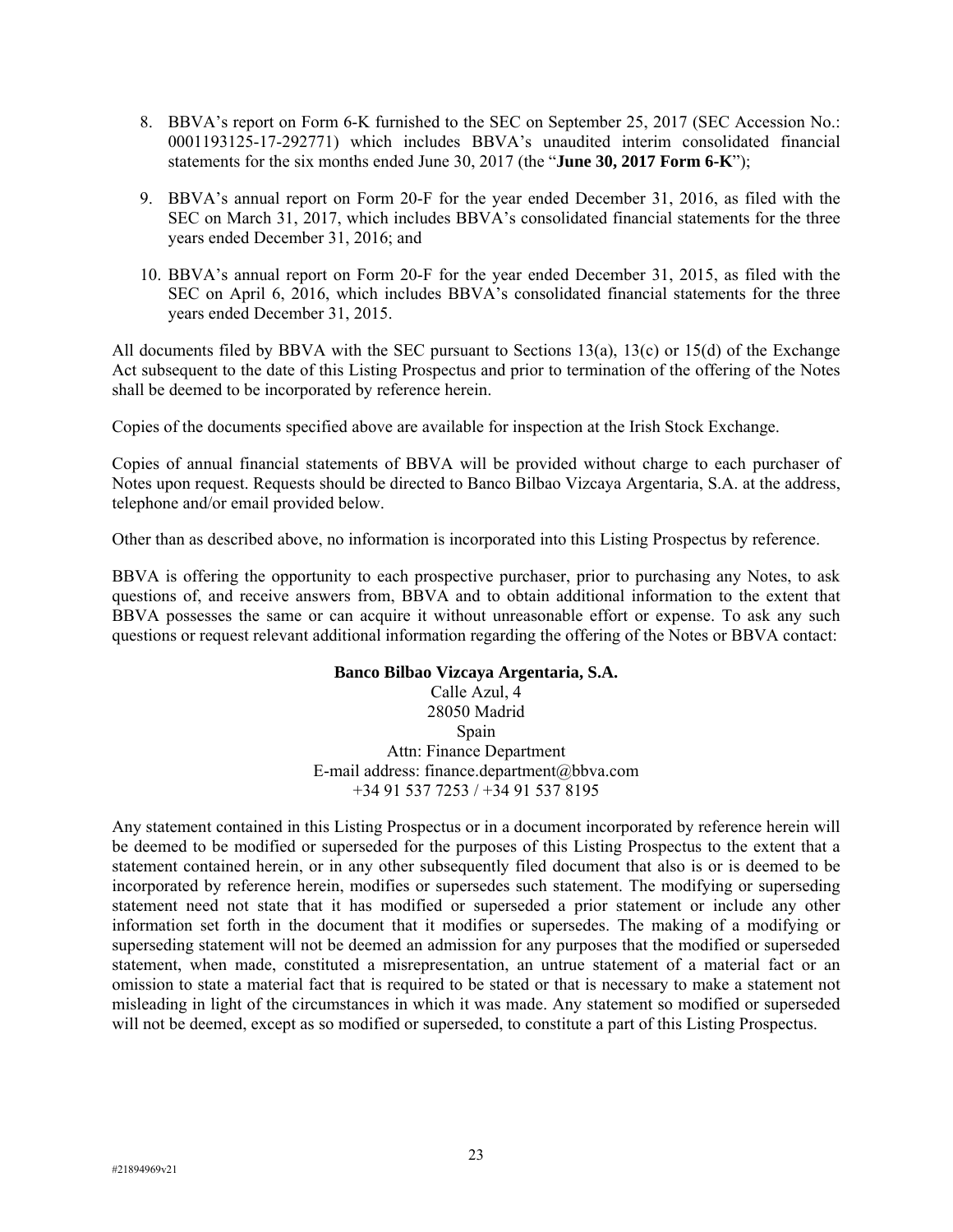8. BBVA's report on Form 6-K furnished to the SEC on September 25, 2017 (SEC Accession No.: 0001193125-17-292771) which includes BBVA's unaudited interim consolidated financial statements for the six months ended June 30, 2017 (the "**June 30, 2017 Form 6-K**");

9. BBVA's annual report on Form 20-F for the year ended December 31, 2016, as filed with the SEC on March 31, 2017, which includes BBVA's consolidated financial statements for the three years ended December 31, 2016; and

10. BBVA's annual report on Form 20-F for the year ended December 31, 2015, as filed with the SEC on April 6, 2016, which includes BBVA's consolidated financial statements for the three years ended December 31, 2015.

All documents filed by BBVA with the SEC pursuant to Sections 13(a), 13(c) or 15(d) of the Exchange Act subsequent to the date of this Listing Prospectus and prior to termination of the offering of the Notes shall be deemed to be incorporated by reference herein.

Copies of the documents specified above are available for inspection at the Irish Stock Exchange.

Copies of annual financial statements of BBVA will be provided without charge to each purchaser of Notes upon request. Requests should be directed to Banco Bilbao Vizcaya Argentaria, S.A. at the address, telephone and/or email provided below.

Other than as described above, no information is incorporated into this Listing Prospectus by reference.

BBVA is offering the opportunity to each prospective purchaser, prior to purchasing any Notes, to ask questions of, and receive answers from, BBVA and to obtain additional information to the extent that BBVA possesses the same or can acquire it without unreasonable effort or expense. To ask any such questions or request relevant additional information regarding the offering of the Notes or BBVA contact:

**Banco Bilbao Vizcaya Argentaria, S.A.**
Calle Azul, 4
28050 Madrid
Spain
Attn: Finance Department
E-mail address: finance.department@bbva.com
+34 91 537 7253 / +34 91 537 8195

Any statement contained in this Listing Prospectus or in a document incorporated by reference herein will be deemed to be modified or superseded for the purposes of this Listing Prospectus to the extent that a statement contained herein, or in any other subsequently filed document that also is or is deemed to be incorporated by reference herein, modifies or supersedes such statement. The modifying or superseding statement need not state that it has modified or superseded a prior statement or include any other information set forth in the document that it modifies or supersedes. The making of a modifying or superseding statement will not be deemed an admission for any purposes that the modified or superseded statement, when made, constituted a misrepresentation, an untrue statement of a material fact or an omission to state a material fact that is required to be stated or that is necessary to make a statement not misleading in light of the circumstances in which it was made. Any statement so modified or superseded will not be deemed, except as so modified or superseded, to constitute a part of this Listing Prospectus.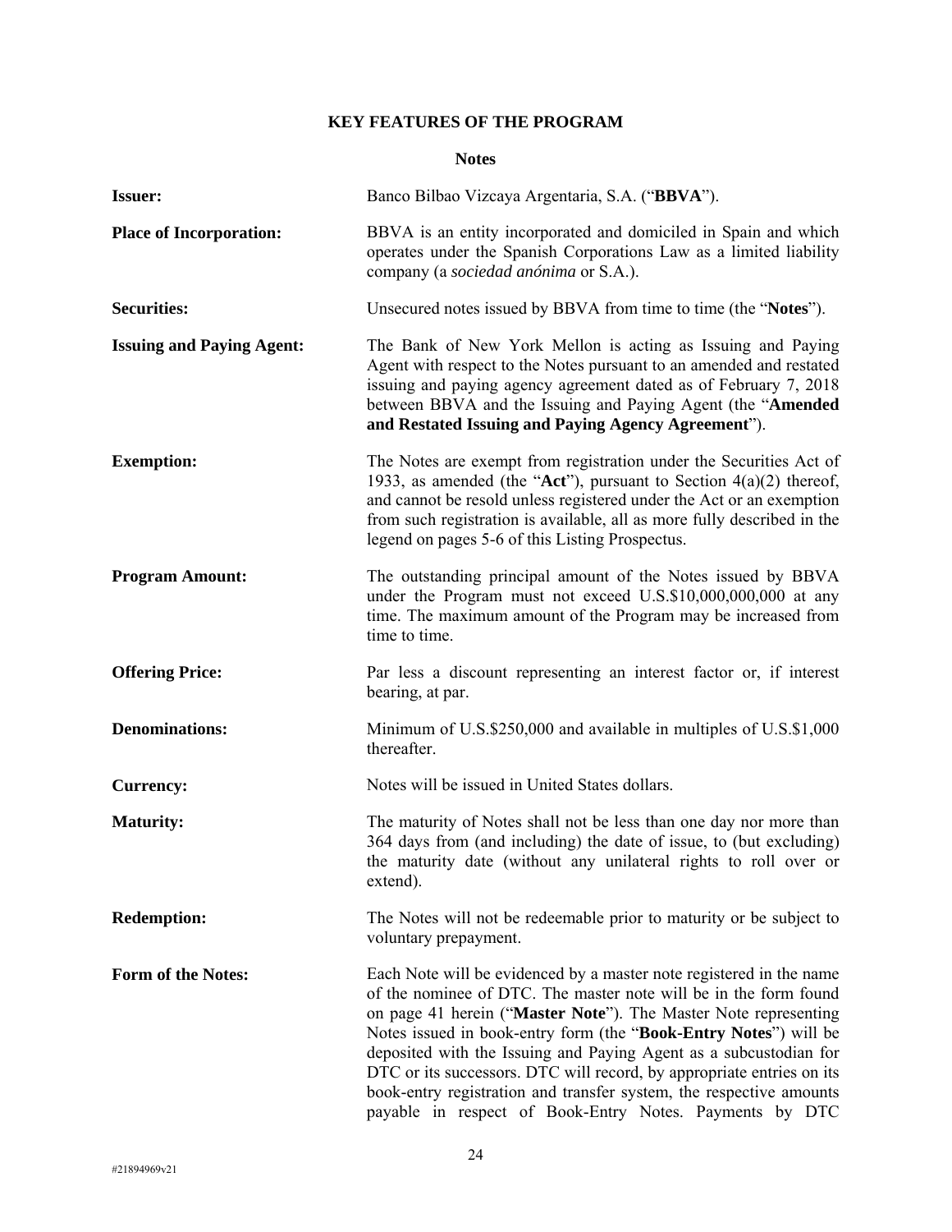## KEY FEATURES OF THE PROGRAM

### Notes

| | |
|---|---|
| **Issuer:** | Banco Bilbao Vizcaya Argentaria, S.A. ("**BBVA**"). |
| **Place of Incorporation:** | BBVA is an entity incorporated and domiciled in Spain and which operates under the Spanish Corporations Law as a limited liability company (a *sociedad anónima* or S.A.). |
| **Securities:** | Unsecured notes issued by BBVA from time to time (the "**Notes**"). |
| **Issuing and Paying Agent:** | The Bank of New York Mellon is acting as Issuing and Paying Agent with respect to the Notes pursuant to an amended and restated issuing and paying agency agreement dated as of February 7, 2018 between BBVA and the Issuing and Paying Agent (the "**Amended and Restated Issuing and Paying Agency Agreement**"). |
| **Exemption:** | The Notes are exempt from registration under the Securities Act of 1933, as amended (the "**Act**"), pursuant to Section 4(a)(2) thereof, and cannot be resold unless registered under the Act or an exemption from such registration is available, all as more fully described in the legend on pages 5-6 of this Listing Prospectus. |
| **Program Amount:** | The outstanding principal amount of the Notes issued by BBVA under the Program must not exceed U.S.$10,000,000,000 at any time. The maximum amount of the Program may be increased from time to time. |
| **Offering Price:** | Par less a discount representing an interest factor or, if interest bearing, at par. |
| **Denominations:** | Minimum of U.S.$250,000 and available in multiples of U.S.$1,000 thereafter. |
| **Currency:** | Notes will be issued in United States dollars. |
| **Maturity:** | The maturity of Notes shall not be less than one day nor more than 364 days from (and including) the date of issue, to (but excluding) the maturity date (without any unilateral rights to roll over or extend). |
| **Redemption:** | The Notes will not be redeemable prior to maturity or be subject to voluntary prepayment. |
| **Form of the Notes:** | Each Note will be evidenced by a master note registered in the name of the nominee of DTC. The master note will be in the form found on page 41 herein ("**Master Note**"). The Master Note representing Notes issued in book-entry form (the "**Book-Entry Notes**") will be deposited with the Issuing and Paying Agent as a subcustodian for DTC or its successors. DTC will record, by appropriate entries on its book-entry registration and transfer system, the respective amounts payable in respect of Book-Entry Notes. Payments by DTC |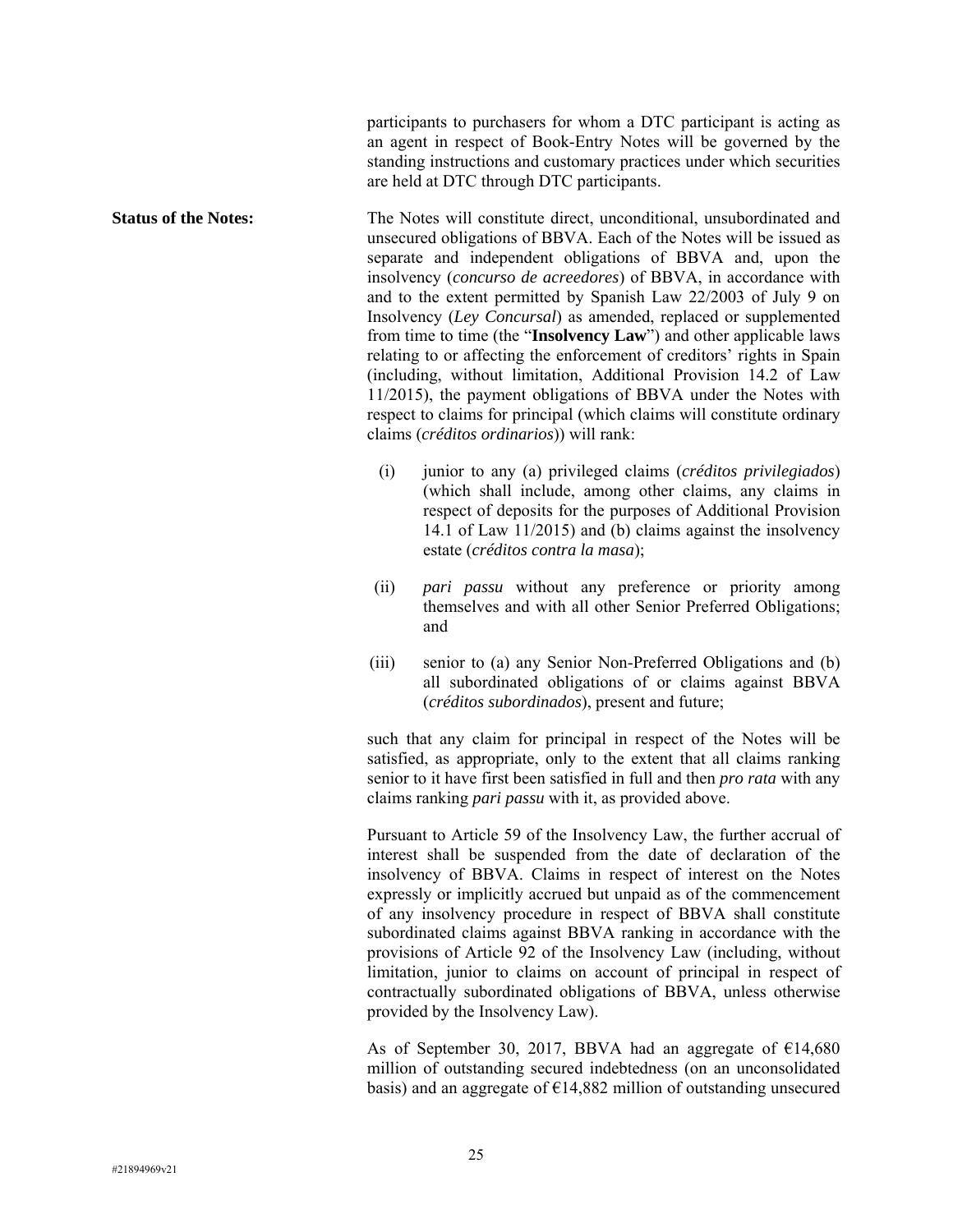participants to purchasers for whom a DTC participant is acting as an agent in respect of Book-Entry Notes will be governed by the standing instructions and customary practices under which securities are held at DTC through DTC participants.

**Status of the Notes:** The Notes will constitute direct, unconditional, unsubordinated and unsecured obligations of BBVA. Each of the Notes will be issued as separate and independent obligations of BBVA and, upon the insolvency (*concurso de acreedores*) of BBVA, in accordance with and to the extent permitted by Spanish Law 22/2003 of July 9 on Insolvency (*Ley Concursal*) as amended, replaced or supplemented from time to time (the "**Insolvency Law**") and other applicable laws relating to or affecting the enforcement of creditors' rights in Spain (including, without limitation, Additional Provision 14.2 of Law 11/2015), the payment obligations of BBVA under the Notes with respect to claims for principal (which claims will constitute ordinary claims (*créditos ordinarios*)) will rank:

(i) junior to any (a) privileged claims (*créditos privilegiados*) (which shall include, among other claims, any claims in respect of deposits for the purposes of Additional Provision 14.1 of Law 11/2015) and (b) claims against the insolvency estate (*créditos contra la masa*);

(ii) *pari passu* without any preference or priority among themselves and with all other Senior Preferred Obligations; and

(iii) senior to (a) any Senior Non-Preferred Obligations and (b) all subordinated obligations of or claims against BBVA (*créditos subordinados*), present and future;

such that any claim for principal in respect of the Notes will be satisfied, as appropriate, only to the extent that all claims ranking senior to it have first been satisfied in full and then *pro rata* with any claims ranking *pari passu* with it, as provided above.

Pursuant to Article 59 of the Insolvency Law, the further accrual of interest shall be suspended from the date of declaration of the insolvency of BBVA. Claims in respect of interest on the Notes expressly or implicitly accrued but unpaid as of the commencement of any insolvency procedure in respect of BBVA shall constitute subordinated claims against BBVA ranking in accordance with the provisions of Article 92 of the Insolvency Law (including, without limitation, junior to claims on account of principal in respect of contractually subordinated obligations of BBVA, unless otherwise provided by the Insolvency Law).

As of September 30, 2017, BBVA had an aggregate of €14,680 million of outstanding secured indebtedness (on an unconsolidated basis) and an aggregate of €14,882 million of outstanding unsecured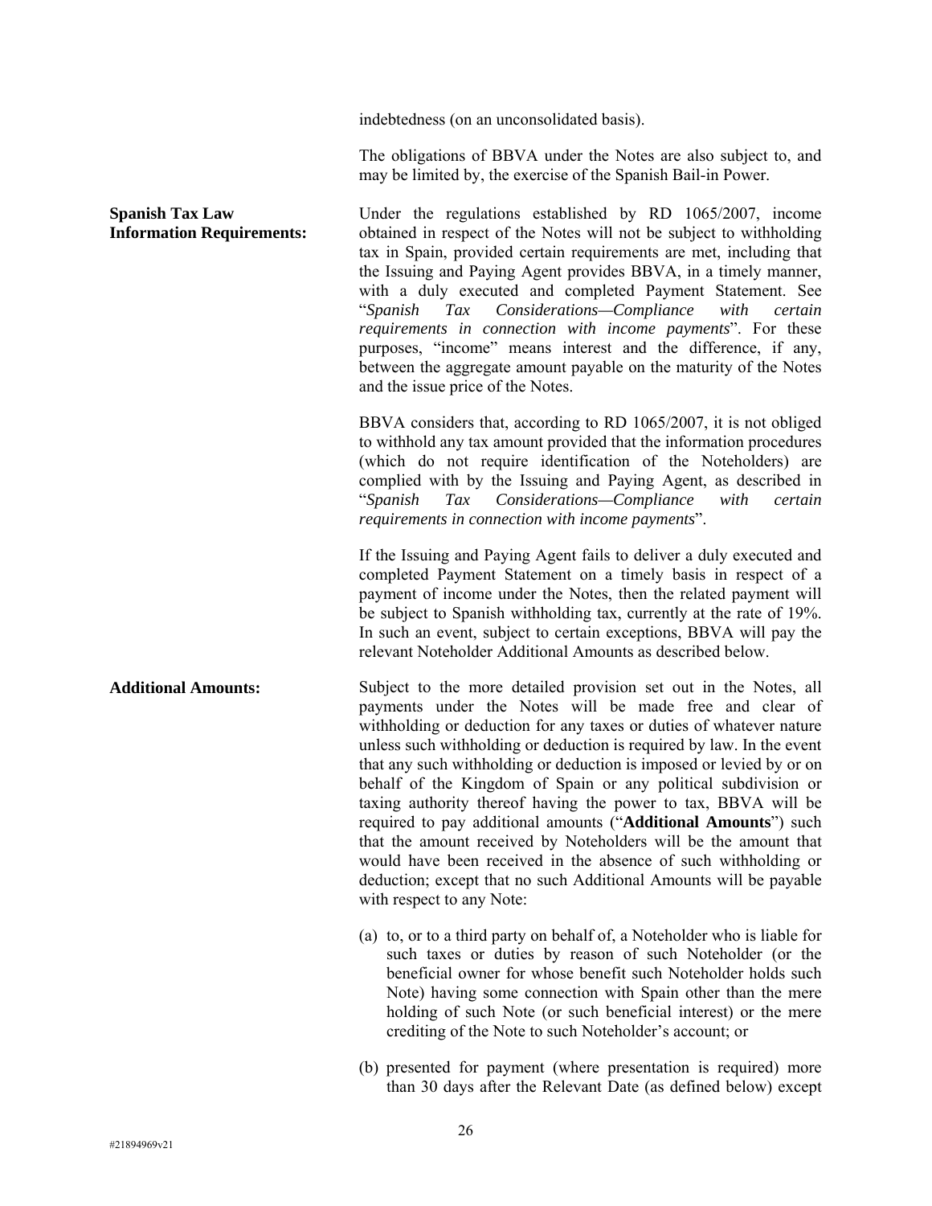indebtedness (on an unconsolidated basis).

The obligations of BBVA under the Notes are also subject to, and may be limited by, the exercise of the Spanish Bail-in Power.

**Spanish Tax Law Information Requirements:**

Under the regulations established by RD 1065/2007, income obtained in respect of the Notes will not be subject to withholding tax in Spain, provided certain requirements are met, including that the Issuing and Paying Agent provides BBVA, in a timely manner, with a duly executed and completed Payment Statement. See "*Spanish Tax Considerations—Compliance with certain requirements in connection with income payments*". For these purposes, "income" means interest and the difference, if any, between the aggregate amount payable on the maturity of the Notes and the issue price of the Notes.

BBVA considers that, according to RD 1065/2007, it is not obliged to withhold any tax amount provided that the information procedures (which do not require identification of the Noteholders) are complied with by the Issuing and Paying Agent, as described in "*Spanish Tax Considerations—Compliance with certain requirements in connection with income payments*".

If the Issuing and Paying Agent fails to deliver a duly executed and completed Payment Statement on a timely basis in respect of a payment of income under the Notes, then the related payment will be subject to Spanish withholding tax, currently at the rate of 19%. In such an event, subject to certain exceptions, BBVA will pay the relevant Noteholder Additional Amounts as described below.

**Additional Amounts:**

Subject to the more detailed provision set out in the Notes, all payments under the Notes will be made free and clear of withholding or deduction for any taxes or duties of whatever nature unless such withholding or deduction is required by law. In the event that any such withholding or deduction is imposed or levied by or on behalf of the Kingdom of Spain or any political subdivision or taxing authority thereof having the power to tax, BBVA will be required to pay additional amounts ("**Additional Amounts**") such that the amount received by Noteholders will be the amount that would have been received in the absence of such withholding or deduction; except that no such Additional Amounts will be payable with respect to any Note:

(a) to, or to a third party on behalf of, a Noteholder who is liable for such taxes or duties by reason of such Noteholder (or the beneficial owner for whose benefit such Noteholder holds such Note) having some connection with Spain other than the mere holding of such Note (or such beneficial interest) or the mere crediting of the Note to such Noteholder's account; or

(b) presented for payment (where presentation is required) more than 30 days after the Relevant Date (as defined below) except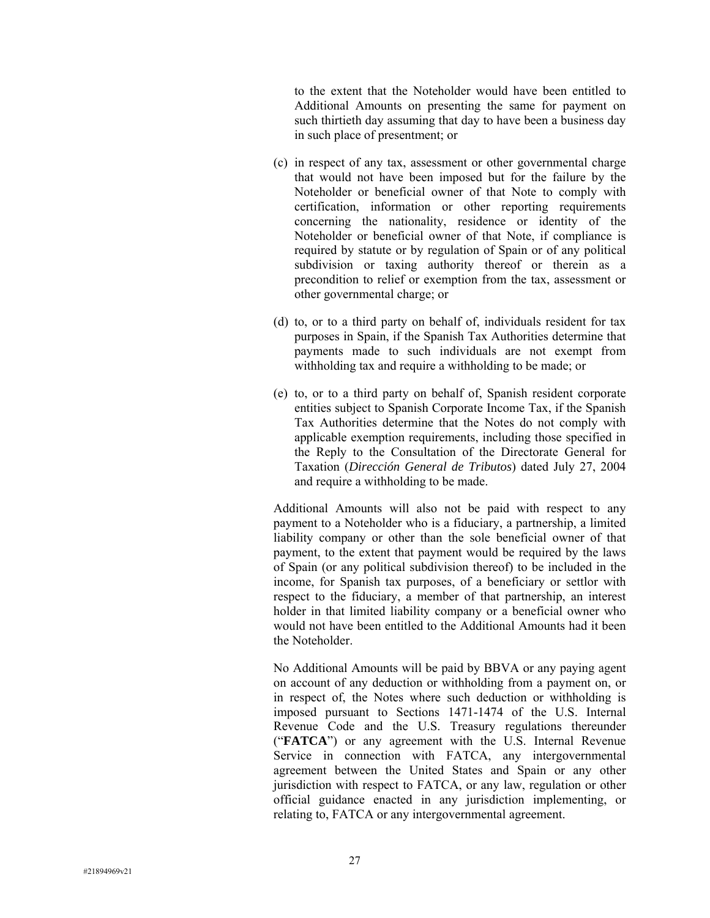to the extent that the Noteholder would have been entitled to Additional Amounts on presenting the same for payment on such thirtieth day assuming that day to have been a business day in such place of presentment; or

(c) in respect of any tax, assessment or other governmental charge that would not have been imposed but for the failure by the Noteholder or beneficial owner of that Note to comply with certification, information or other reporting requirements concerning the nationality, residence or identity of the Noteholder or beneficial owner of that Note, if compliance is required by statute or by regulation of Spain or of any political subdivision or taxing authority thereof or therein as a precondition to relief or exemption from the tax, assessment or other governmental charge; or

(d) to, or to a third party on behalf of, individuals resident for tax purposes in Spain, if the Spanish Tax Authorities determine that payments made to such individuals are not exempt from withholding tax and require a withholding to be made; or

(e) to, or to a third party on behalf of, Spanish resident corporate entities subject to Spanish Corporate Income Tax, if the Spanish Tax Authorities determine that the Notes do not comply with applicable exemption requirements, including those specified in the Reply to the Consultation of the Directorate General for Taxation (*Dirección General de Tributos*) dated July 27, 2004 and require a withholding to be made.

Additional Amounts will also not be paid with respect to any payment to a Noteholder who is a fiduciary, a partnership, a limited liability company or other than the sole beneficial owner of that payment, to the extent that payment would be required by the laws of Spain (or any political subdivision thereof) to be included in the income, for Spanish tax purposes, of a beneficiary or settlor with respect to the fiduciary, a member of that partnership, an interest holder in that limited liability company or a beneficial owner who would not have been entitled to the Additional Amounts had it been the Noteholder.

No Additional Amounts will be paid by BBVA or any paying agent on account of any deduction or withholding from a payment on, or in respect of, the Notes where such deduction or withholding is imposed pursuant to Sections 1471-1474 of the U.S. Internal Revenue Code and the U.S. Treasury regulations thereunder ("**FATCA**") or any agreement with the U.S. Internal Revenue Service in connection with FATCA, any intergovernmental agreement between the United States and Spain or any other jurisdiction with respect to FATCA, or any law, regulation or other official guidance enacted in any jurisdiction implementing, or relating to, FATCA or any intergovernmental agreement.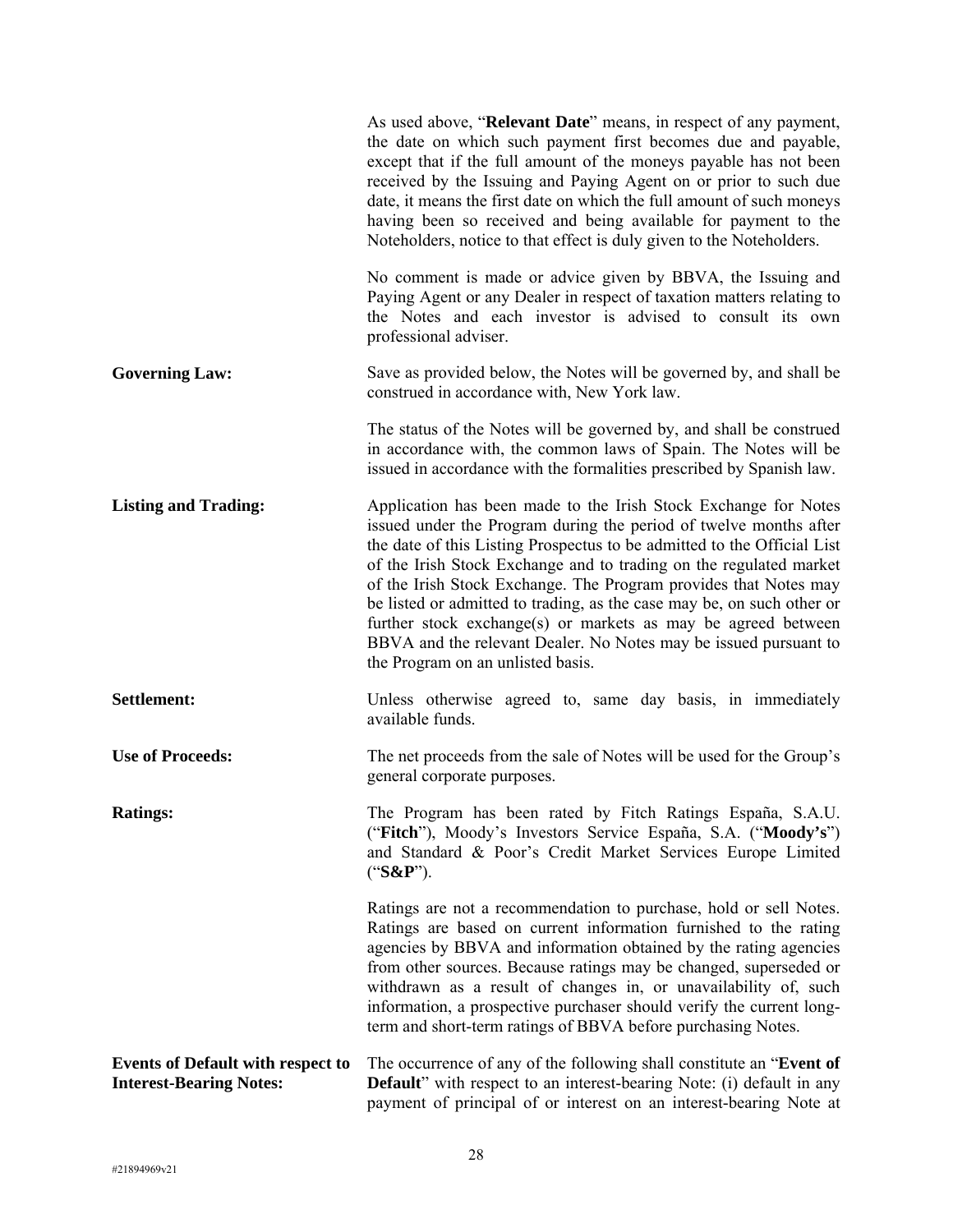As used above, "**Relevant Date**" means, in respect of any payment, the date on which such payment first becomes due and payable, except that if the full amount of the moneys payable has not been received by the Issuing and Paying Agent on or prior to such due date, it means the first date on which the full amount of such moneys having been so received and being available for payment to the Noteholders, notice to that effect is duly given to the Noteholders.

No comment is made or advice given by BBVA, the Issuing and Paying Agent or any Dealer in respect of taxation matters relating to the Notes and each investor is advised to consult its own professional adviser.

**Governing Law:** Save as provided below, the Notes will be governed by, and shall be construed in accordance with, New York law.

The status of the Notes will be governed by, and shall be construed in accordance with, the common laws of Spain. The Notes will be issued in accordance with the formalities prescribed by Spanish law.

**Listing and Trading:** Application has been made to the Irish Stock Exchange for Notes issued under the Program during the period of twelve months after the date of this Listing Prospectus to be admitted to the Official List of the Irish Stock Exchange and to trading on the regulated market of the Irish Stock Exchange. The Program provides that Notes may be listed or admitted to trading, as the case may be, on such other or further stock exchange(s) or markets as may be agreed between BBVA and the relevant Dealer. No Notes may be issued pursuant to the Program on an unlisted basis.

**Settlement:** Unless otherwise agreed to, same day basis, in immediately available funds.

**Use of Proceeds:** The net proceeds from the sale of Notes will be used for the Group's general corporate purposes.

**Ratings:** The Program has been rated by Fitch Ratings España, S.A.U. ("**Fitch**"), Moody's Investors Service España, S.A. ("**Moody's**") and Standard & Poor's Credit Market Services Europe Limited ("**S&P**").

Ratings are not a recommendation to purchase, hold or sell Notes. Ratings are based on current information furnished to the rating agencies by BBVA and information obtained by the rating agencies from other sources. Because ratings may be changed, superseded or withdrawn as a result of changes in, or unavailability of, such information, a prospective purchaser should verify the current long-term and short-term ratings of BBVA before purchasing Notes.

**Events of Default with respect to Interest-Bearing Notes:** The occurrence of any of the following shall constitute an "**Event of Default**" with respect to an interest-bearing Note: (i) default in any payment of principal of or interest on an interest-bearing Note at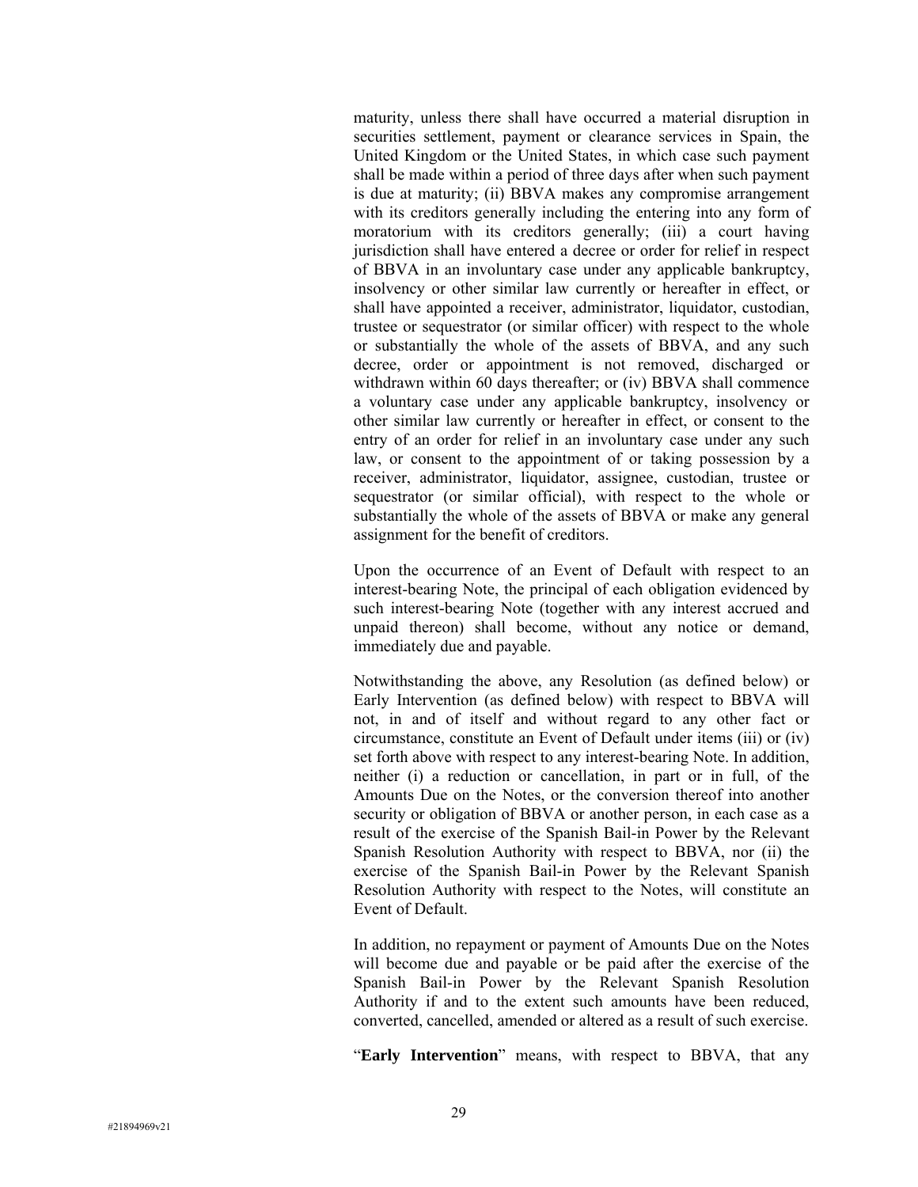maturity, unless there shall have occurred a material disruption in securities settlement, payment or clearance services in Spain, the United Kingdom or the United States, in which case such payment shall be made within a period of three days after when such payment is due at maturity; (ii) BBVA makes any compromise arrangement with its creditors generally including the entering into any form of moratorium with its creditors generally; (iii) a court having jurisdiction shall have entered a decree or order for relief in respect of BBVA in an involuntary case under any applicable bankruptcy, insolvency or other similar law currently or hereafter in effect, or shall have appointed a receiver, administrator, liquidator, custodian, trustee or sequestrator (or similar officer) with respect to the whole or substantially the whole of the assets of BBVA, and any such decree, order or appointment is not removed, discharged or withdrawn within 60 days thereafter; or (iv) BBVA shall commence a voluntary case under any applicable bankruptcy, insolvency or other similar law currently or hereafter in effect, or consent to the entry of an order for relief in an involuntary case under any such law, or consent to the appointment of or taking possession by a receiver, administrator, liquidator, assignee, custodian, trustee or sequestrator (or similar official), with respect to the whole or substantially the whole of the assets of BBVA or make any general assignment for the benefit of creditors.

Upon the occurrence of an Event of Default with respect to an interest-bearing Note, the principal of each obligation evidenced by such interest-bearing Note (together with any interest accrued and unpaid thereon) shall become, without any notice or demand, immediately due and payable.

Notwithstanding the above, any Resolution (as defined below) or Early Intervention (as defined below) with respect to BBVA will not, in and of itself and without regard to any other fact or circumstance, constitute an Event of Default under items (iii) or (iv) set forth above with respect to any interest-bearing Note. In addition, neither (i) a reduction or cancellation, in part or in full, of the Amounts Due on the Notes, or the conversion thereof into another security or obligation of BBVA or another person, in each case as a result of the exercise of the Spanish Bail-in Power by the Relevant Spanish Resolution Authority with respect to BBVA, nor (ii) the exercise of the Spanish Bail-in Power by the Relevant Spanish Resolution Authority with respect to the Notes, will constitute an Event of Default.

In addition, no repayment or payment of Amounts Due on the Notes will become due and payable or be paid after the exercise of the Spanish Bail-in Power by the Relevant Spanish Resolution Authority if and to the extent such amounts have been reduced, converted, cancelled, amended or altered as a result of such exercise.

"**Early Intervention**" means, with respect to BBVA, that any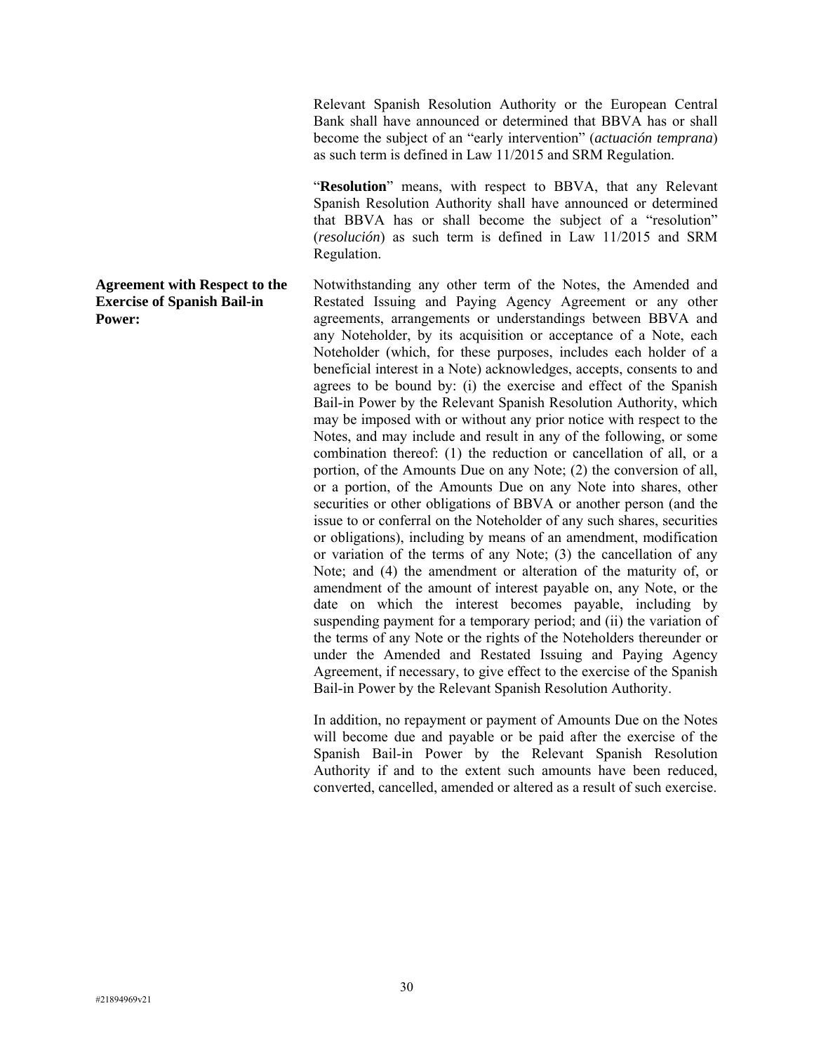Relevant Spanish Resolution Authority or the European Central Bank shall have announced or determined that BBVA has or shall become the subject of an "early intervention" (*actuación temprana*) as such term is defined in Law 11/2015 and SRM Regulation.

"**Resolution**" means, with respect to BBVA, that any Relevant Spanish Resolution Authority shall have announced or determined that BBVA has or shall become the subject of a "resolution" (*resolución*) as such term is defined in Law 11/2015 and SRM Regulation.

**Agreement with Respect to the Exercise of Spanish Bail-in Power:**

Notwithstanding any other term of the Notes, the Amended and Restated Issuing and Paying Agency Agreement or any other agreements, arrangements or understandings between BBVA and any Noteholder, by its acquisition or acceptance of a Note, each Noteholder (which, for these purposes, includes each holder of a beneficial interest in a Note) acknowledges, accepts, consents to and agrees to be bound by: (i) the exercise and effect of the Spanish Bail-in Power by the Relevant Spanish Resolution Authority, which may be imposed with or without any prior notice with respect to the Notes, and may include and result in any of the following, or some combination thereof: (1) the reduction or cancellation of all, or a portion, of the Amounts Due on any Note; (2) the conversion of all, or a portion, of the Amounts Due on any Note into shares, other securities or other obligations of BBVA or another person (and the issue to or conferral on the Noteholder of any such shares, securities or obligations), including by means of an amendment, modification or variation of the terms of any Note; (3) the cancellation of any Note; and (4) the amendment or alteration of the maturity of, or amendment of the amount of interest payable on, any Note, or the date on which the interest becomes payable, including by suspending payment for a temporary period; and (ii) the variation of the terms of any Note or the rights of the Noteholders thereunder or under the Amended and Restated Issuing and Paying Agency Agreement, if necessary, to give effect to the exercise of the Spanish Bail-in Power by the Relevant Spanish Resolution Authority.

In addition, no repayment or payment of Amounts Due on the Notes will become due and payable or be paid after the exercise of the Spanish Bail-in Power by the Relevant Spanish Resolution Authority if and to the extent such amounts have been reduced, converted, cancelled, amended or altered as a result of such exercise.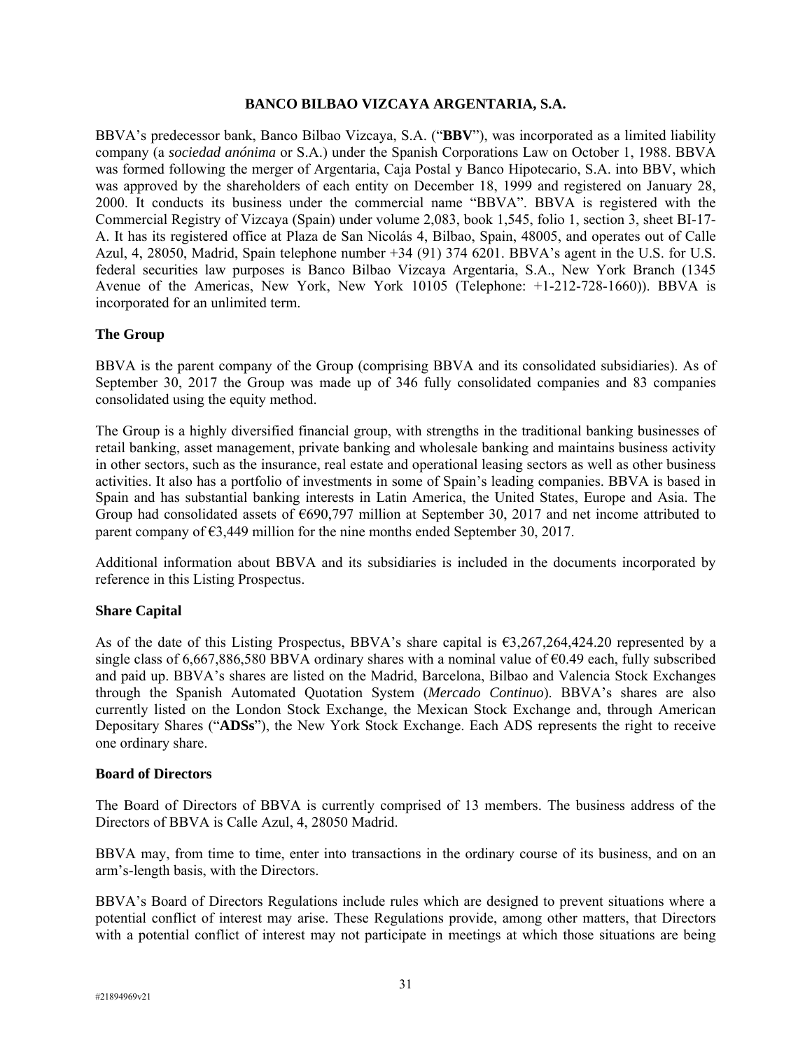## BANCO BILBAO VIZCAYA ARGENTARIA, S.A.

BBVA's predecessor bank, Banco Bilbao Vizcaya, S.A. ("**BBV**"), was incorporated as a limited liability company (a *sociedad anónima* or S.A.) under the Spanish Corporations Law on October 1, 1988. BBVA was formed following the merger of Argentaria, Caja Postal y Banco Hipotecario, S.A. into BBV, which was approved by the shareholders of each entity on December 18, 1999 and registered on January 28, 2000. It conducts its business under the commercial name "BBVA". BBVA is registered with the Commercial Registry of Vizcaya (Spain) under volume 2,083, book 1,545, folio 1, section 3, sheet BI-17-A. It has its registered office at Plaza de San Nicolás 4, Bilbao, Spain, 48005, and operates out of Calle Azul, 4, 28050, Madrid, Spain telephone number +34 (91) 374 6201. BBVA's agent in the U.S. for U.S. federal securities law purposes is Banco Bilbao Vizcaya Argentaria, S.A., New York Branch (1345 Avenue of the Americas, New York, New York 10105 (Telephone: +1-212-728-1660)). BBVA is incorporated for an unlimited term.

### The Group

BBVA is the parent company of the Group (comprising BBVA and its consolidated subsidiaries). As of September 30, 2017 the Group was made up of 346 fully consolidated companies and 83 companies consolidated using the equity method.

The Group is a highly diversified financial group, with strengths in the traditional banking businesses of retail banking, asset management, private banking and wholesale banking and maintains business activity in other sectors, such as the insurance, real estate and operational leasing sectors as well as other business activities. It also has a portfolio of investments in some of Spain's leading companies. BBVA is based in Spain and has substantial banking interests in Latin America, the United States, Europe and Asia. The Group had consolidated assets of €690,797 million at September 30, 2017 and net income attributed to parent company of €3,449 million for the nine months ended September 30, 2017.

Additional information about BBVA and its subsidiaries is included in the documents incorporated by reference in this Listing Prospectus.

### Share Capital

As of the date of this Listing Prospectus, BBVA's share capital is €3,267,264,424.20 represented by a single class of 6,667,886,580 BBVA ordinary shares with a nominal value of €0.49 each, fully subscribed and paid up. BBVA's shares are listed on the Madrid, Barcelona, Bilbao and Valencia Stock Exchanges through the Spanish Automated Quotation System (*Mercado Continuo*). BBVA's shares are also currently listed on the London Stock Exchange, the Mexican Stock Exchange and, through American Depositary Shares ("**ADSs**"), the New York Stock Exchange. Each ADS represents the right to receive one ordinary share.

### Board of Directors

The Board of Directors of BBVA is currently comprised of 13 members. The business address of the Directors of BBVA is Calle Azul, 4, 28050 Madrid.

BBVA may, from time to time, enter into transactions in the ordinary course of its business, and on an arm's-length basis, with the Directors.

BBVA's Board of Directors Regulations include rules which are designed to prevent situations where a potential conflict of interest may arise. These Regulations provide, among other matters, that Directors with a potential conflict of interest may not participate in meetings at which those situations are being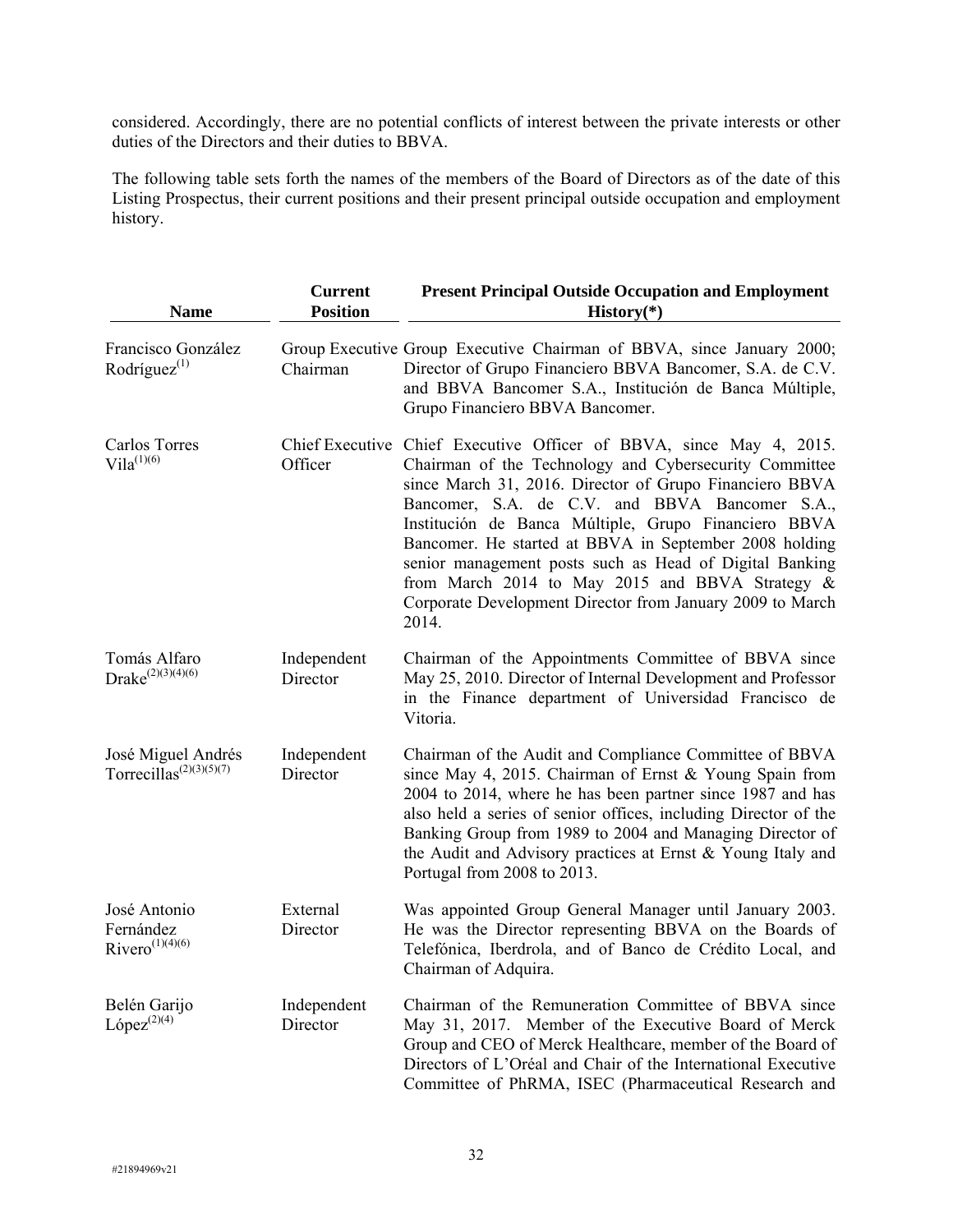considered. Accordingly, there are no potential conflicts of interest between the private interests or other duties of the Directors and their duties to BBVA.

The following table sets forth the names of the members of the Board of Directors as of the date of this Listing Prospectus, their current positions and their present principal outside occupation and employment history.

| Name | Current Position | Present Principal Outside Occupation and Employment History(*) |
|---|---|---|
| Francisco González Rodríguez[(1)] | Group Executive Chairman | Group Executive Chairman of BBVA, since January 2000; Director of Grupo Financiero BBVA Bancomer, S.A. de C.V. and BBVA Bancomer S.A., Institución de Banca Múltiple, Grupo Financiero BBVA Bancomer. |
| Carlos Torres Vila[(1)(6)] | Chief Executive Officer | Chief Executive Officer of BBVA, since May 4, 2015. Chairman of the Technology and Cybersecurity Committee since March 31, 2016. Director of Grupo Financiero BBVA Bancomer, S.A. de C.V. and BBVA Bancomer S.A., Institución de Banca Múltiple, Grupo Financiero BBVA Bancomer. He started at BBVA in September 2008 holding senior management posts such as Head of Digital Banking from March 2014 to May 2015 and BBVA Strategy & Corporate Development Director from January 2009 to March 2014. |
| Tomás Alfaro Drake[(2)(3)(4)(6)] | Independent Director | Chairman of the Appointments Committee of BBVA since May 25, 2010. Director of Internal Development and Professor in the Finance department of Universidad Francisco de Vitoria. |
| José Miguel Andrés Torrecillas[(2)(3)(5)(7)] | Independent Director | Chairman of the Audit and Compliance Committee of BBVA since May 4, 2015. Chairman of Ernst & Young Spain from 2004 to 2014, where he has been partner since 1987 and has also held a series of senior offices, including Director of the Banking Group from 1989 to 2004 and Managing Director of the Audit and Advisory practices at Ernst & Young Italy and Portugal from 2008 to 2013. |
| José Antonio Fernández Rivero[(1)(4)(6)] | External Director | Was appointed Group General Manager until January 2003. He was the Director representing BBVA on the Boards of Telefónica, Iberdrola, and of Banco de Crédito Local, and Chairman of Adquira. |
| Belén Garijo López[(2)(4)] | Independent Director | Chairman of the Remuneration Committee of BBVA since May 31, 2017. Member of the Executive Board of Merck Group and CEO of Merck Healthcare, member of the Board of Directors of L'Oréal and Chair of the International Executive Committee of PhRMA, ISEC (Pharmaceutical Research and |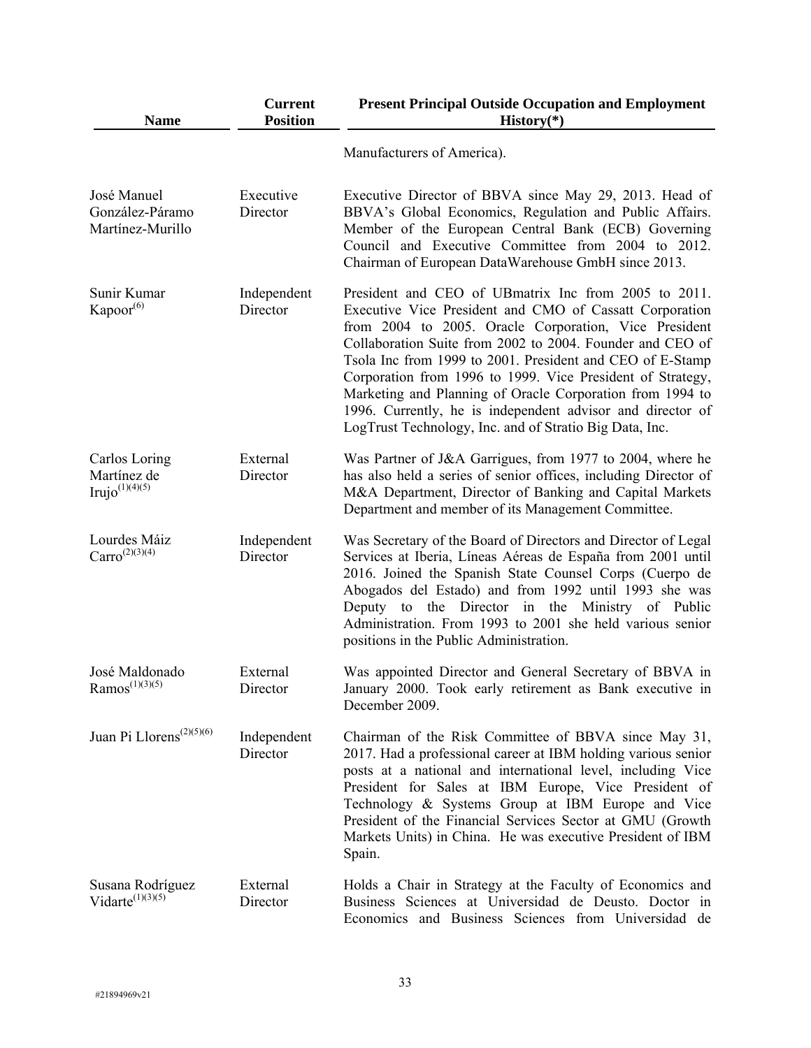| Name | Current Position | Present Principal Outside Occupation and Employment History(*) |
|---|---|---|
| | | Manufacturers of America). |
| José Manuel González-Páramo Martínez-Murillo | Executive Director | Executive Director of BBVA since May 29, 2013. Head of BBVA's Global Economics, Regulation and Public Affairs. Member of the European Central Bank (ECB) Governing Council and Executive Committee from 2004 to 2012. Chairman of European DataWarehouse GmbH since 2013. |
| Sunir Kumar Kapoor[(6)] | Independent Director | President and CEO of UBmatrix Inc from 2005 to 2011. Executive Vice President and CMO of Cassatt Corporation from 2004 to 2005. Oracle Corporation, Vice President Collaboration Suite from 2002 to 2004. Founder and CEO of Tsola Inc from 1999 to 2001. President and CEO of E-Stamp Corporation from 1996 to 1999. Vice President of Strategy, Marketing and Planning of Oracle Corporation from 1994 to 1996. Currently, he is independent advisor and director of LogTrust Technology, Inc. and of Stratio Big Data, Inc. |
| Carlos Loring Martínez de Irujo[(1)(4)(5)] | External Director | Was Partner of J&A Garrigues, from 1977 to 2004, where he has also held a series of senior offices, including Director of M&A Department, Director of Banking and Capital Markets Department and member of its Management Committee. |
| Lourdes Máiz Carro[(2)(3)(4)] | Independent Director | Was Secretary of the Board of Directors and Director of Legal Services at Iberia, Líneas Aéreas de España from 2001 until 2016. Joined the Spanish State Counsel Corps (Cuerpo de Abogados del Estado) and from 1992 until 1993 she was Deputy to the Director in the Ministry of Public Administration. From 1993 to 2001 she held various senior positions in the Public Administration. |
| José Maldonado Ramos[(1)(3)(5)] | External Director | Was appointed Director and General Secretary of BBVA in January 2000. Took early retirement as Bank executive in December 2009. |
| Juan Pi Llorens[(2)(5)(6)] | Independent Director | Chairman of the Risk Committee of BBVA since May 31, 2017. Had a professional career at IBM holding various senior posts at a national and international level, including Vice President for Sales at IBM Europe, Vice President of Technology & Systems Group at IBM Europe and Vice President of the Financial Services Sector at GMU (Growth Markets Units) in China. He was executive President of IBM Spain. |
| Susana Rodríguez Vidarte[(1)(3)(5)] | External Director | Holds a Chair in Strategy at the Faculty of Economics and Business Sciences at Universidad de Deusto. Doctor in Economics and Business Sciences from Universidad de |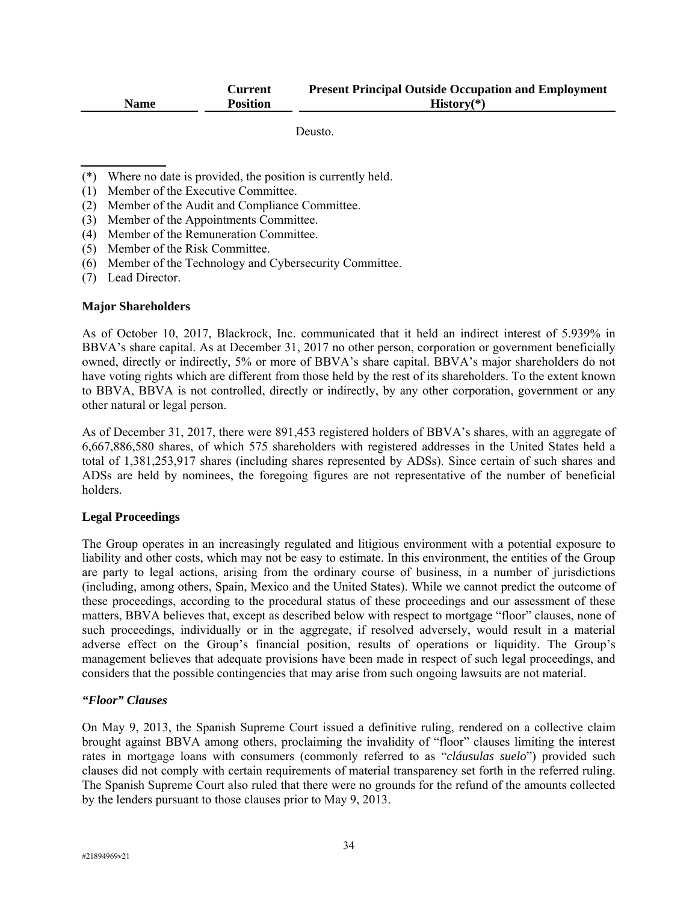| Name | Current Position | Present Principal Outside Occupation and Employment History(*) |
|---|---|---|
| | | Deusto. |

(*) Where no date is provided, the position is currently held.
(1) Member of the Executive Committee.
(2) Member of the Audit and Compliance Committee.
(3) Member of the Appointments Committee.
(4) Member of the Remuneration Committee.
(5) Member of the Risk Committee.
(6) Member of the Technology and Cybersecurity Committee.
(7) Lead Director.

**Major Shareholders**

As of October 10, 2017, Blackrock, Inc. communicated that it held an indirect interest of 5.939% in BBVA's share capital. As at December 31, 2017 no other person, corporation or government beneficially owned, directly or indirectly, 5% or more of BBVA's share capital. BBVA's major shareholders do not have voting rights which are different from those held by the rest of its shareholders. To the extent known to BBVA, BBVA is not controlled, directly or indirectly, by any other corporation, government or any other natural or legal person.

As of December 31, 2017, there were 891,453 registered holders of BBVA's shares, with an aggregate of 6,667,886,580 shares, of which 575 shareholders with registered addresses in the United States held a total of 1,381,253,917 shares (including shares represented by ADSs). Since certain of such shares and ADSs are held by nominees, the foregoing figures are not representative of the number of beneficial holders.

**Legal Proceedings**

The Group operates in an increasingly regulated and litigious environment with a potential exposure to liability and other costs, which may not be easy to estimate. In this environment, the entities of the Group are party to legal actions, arising from the ordinary course of business, in a number of jurisdictions (including, among others, Spain, Mexico and the United States). While we cannot predict the outcome of these proceedings, according to the procedural status of these proceedings and our assessment of these matters, BBVA believes that, except as described below with respect to mortgage "floor" clauses, none of such proceedings, individually or in the aggregate, if resolved adversely, would result in a material adverse effect on the Group's financial position, results of operations or liquidity. The Group's management believes that adequate provisions have been made in respect of such legal proceedings, and considers that the possible contingencies that may arise from such ongoing lawsuits are not material.

***"Floor" Clauses***

On May 9, 2013, the Spanish Supreme Court issued a definitive ruling, rendered on a collective claim brought against BBVA among others, proclaiming the invalidity of "floor" clauses limiting the interest rates in mortgage loans with consumers (commonly referred to as "*cláusulas suelo*") provided such clauses did not comply with certain requirements of material transparency set forth in the referred ruling. The Spanish Supreme Court also ruled that there were no grounds for the refund of the amounts collected by the lenders pursuant to those clauses prior to May 9, 2013.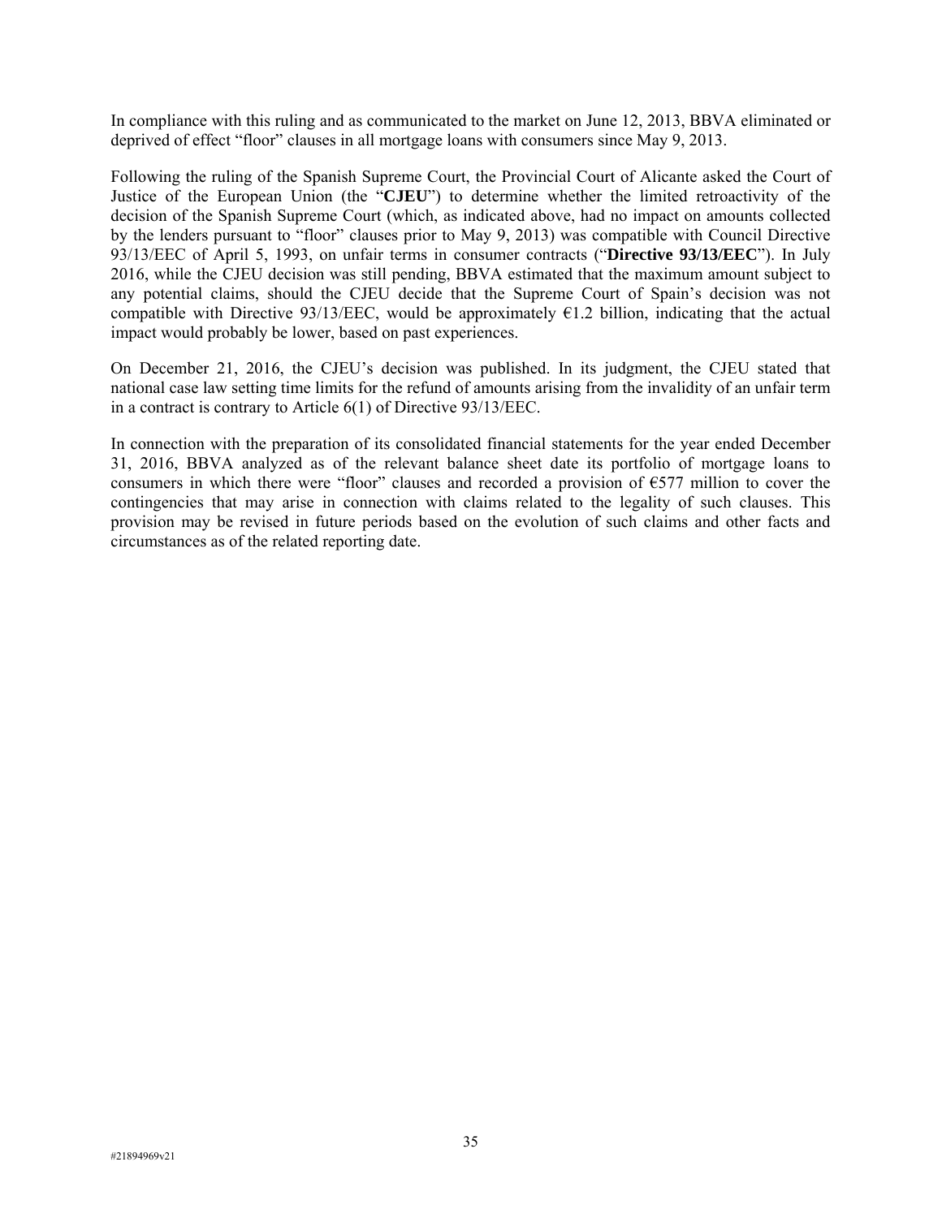In compliance with this ruling and as communicated to the market on June 12, 2013, BBVA eliminated or deprived of effect "floor" clauses in all mortgage loans with consumers since May 9, 2013.

Following the ruling of the Spanish Supreme Court, the Provincial Court of Alicante asked the Court of Justice of the European Union (the "**CJEU**") to determine whether the limited retroactivity of the decision of the Spanish Supreme Court (which, as indicated above, had no impact on amounts collected by the lenders pursuant to "floor" clauses prior to May 9, 2013) was compatible with Council Directive 93/13/EEC of April 5, 1993, on unfair terms in consumer contracts ("**Directive 93/13/EEC**"). In July 2016, while the CJEU decision was still pending, BBVA estimated that the maximum amount subject to any potential claims, should the CJEU decide that the Supreme Court of Spain's decision was not compatible with Directive 93/13/EEC, would be approximately €1.2 billion, indicating that the actual impact would probably be lower, based on past experiences.

On December 21, 2016, the CJEU's decision was published. In its judgment, the CJEU stated that national case law setting time limits for the refund of amounts arising from the invalidity of an unfair term in a contract is contrary to Article 6(1) of Directive 93/13/EEC.

In connection with the preparation of its consolidated financial statements for the year ended December 31, 2016, BBVA analyzed as of the relevant balance sheet date its portfolio of mortgage loans to consumers in which there were "floor" clauses and recorded a provision of €577 million to cover the contingencies that may arise in connection with claims related to the legality of such clauses. This provision may be revised in future periods based on the evolution of such claims and other facts and circumstances as of the related reporting date.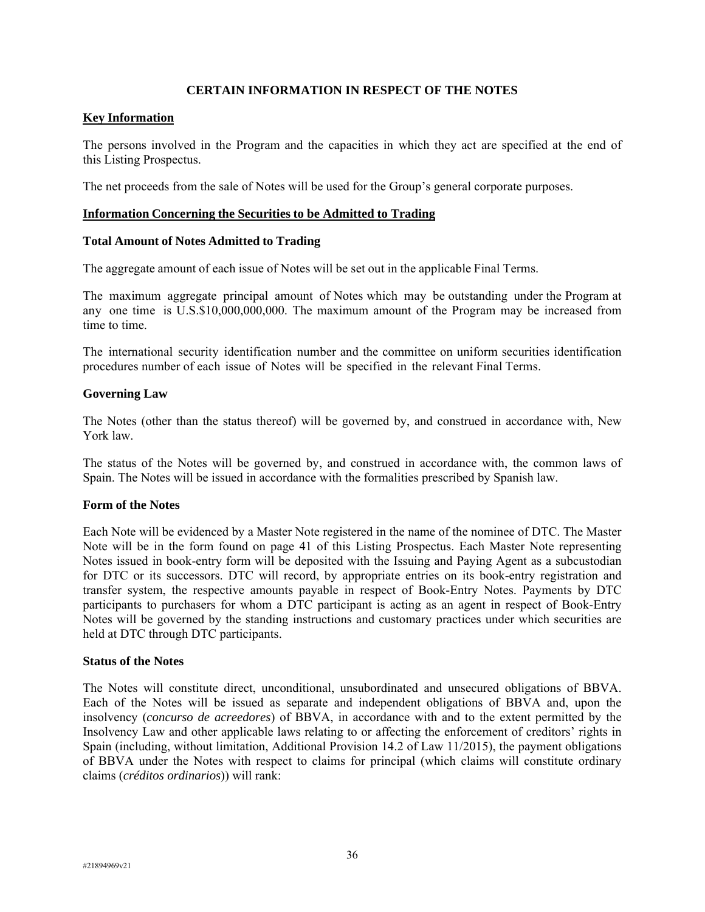## CERTAIN INFORMATION IN RESPECT OF THE NOTES

### Key Information

The persons involved in the Program and the capacities in which they act are specified at the end of this Listing Prospectus.

The net proceeds from the sale of Notes will be used for the Group's general corporate purposes.

### Information Concerning the Securities to be Admitted to Trading

#### Total Amount of Notes Admitted to Trading

The aggregate amount of each issue of Notes will be set out in the applicable Final Terms.

The maximum aggregate principal amount of Notes which may be outstanding under the Program at any one time is U.S.$10,000,000,000. The maximum amount of the Program may be increased from time to time.

The international security identification number and the committee on uniform securities identification procedures number of each issue of Notes will be specified in the relevant Final Terms.

#### Governing Law

The Notes (other than the status thereof) will be governed by, and construed in accordance with, New York law.

The status of the Notes will be governed by, and construed in accordance with, the common laws of Spain. The Notes will be issued in accordance with the formalities prescribed by Spanish law.

#### Form of the Notes

Each Note will be evidenced by a Master Note registered in the name of the nominee of DTC. The Master Note will be in the form found on page 41 of this Listing Prospectus. Each Master Note representing Notes issued in book-entry form will be deposited with the Issuing and Paying Agent as a subcustodian for DTC or its successors. DTC will record, by appropriate entries on its book-entry registration and transfer system, the respective amounts payable in respect of Book-Entry Notes. Payments by DTC participants to purchasers for whom a DTC participant is acting as an agent in respect of Book-Entry Notes will be governed by the standing instructions and customary practices under which securities are held at DTC through DTC participants.

#### Status of the Notes

The Notes will constitute direct, unconditional, unsubordinated and unsecured obligations of BBVA. Each of the Notes will be issued as separate and independent obligations of BBVA and, upon the insolvency (*concurso de acreedores*) of BBVA, in accordance with and to the extent permitted by the Insolvency Law and other applicable laws relating to or affecting the enforcement of creditors' rights in Spain (including, without limitation, Additional Provision 14.2 of Law 11/2015), the payment obligations of BBVA under the Notes with respect to claims for principal (which claims will constitute ordinary claims (*créditos ordinarios*)) will rank: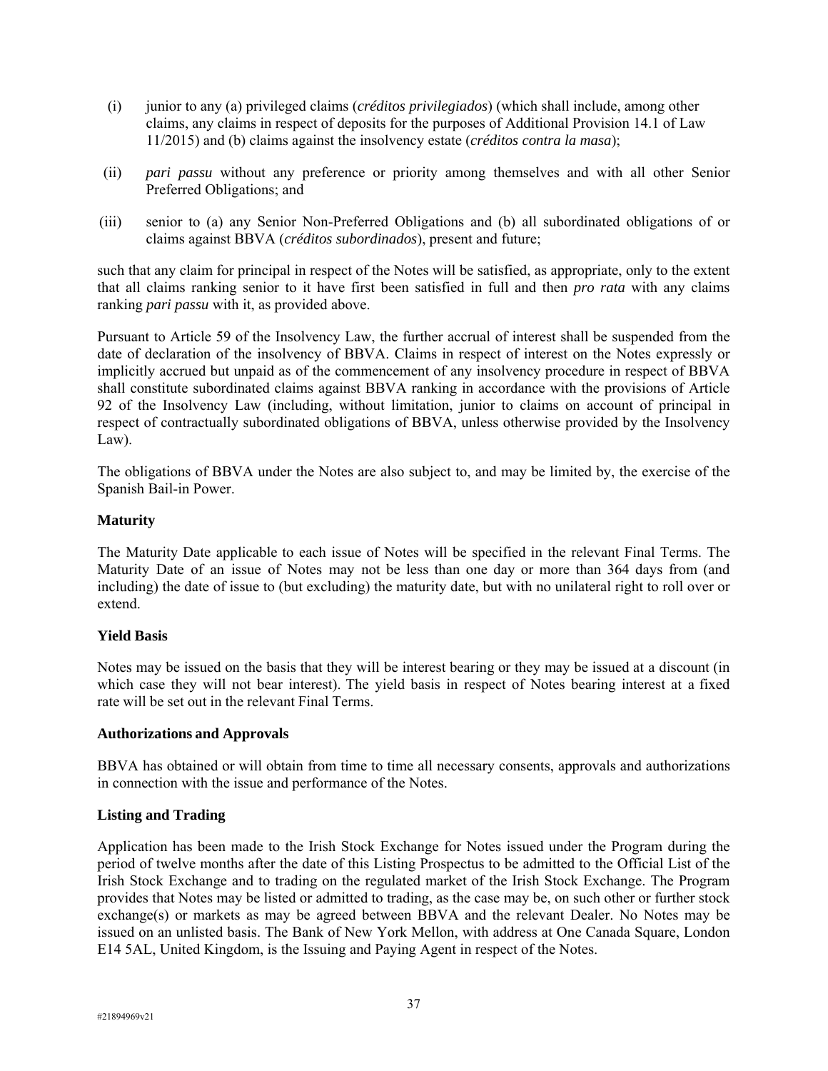(i) junior to any (a) privileged claims (*créditos privilegiados*) (which shall include, among other claims, any claims in respect of deposits for the purposes of Additional Provision 14.1 of Law 11/2015) and (b) claims against the insolvency estate (*créditos contra la masa*);

(ii) *pari passu* without any preference or priority among themselves and with all other Senior Preferred Obligations; and

(iii) senior to (a) any Senior Non-Preferred Obligations and (b) all subordinated obligations of or claims against BBVA (*créditos subordinados*), present and future;

such that any claim for principal in respect of the Notes will be satisfied, as appropriate, only to the extent that all claims ranking senior to it have first been satisfied in full and then *pro rata* with any claims ranking *pari passu* with it, as provided above.

Pursuant to Article 59 of the Insolvency Law, the further accrual of interest shall be suspended from the date of declaration of the insolvency of BBVA. Claims in respect of interest on the Notes expressly or implicitly accrued but unpaid as of the commencement of any insolvency procedure in respect of BBVA shall constitute subordinated claims against BBVA ranking in accordance with the provisions of Article 92 of the Insolvency Law (including, without limitation, junior to claims on account of principal in respect of contractually subordinated obligations of BBVA, unless otherwise provided by the Insolvency Law).

The obligations of BBVA under the Notes are also subject to, and may be limited by, the exercise of the Spanish Bail-in Power.

**Maturity**

The Maturity Date applicable to each issue of Notes will be specified in the relevant Final Terms. The Maturity Date of an issue of Notes may not be less than one day or more than 364 days from (and including) the date of issue to (but excluding) the maturity date, but with no unilateral right to roll over or extend.

**Yield Basis**

Notes may be issued on the basis that they will be interest bearing or they may be issued at a discount (in which case they will not bear interest). The yield basis in respect of Notes bearing interest at a fixed rate will be set out in the relevant Final Terms.

**Authorizations and Approvals**

BBVA has obtained or will obtain from time to time all necessary consents, approvals and authorizations in connection with the issue and performance of the Notes.

**Listing and Trading**

Application has been made to the Irish Stock Exchange for Notes issued under the Program during the period of twelve months after the date of this Listing Prospectus to be admitted to the Official List of the Irish Stock Exchange and to trading on the regulated market of the Irish Stock Exchange. The Program provides that Notes may be listed or admitted to trading, as the case may be, on such other or further stock exchange(s) or markets as may be agreed between BBVA and the relevant Dealer. No Notes may be issued on an unlisted basis. The Bank of New York Mellon, with address at One Canada Square, London E14 5AL, United Kingdom, is the Issuing and Paying Agent in respect of the Notes.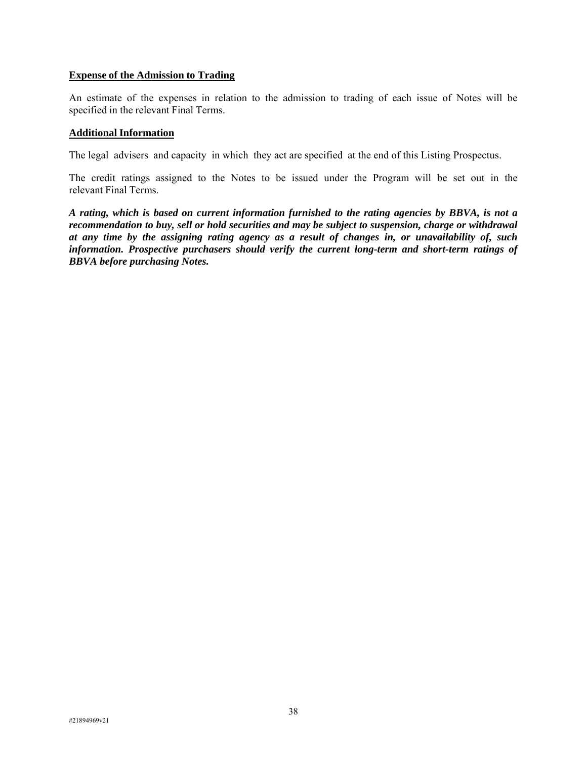**Expense of the Admission to Trading**

An estimate of the expenses in relation to the admission to trading of each issue of Notes will be specified in the relevant Final Terms.

**Additional Information**

The legal advisers and capacity in which they act are specified at the end of this Listing Prospectus.

The credit ratings assigned to the Notes to be issued under the Program will be set out in the relevant Final Terms.

***A rating, which is based on current information furnished to the rating agencies by BBVA, is not a recommendation to buy, sell or hold securities and may be subject to suspension, charge or withdrawal at any time by the assigning rating agency as a result of changes in, or unavailability of, such information. Prospective purchasers should verify the current long-term and short-term ratings of BBVA before purchasing Notes.***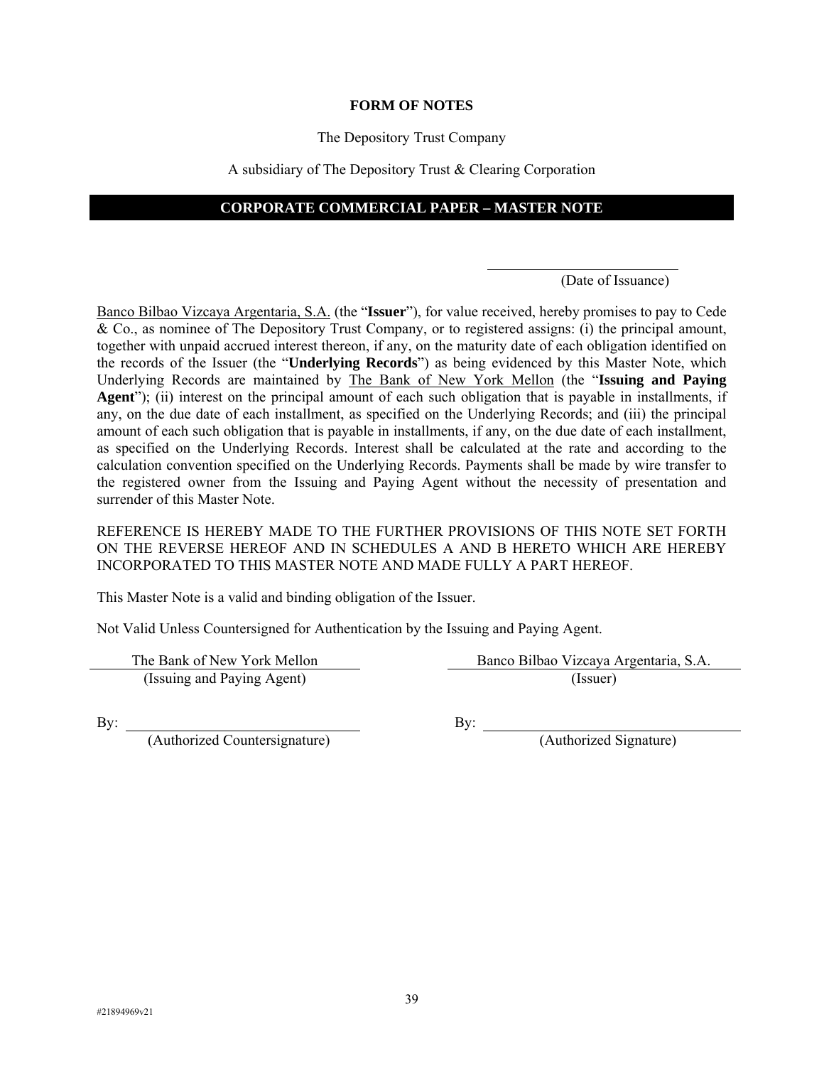**FORM OF NOTES**

The Depository Trust Company

A subsidiary of The Depository Trust & Clearing Corporation

**CORPORATE COMMERCIAL PAPER – MASTER NOTE**

\_\_\_\_\_\_\_\_\_\_\_\_\_\_\_\_\_\_\_\_\_\_\_\_\_\_
(Date of Issuance)

Banco Bilbao Vizcaya Argentaria, S.A. (the "**Issuer**"), for value received, hereby promises to pay to Cede & Co., as nominee of The Depository Trust Company, or to registered assigns: (i) the principal amount, together with unpaid accrued interest thereon, if any, on the maturity date of each obligation identified on the records of the Issuer (the "**Underlying Records**") as being evidenced by this Master Note, which Underlying Records are maintained by The Bank of New York Mellon (the "**Issuing and Paying Agent**"); (ii) interest on the principal amount of each such obligation that is payable in installments, if any, on the due date of each installment, as specified on the Underlying Records; and (iii) the principal amount of each such obligation that is payable in installments, if any, on the due date of each installment, as specified on the Underlying Records. Interest shall be calculated at the rate and according to the calculation convention specified on the Underlying Records. Payments shall be made by wire transfer to the registered owner from the Issuing and Paying Agent without the necessity of presentation and surrender of this Master Note.

REFERENCE IS HEREBY MADE TO THE FURTHER PROVISIONS OF THIS NOTE SET FORTH ON THE REVERSE HEREOF AND IN SCHEDULES A AND B HERETO WHICH ARE HEREBY INCORPORATED TO THIS MASTER NOTE AND MADE FULLY A PART HEREOF.

This Master Note is a valid and binding obligation of the Issuer.

Not Valid Unless Countersigned for Authentication by the Issuing and Paying Agent.

| | |
|---|---|
| The Bank of New York Mellon | Banco Bilbao Vizcaya Argentaria, S.A. |
| (Issuing and Paying Agent) | (Issuer) |
| By: \_\_\_\_\_\_\_\_\_\_\_\_\_\_\_\_\_\_\_\_\_\_\_\_\_\_ | By: \_\_\_\_\_\_\_\_\_\_\_\_\_\_\_\_\_\_\_\_\_\_\_\_\_\_ |
| (Authorized Countersignature) | (Authorized Signature) |

#21894969v21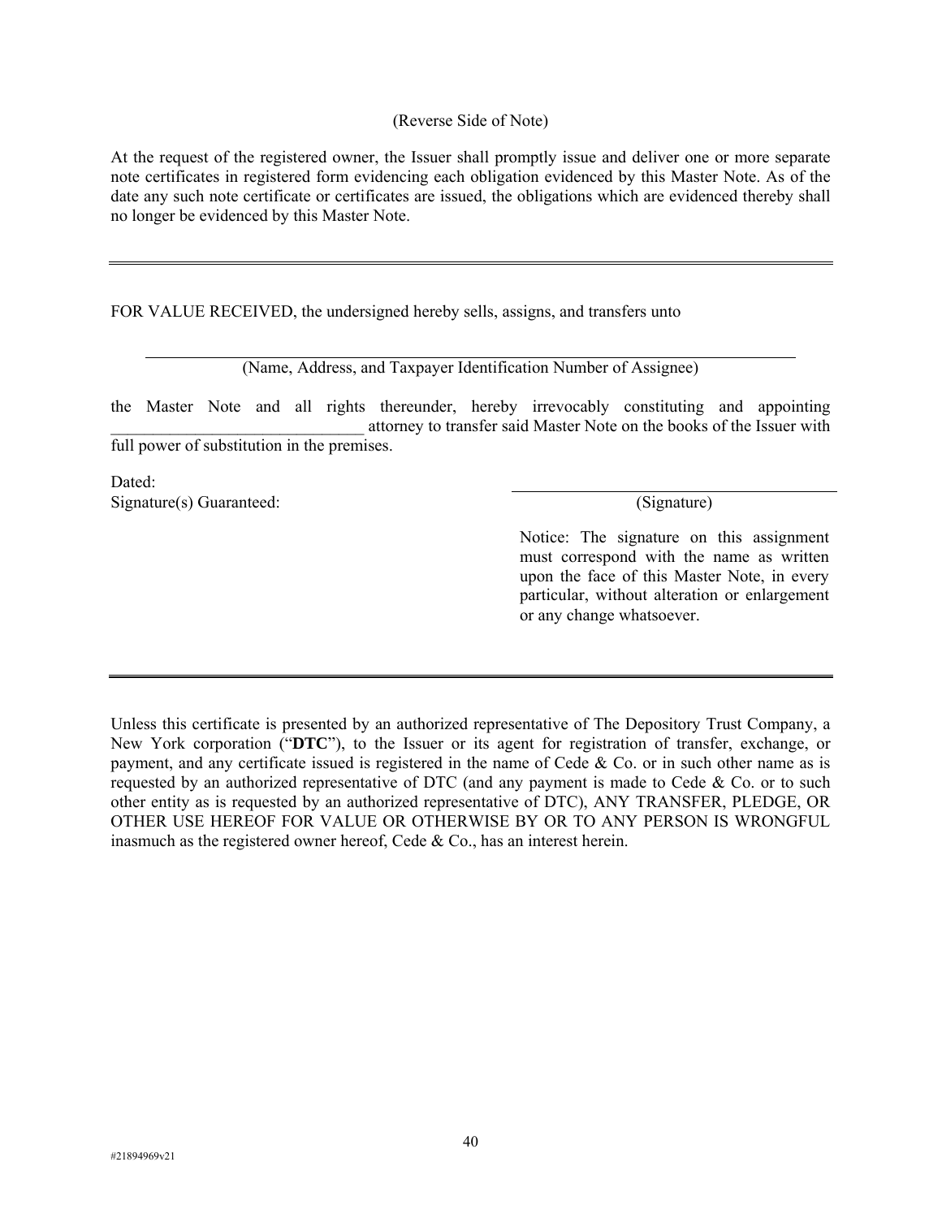(Reverse Side of Note)

At the request of the registered owner, the Issuer shall promptly issue and deliver one or more separate note certificates in registered form evidencing each obligation evidenced by this Master Note. As of the date any such note certificate or certificates are issued, the obligations which are evidenced thereby shall no longer be evidenced by this Master Note.

---

FOR VALUE RECEIVED, the undersigned hereby sells, assigns, and transfers unto

______________________________________________

(Name, Address, and Taxpayer Identification Number of Assignee)

the Master Note and all rights thereunder, hereby irrevocably constituting and appointing ______________________________ attorney to transfer said Master Note on the books of the Issuer with full power of substitution in the premises.

Dated:

Signature(s) Guaranteed:

______________________________

(Signature)

Notice: The signature on this assignment must correspond with the name as written upon the face of this Master Note, in every particular, without alteration or enlargement or any change whatsoever.

---

Unless this certificate is presented by an authorized representative of The Depository Trust Company, a New York corporation ("**DTC**"), to the Issuer or its agent for registration of transfer, exchange, or payment, and any certificate issued is registered in the name of Cede & Co. or in such other name as is requested by an authorized representative of DTC (and any payment is made to Cede & Co. or to such other entity as is requested by an authorized representative of DTC), ANY TRANSFER, PLEDGE, OR OTHER USE HEREOF FOR VALUE OR OTHERWISE BY OR TO ANY PERSON IS WRONGFUL inasmuch as the registered owner hereof, Cede & Co., has an interest herein.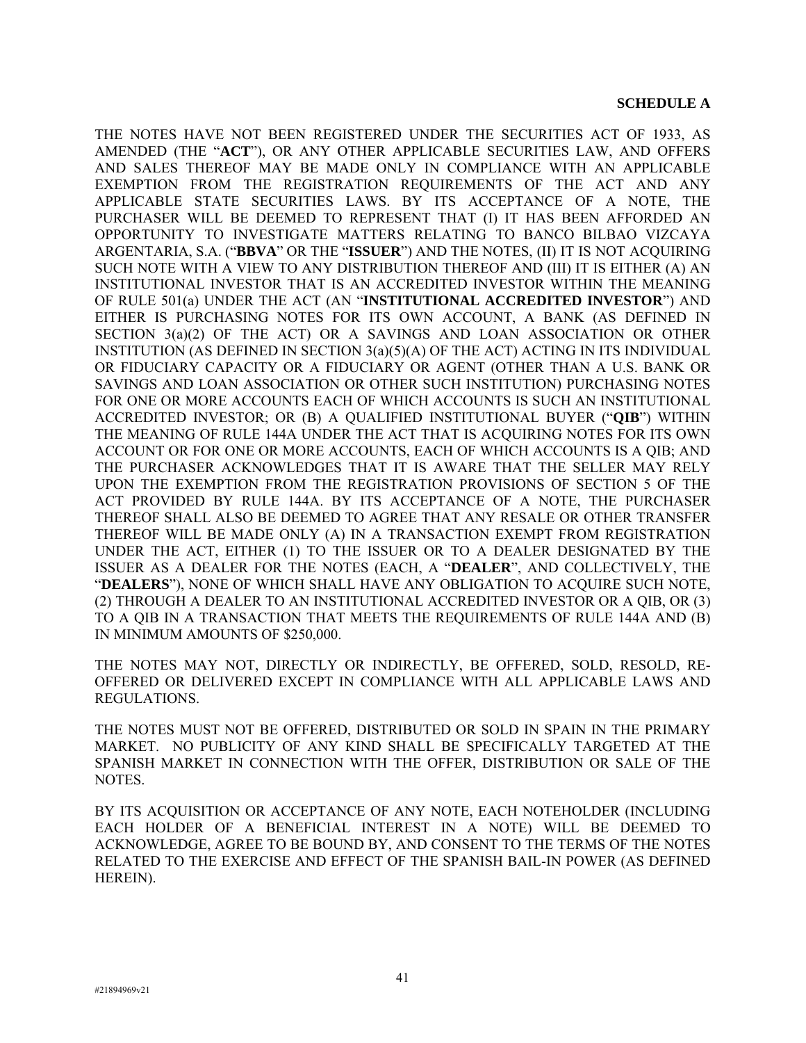**SCHEDULE A**

THE NOTES HAVE NOT BEEN REGISTERED UNDER THE SECURITIES ACT OF 1933, AS AMENDED (THE "**ACT**"), OR ANY OTHER APPLICABLE SECURITIES LAW, AND OFFERS AND SALES THEREOF MAY BE MADE ONLY IN COMPLIANCE WITH AN APPLICABLE EXEMPTION FROM THE REGISTRATION REQUIREMENTS OF THE ACT AND ANY APPLICABLE STATE SECURITIES LAWS. BY ITS ACCEPTANCE OF A NOTE, THE PURCHASER WILL BE DEEMED TO REPRESENT THAT (I) IT HAS BEEN AFFORDED AN OPPORTUNITY TO INVESTIGATE MATTERS RELATING TO BANCO BILBAO VIZCAYA ARGENTARIA, S.A. ("**BBVA**" OR THE "**ISSUER**") AND THE NOTES, (II) IT IS NOT ACQUIRING SUCH NOTE WITH A VIEW TO ANY DISTRIBUTION THEREOF AND (III) IT IS EITHER (A) AN INSTITUTIONAL INVESTOR THAT IS AN ACCREDITED INVESTOR WITHIN THE MEANING OF RULE 501(a) UNDER THE ACT (AN "**INSTITUTIONAL ACCREDITED INVESTOR**") AND EITHER IS PURCHASING NOTES FOR ITS OWN ACCOUNT, A BANK (AS DEFINED IN SECTION 3(a)(2) OF THE ACT) OR A SAVINGS AND LOAN ASSOCIATION OR OTHER INSTITUTION (AS DEFINED IN SECTION 3(a)(5)(A) OF THE ACT) ACTING IN ITS INDIVIDUAL OR FIDUCIARY CAPACITY OR A FIDUCIARY OR AGENT (OTHER THAN A U.S. BANK OR SAVINGS AND LOAN ASSOCIATION OR OTHER SUCH INSTITUTION) PURCHASING NOTES FOR ONE OR MORE ACCOUNTS EACH OF WHICH ACCOUNTS IS SUCH AN INSTITUTIONAL ACCREDITED INVESTOR; OR (B) A QUALIFIED INSTITUTIONAL BUYER ("**QIB**") WITHIN THE MEANING OF RULE 144A UNDER THE ACT THAT IS ACQUIRING NOTES FOR ITS OWN ACCOUNT OR FOR ONE OR MORE ACCOUNTS, EACH OF WHICH ACCOUNTS IS A QIB; AND THE PURCHASER ACKNOWLEDGES THAT IT IS AWARE THAT THE SELLER MAY RELY UPON THE EXEMPTION FROM THE REGISTRATION PROVISIONS OF SECTION 5 OF THE ACT PROVIDED BY RULE 144A. BY ITS ACCEPTANCE OF A NOTE, THE PURCHASER THEREOF SHALL ALSO BE DEEMED TO AGREE THAT ANY RESALE OR OTHER TRANSFER THEREOF WILL BE MADE ONLY (A) IN A TRANSACTION EXEMPT FROM REGISTRATION UNDER THE ACT, EITHER (1) TO THE ISSUER OR TO A DEALER DESIGNATED BY THE ISSUER AS A DEALER FOR THE NOTES (EACH, A "**DEALER**", AND COLLECTIVELY, THE "**DEALERS**"), NONE OF WHICH SHALL HAVE ANY OBLIGATION TO ACQUIRE SUCH NOTE, (2) THROUGH A DEALER TO AN INSTITUTIONAL ACCREDITED INVESTOR OR A QIB, OR (3) TO A QIB IN A TRANSACTION THAT MEETS THE REQUIREMENTS OF RULE 144A AND (B) IN MINIMUM AMOUNTS OF $250,000.

THE NOTES MAY NOT, DIRECTLY OR INDIRECTLY, BE OFFERED, SOLD, RESOLD, RE-OFFERED OR DELIVERED EXCEPT IN COMPLIANCE WITH ALL APPLICABLE LAWS AND REGULATIONS.

THE NOTES MUST NOT BE OFFERED, DISTRIBUTED OR SOLD IN SPAIN IN THE PRIMARY MARKET. NO PUBLICITY OF ANY KIND SHALL BE SPECIFICALLY TARGETED AT THE SPANISH MARKET IN CONNECTION WITH THE OFFER, DISTRIBUTION OR SALE OF THE NOTES.

BY ITS ACQUISITION OR ACCEPTANCE OF ANY NOTE, EACH NOTEHOLDER (INCLUDING EACH HOLDER OF A BENEFICIAL INTEREST IN A NOTE) WILL BE DEEMED TO ACKNOWLEDGE, AGREE TO BE BOUND BY, AND CONSENT TO THE TERMS OF THE NOTES RELATED TO THE EXERCISE AND EFFECT OF THE SPANISH BAIL-IN POWER (AS DEFINED HEREIN).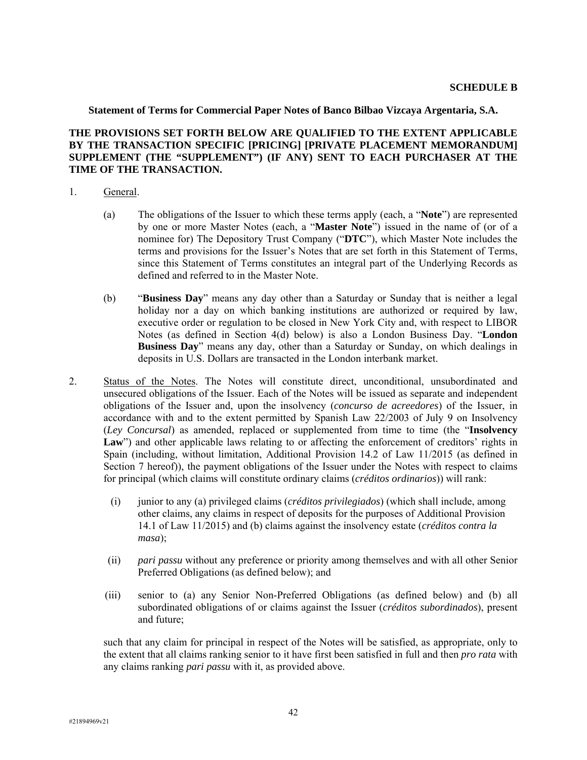**SCHEDULE B**

**Statement of Terms for Commercial Paper Notes of Banco Bilbao Vizcaya Argentaria, S.A.**

**THE PROVISIONS SET FORTH BELOW ARE QUALIFIED TO THE EXTENT APPLICABLE BY THE TRANSACTION SPECIFIC [PRICING] [PRIVATE PLACEMENT MEMORANDUM] SUPPLEMENT (THE "SUPPLEMENT") (IF ANY) SENT TO EACH PURCHASER AT THE TIME OF THE TRANSACTION.**

1. General.

   (a) The obligations of the Issuer to which these terms apply (each, a "**Note**") are represented by one or more Master Notes (each, a "**Master Note**") issued in the name of (or of a nominee for) The Depository Trust Company ("**DTC**"), which Master Note includes the terms and provisions for the Issuer's Notes that are set forth in this Statement of Terms, since this Statement of Terms constitutes an integral part of the Underlying Records as defined and referred to in the Master Note.

   (b) "**Business Day**" means any day other than a Saturday or Sunday that is neither a legal holiday nor a day on which banking institutions are authorized or required by law, executive order or regulation to be closed in New York City and, with respect to LIBOR Notes (as defined in Section 4(d) below) is also a London Business Day. "**London Business Day**" means any day, other than a Saturday or Sunday, on which dealings in deposits in U.S. Dollars are transacted in the London interbank market.

2. Status of the Notes. The Notes will constitute direct, unconditional, unsubordinated and unsecured obligations of the Issuer. Each of the Notes will be issued as separate and independent obligations of the Issuer and, upon the insolvency (*concurso de acreedores*) of the Issuer, in accordance with and to the extent permitted by Spanish Law 22/2003 of July 9 on Insolvency (*Ley Concursal*) as amended, replaced or supplemented from time to time (the "**Insolvency Law**") and other applicable laws relating to or affecting the enforcement of creditors' rights in Spain (including, without limitation, Additional Provision 14.2 of Law 11/2015 (as defined in Section 7 hereof)), the payment obligations of the Issuer under the Notes with respect to claims for principal (which claims will constitute ordinary claims (*créditos ordinarios*)) will rank:

   (i) junior to any (a) privileged claims (*créditos privilegiados*) (which shall include, among other claims, any claims in respect of deposits for the purposes of Additional Provision 14.1 of Law 11/2015) and (b) claims against the insolvency estate (*créditos contra la masa*);

   (ii) *pari passu* without any preference or priority among themselves and with all other Senior Preferred Obligations (as defined below); and

   (iii) senior to (a) any Senior Non-Preferred Obligations (as defined below) and (b) all subordinated obligations of or claims against the Issuer (*créditos subordinados*), present and future;

   such that any claim for principal in respect of the Notes will be satisfied, as appropriate, only to the extent that all claims ranking senior to it have first been satisfied in full and then *pro rata* with any claims ranking *pari passu* with it, as provided above.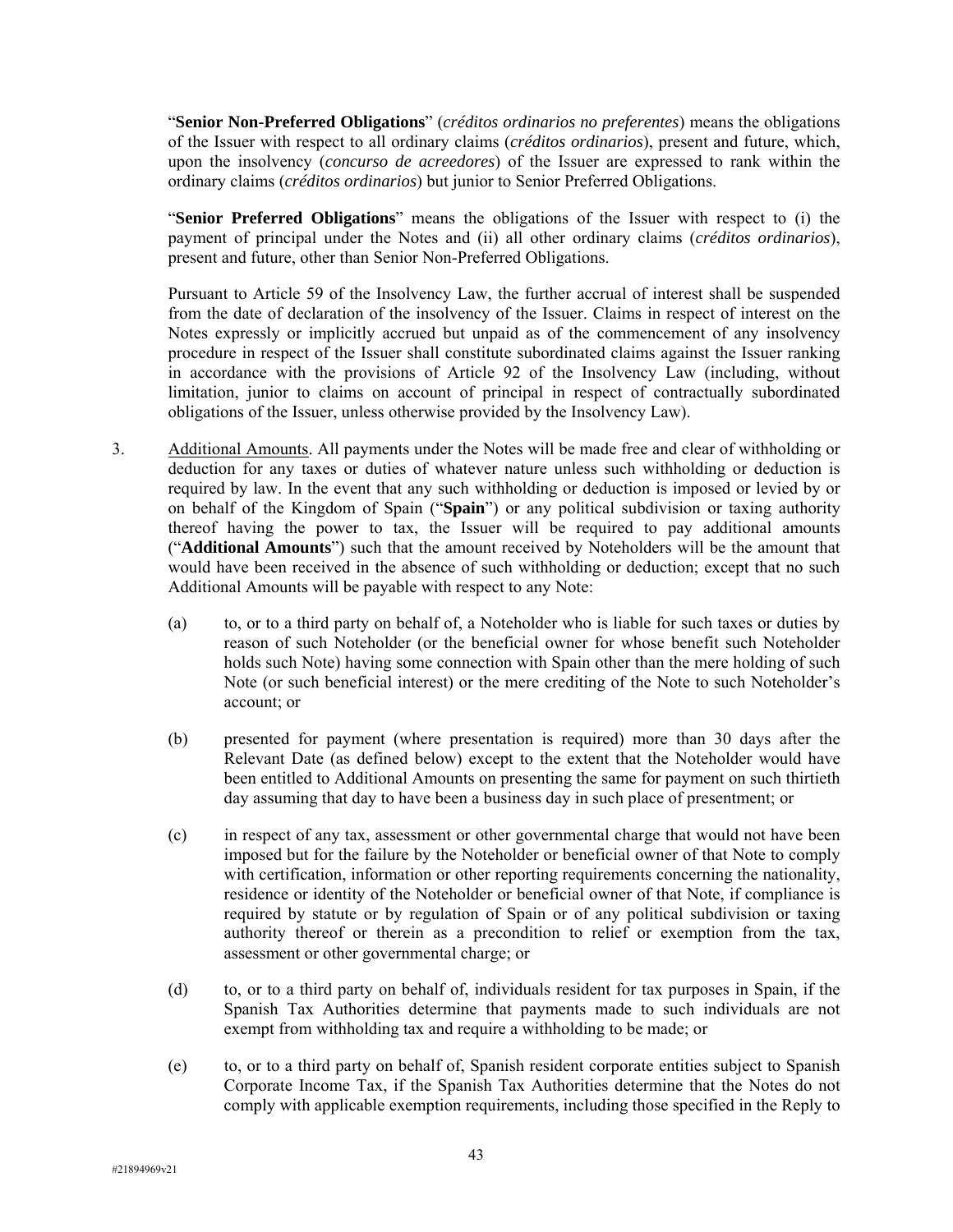"**Senior Non-Preferred Obligations**" (*créditos ordinarios no preferentes*) means the obligations of the Issuer with respect to all ordinary claims (*créditos ordinarios*), present and future, which, upon the insolvency (*concurso de acreedores*) of the Issuer are expressed to rank within the ordinary claims (*créditos ordinarios*) but junior to Senior Preferred Obligations.

"**Senior Preferred Obligations**" means the obligations of the Issuer with respect to (i) the payment of principal under the Notes and (ii) all other ordinary claims (*créditos ordinarios*), present and future, other than Senior Non-Preferred Obligations.

Pursuant to Article 59 of the Insolvency Law, the further accrual of interest shall be suspended from the date of declaration of the insolvency of the Issuer. Claims in respect of interest on the Notes expressly or implicitly accrued but unpaid as of the commencement of any insolvency procedure in respect of the Issuer shall constitute subordinated claims against the Issuer ranking in accordance with the provisions of Article 92 of the Insolvency Law (including, without limitation, junior to claims on account of principal in respect of contractually subordinated obligations of the Issuer, unless otherwise provided by the Insolvency Law).

3. Additional Amounts. All payments under the Notes will be made free and clear of withholding or deduction for any taxes or duties of whatever nature unless such withholding or deduction is required by law. In the event that any such withholding or deduction is imposed or levied by or on behalf of the Kingdom of Spain ("**Spain**") or any political subdivision or taxing authority thereof having the power to tax, the Issuer will be required to pay additional amounts ("**Additional Amounts**") such that the amount received by Noteholders will be the amount that would have been received in the absence of such withholding or deduction; except that no such Additional Amounts will be payable with respect to any Note:

   (a) to, or to a third party on behalf of, a Noteholder who is liable for such taxes or duties by reason of such Noteholder (or the beneficial owner for whose benefit such Noteholder holds such Note) having some connection with Spain other than the mere holding of such Note (or such beneficial interest) or the mere crediting of the Note to such Noteholder's account; or

   (b) presented for payment (where presentation is required) more than 30 days after the Relevant Date (as defined below) except to the extent that the Noteholder would have been entitled to Additional Amounts on presenting the same for payment on such thirtieth day assuming that day to have been a business day in such place of presentment; or

   (c) in respect of any tax, assessment or other governmental charge that would not have been imposed but for the failure by the Noteholder or beneficial owner of that Note to comply with certification, information or other reporting requirements concerning the nationality, residence or identity of the Noteholder or beneficial owner of that Note, if compliance is required by statute or by regulation of Spain or of any political subdivision or taxing authority thereof or therein as a precondition to relief or exemption from the tax, assessment or other governmental charge; or

   (d) to, or to a third party on behalf of, individuals resident for tax purposes in Spain, if the Spanish Tax Authorities determine that payments made to such individuals are not exempt from withholding tax and require a withholding to be made; or

   (e) to, or to a third party on behalf of, Spanish resident corporate entities subject to Spanish Corporate Income Tax, if the Spanish Tax Authorities determine that the Notes do not comply with applicable exemption requirements, including those specified in the Reply to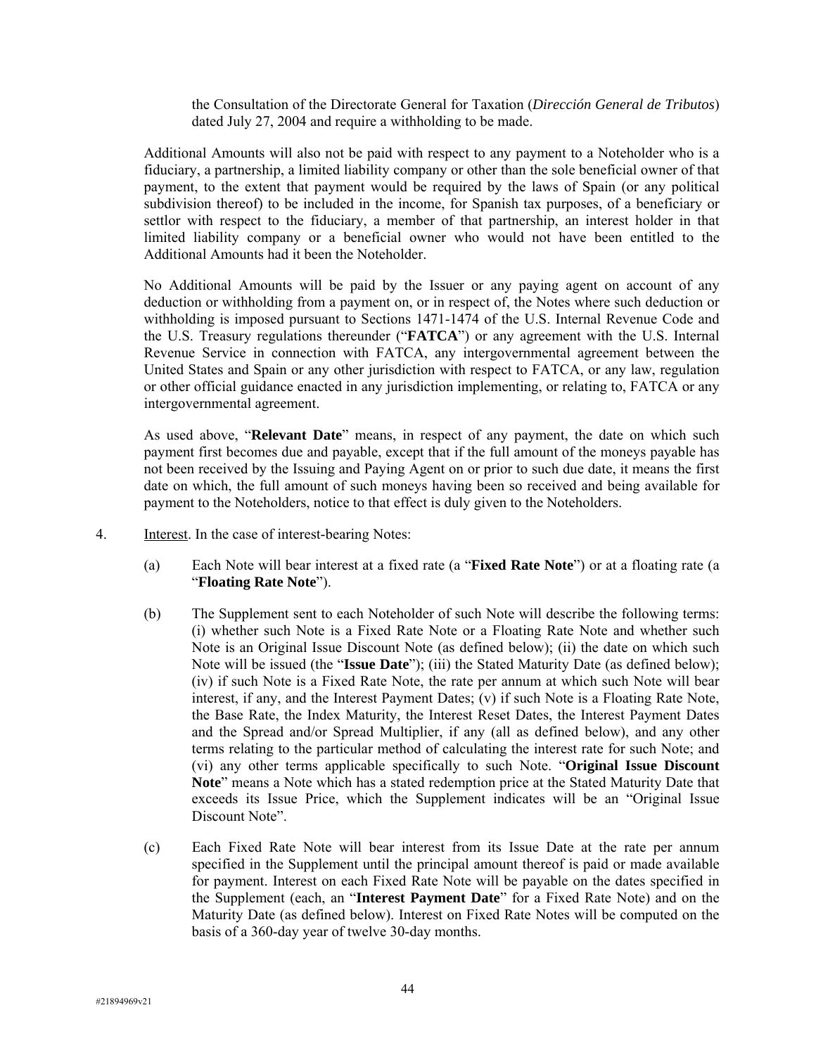the Consultation of the Directorate General for Taxation (*Dirección General de Tributos*) dated July 27, 2004 and require a withholding to be made.

Additional Amounts will also not be paid with respect to any payment to a Noteholder who is a fiduciary, a partnership, a limited liability company or other than the sole beneficial owner of that payment, to the extent that payment would be required by the laws of Spain (or any political subdivision thereof) to be included in the income, for Spanish tax purposes, of a beneficiary or settlor with respect to the fiduciary, a member of that partnership, an interest holder in that limited liability company or a beneficial owner who would not have been entitled to the Additional Amounts had it been the Noteholder.

No Additional Amounts will be paid by the Issuer or any paying agent on account of any deduction or withholding from a payment on, or in respect of, the Notes where such deduction or withholding is imposed pursuant to Sections 1471-1474 of the U.S. Internal Revenue Code and the U.S. Treasury regulations thereunder ("**FATCA**") or any agreement with the U.S. Internal Revenue Service in connection with FATCA, any intergovernmental agreement between the United States and Spain or any other jurisdiction with respect to FATCA, or any law, regulation or other official guidance enacted in any jurisdiction implementing, or relating to, FATCA or any intergovernmental agreement.

As used above, "**Relevant Date**" means, in respect of any payment, the date on which such payment first becomes due and payable, except that if the full amount of the moneys payable has not been received by the Issuing and Paying Agent on or prior to such due date, it means the first date on which, the full amount of such moneys having been so received and being available for payment to the Noteholders, notice to that effect is duly given to the Noteholders.

4. Interest. In the case of interest-bearing Notes:

   (a) Each Note will bear interest at a fixed rate (a "**Fixed Rate Note**") or at a floating rate (a "**Floating Rate Note**").

   (b) The Supplement sent to each Noteholder of such Note will describe the following terms: (i) whether such Note is a Fixed Rate Note or a Floating Rate Note and whether such Note is an Original Issue Discount Note (as defined below); (ii) the date on which such Note will be issued (the "**Issue Date**"); (iii) the Stated Maturity Date (as defined below); (iv) if such Note is a Fixed Rate Note, the rate per annum at which such Note will bear interest, if any, and the Interest Payment Dates; (v) if such Note is a Floating Rate Note, the Base Rate, the Index Maturity, the Interest Reset Dates, the Interest Payment Dates and the Spread and/or Spread Multiplier, if any (all as defined below), and any other terms relating to the particular method of calculating the interest rate for such Note; and (vi) any other terms applicable specifically to such Note. "**Original Issue Discount Note**" means a Note which has a stated redemption price at the Stated Maturity Date that exceeds its Issue Price, which the Supplement indicates will be an "Original Issue Discount Note".

   (c) Each Fixed Rate Note will bear interest from its Issue Date at the rate per annum specified in the Supplement until the principal amount thereof is paid or made available for payment. Interest on each Fixed Rate Note will be payable on the dates specified in the Supplement (each, an "**Interest Payment Date**" for a Fixed Rate Note) and on the Maturity Date (as defined below). Interest on Fixed Rate Notes will be computed on the basis of a 360-day year of twelve 30-day months.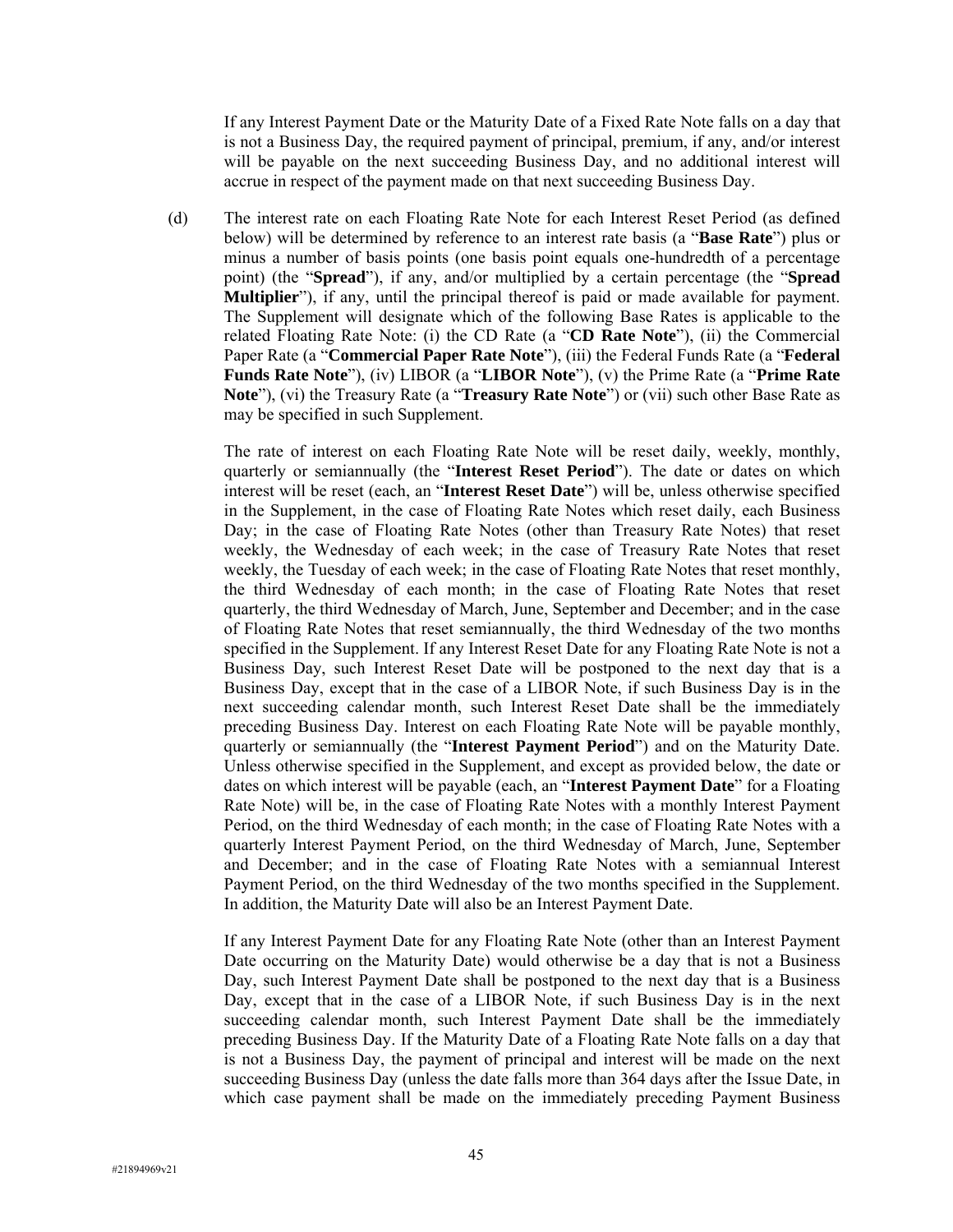If any Interest Payment Date or the Maturity Date of a Fixed Rate Note falls on a day that is not a Business Day, the required payment of principal, premium, if any, and/or interest will be payable on the next succeeding Business Day, and no additional interest will accrue in respect of the payment made on that next succeeding Business Day.

(d) The interest rate on each Floating Rate Note for each Interest Reset Period (as defined below) will be determined by reference to an interest rate basis (a "**Base Rate**") plus or minus a number of basis points (one basis point equals one-hundredth of a percentage point) (the "**Spread**"), if any, and/or multiplied by a certain percentage (the "**Spread Multiplier**"), if any, until the principal thereof is paid or made available for payment. The Supplement will designate which of the following Base Rates is applicable to the related Floating Rate Note: (i) the CD Rate (a "**CD Rate Note**"), (ii) the Commercial Paper Rate (a "**Commercial Paper Rate Note**"), (iii) the Federal Funds Rate (a "**Federal Funds Rate Note**"), (iv) LIBOR (a "**LIBOR Note**"), (v) the Prime Rate (a "**Prime Rate Note**"), (vi) the Treasury Rate (a "**Treasury Rate Note**") or (vii) such other Base Rate as may be specified in such Supplement.

The rate of interest on each Floating Rate Note will be reset daily, weekly, monthly, quarterly or semiannually (the "**Interest Reset Period**"). The date or dates on which interest will be reset (each, an "**Interest Reset Date**") will be, unless otherwise specified in the Supplement, in the case of Floating Rate Notes which reset daily, each Business Day; in the case of Floating Rate Notes (other than Treasury Rate Notes) that reset weekly, the Wednesday of each week; in the case of Treasury Rate Notes that reset weekly, the Tuesday of each week; in the case of Floating Rate Notes that reset monthly, the third Wednesday of each month; in the case of Floating Rate Notes that reset quarterly, the third Wednesday of March, June, September and December; and in the case of Floating Rate Notes that reset semiannually, the third Wednesday of the two months specified in the Supplement. If any Interest Reset Date for any Floating Rate Note is not a Business Day, such Interest Reset Date will be postponed to the next day that is a Business Day, except that in the case of a LIBOR Note, if such Business Day is in the next succeeding calendar month, such Interest Reset Date shall be the immediately preceding Business Day. Interest on each Floating Rate Note will be payable monthly, quarterly or semiannually (the "**Interest Payment Period**") and on the Maturity Date. Unless otherwise specified in the Supplement, and except as provided below, the date or dates on which interest will be payable (each, an "**Interest Payment Date**" for a Floating Rate Note) will be, in the case of Floating Rate Notes with a monthly Interest Payment Period, on the third Wednesday of each month; in the case of Floating Rate Notes with a quarterly Interest Payment Period, on the third Wednesday of March, June, September and December; and in the case of Floating Rate Notes with a semiannual Interest Payment Period, on the third Wednesday of the two months specified in the Supplement. In addition, the Maturity Date will also be an Interest Payment Date.

If any Interest Payment Date for any Floating Rate Note (other than an Interest Payment Date occurring on the Maturity Date) would otherwise be a day that is not a Business Day, such Interest Payment Date shall be postponed to the next day that is a Business Day, except that in the case of a LIBOR Note, if such Business Day is in the next succeeding calendar month, such Interest Payment Date shall be the immediately preceding Business Day. If the Maturity Date of a Floating Rate Note falls on a day that is not a Business Day, the payment of principal and interest will be made on the next succeeding Business Day (unless the date falls more than 364 days after the Issue Date, in which case payment shall be made on the immediately preceding Payment Business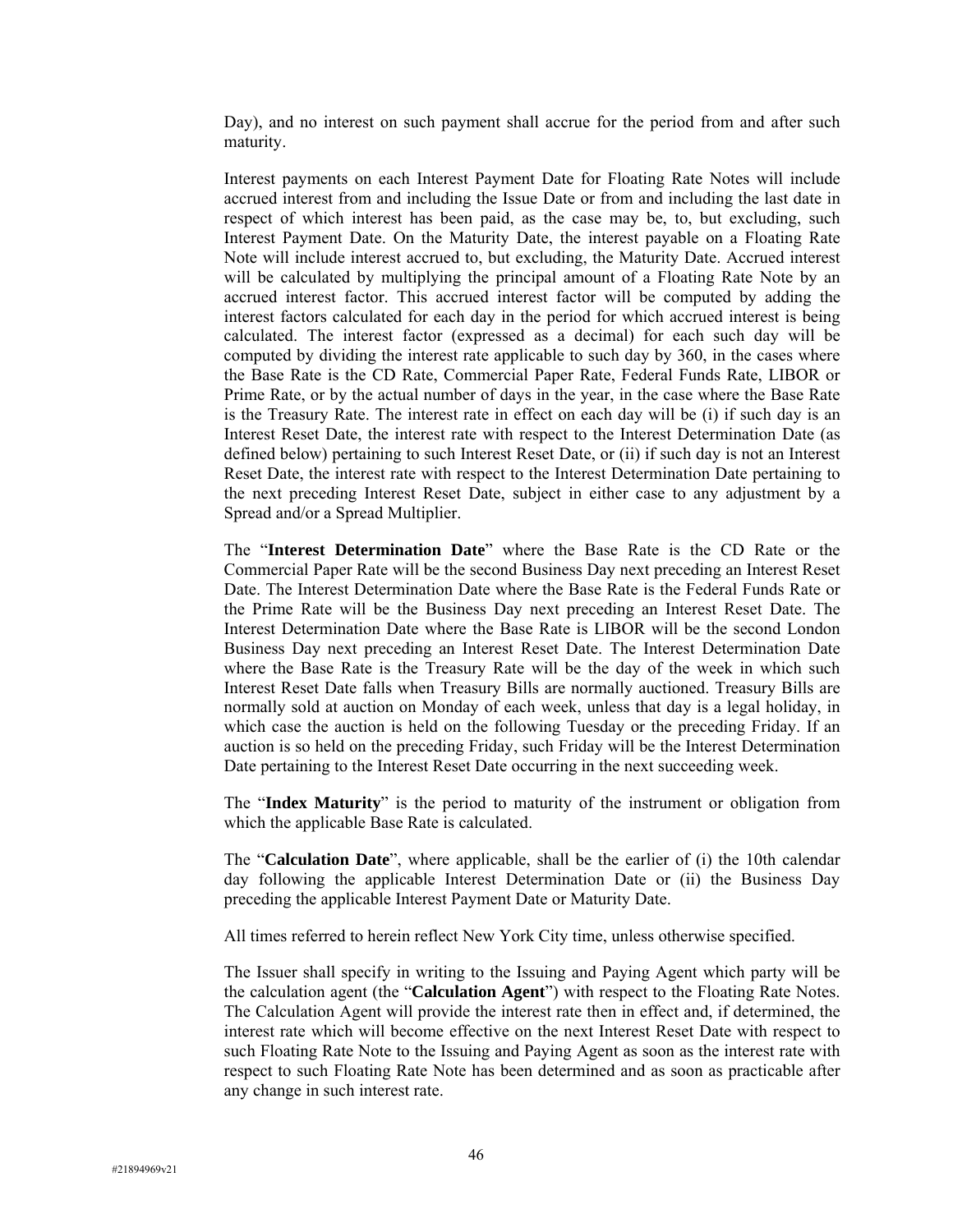Day), and no interest on such payment shall accrue for the period from and after such maturity.

Interest payments on each Interest Payment Date for Floating Rate Notes will include accrued interest from and including the Issue Date or from and including the last date in respect of which interest has been paid, as the case may be, to, but excluding, such Interest Payment Date. On the Maturity Date, the interest payable on a Floating Rate Note will include interest accrued to, but excluding, the Maturity Date. Accrued interest will be calculated by multiplying the principal amount of a Floating Rate Note by an accrued interest factor. This accrued interest factor will be computed by adding the interest factors calculated for each day in the period for which accrued interest is being calculated. The interest factor (expressed as a decimal) for each such day will be computed by dividing the interest rate applicable to such day by 360, in the cases where the Base Rate is the CD Rate, Commercial Paper Rate, Federal Funds Rate, LIBOR or Prime Rate, or by the actual number of days in the year, in the case where the Base Rate is the Treasury Rate. The interest rate in effect on each day will be (i) if such day is an Interest Reset Date, the interest rate with respect to the Interest Determination Date (as defined below) pertaining to such Interest Reset Date, or (ii) if such day is not an Interest Reset Date, the interest rate with respect to the Interest Determination Date pertaining to the next preceding Interest Reset Date, subject in either case to any adjustment by a Spread and/or a Spread Multiplier.

The "**Interest Determination Date**" where the Base Rate is the CD Rate or the Commercial Paper Rate will be the second Business Day next preceding an Interest Reset Date. The Interest Determination Date where the Base Rate is the Federal Funds Rate or the Prime Rate will be the Business Day next preceding an Interest Reset Date. The Interest Determination Date where the Base Rate is LIBOR will be the second London Business Day next preceding an Interest Reset Date. The Interest Determination Date where the Base Rate is the Treasury Rate will be the day of the week in which such Interest Reset Date falls when Treasury Bills are normally auctioned. Treasury Bills are normally sold at auction on Monday of each week, unless that day is a legal holiday, in which case the auction is held on the following Tuesday or the preceding Friday. If an auction is so held on the preceding Friday, such Friday will be the Interest Determination Date pertaining to the Interest Reset Date occurring in the next succeeding week.

The "**Index Maturity**" is the period to maturity of the instrument or obligation from which the applicable Base Rate is calculated.

The "**Calculation Date**", where applicable, shall be the earlier of (i) the 10th calendar day following the applicable Interest Determination Date or (ii) the Business Day preceding the applicable Interest Payment Date or Maturity Date.

All times referred to herein reflect New York City time, unless otherwise specified.

The Issuer shall specify in writing to the Issuing and Paying Agent which party will be the calculation agent (the "**Calculation Agent**") with respect to the Floating Rate Notes. The Calculation Agent will provide the interest rate then in effect and, if determined, the interest rate which will become effective on the next Interest Reset Date with respect to such Floating Rate Note to the Issuing and Paying Agent as soon as the interest rate with respect to such Floating Rate Note has been determined and as soon as practicable after any change in such interest rate.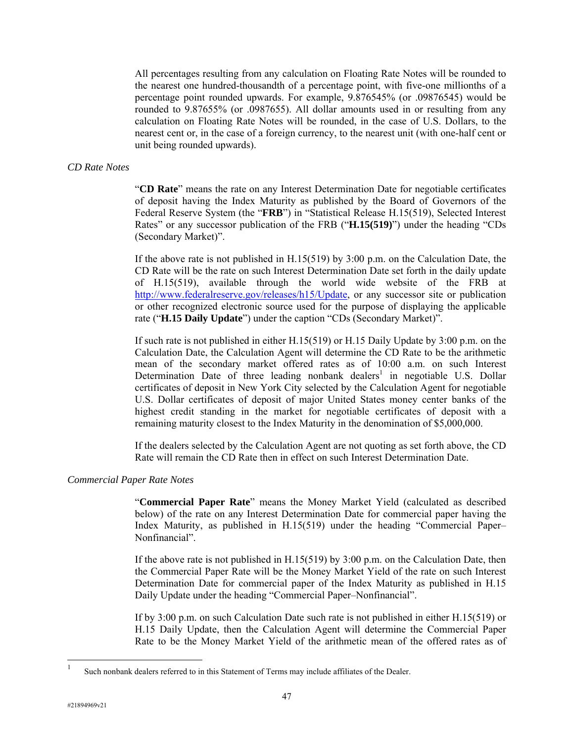All percentages resulting from any calculation on Floating Rate Notes will be rounded to the nearest one hundred-thousandth of a percentage point, with five-one millionths of a percentage point rounded upwards. For example, 9.876545% (or .09876545) would be rounded to 9.87655% (or .0987655). All dollar amounts used in or resulting from any calculation on Floating Rate Notes will be rounded, in the case of U.S. Dollars, to the nearest cent or, in the case of a foreign currency, to the nearest unit (with one-half cent or unit being rounded upwards).

*CD Rate Notes*

"**CD Rate**" means the rate on any Interest Determination Date for negotiable certificates of deposit having the Index Maturity as published by the Board of Governors of the Federal Reserve System (the "**FRB**") in "Statistical Release H.15(519), Selected Interest Rates" or any successor publication of the FRB ("**H.15(519)**") under the heading "CDs (Secondary Market)".

If the above rate is not published in H.15(519) by 3:00 p.m. on the Calculation Date, the CD Rate will be the rate on such Interest Determination Date set forth in the daily update of H.15(519), available through the world wide website of the FRB at http://www.federalreserve.gov/releases/h15/Update, or any successor site or publication or other recognized electronic source used for the purpose of displaying the applicable rate ("**H.15 Daily Update**") under the caption "CDs (Secondary Market)".

If such rate is not published in either H.15(519) or H.15 Daily Update by 3:00 p.m. on the Calculation Date, the Calculation Agent will determine the CD Rate to be the arithmetic mean of the secondary market offered rates as of 10:00 a.m. on such Interest Determination Date of three leading nonbank dealers[1] in negotiable U.S. Dollar certificates of deposit in New York City selected by the Calculation Agent for negotiable U.S. Dollar certificates of deposit of major United States money center banks of the highest credit standing in the market for negotiable certificates of deposit with a remaining maturity closest to the Index Maturity in the denomination of $5,000,000.

If the dealers selected by the Calculation Agent are not quoting as set forth above, the CD Rate will remain the CD Rate then in effect on such Interest Determination Date.

*Commercial Paper Rate Notes*

"**Commercial Paper Rate**" means the Money Market Yield (calculated as described below) of the rate on any Interest Determination Date for commercial paper having the Index Maturity, as published in H.15(519) under the heading "Commercial Paper–Nonfinancial".

If the above rate is not published in H.15(519) by 3:00 p.m. on the Calculation Date, then the Commercial Paper Rate will be the Money Market Yield of the rate on such Interest Determination Date for commercial paper of the Index Maturity as published in H.15 Daily Update under the heading "Commercial Paper–Nonfinancial".

If by 3:00 p.m. on such Calculation Date such rate is not published in either H.15(519) or H.15 Daily Update, then the Calculation Agent will determine the Commercial Paper Rate to be the Money Market Yield of the arithmetic mean of the offered rates as of

---

[1] Such nonbank dealers referred to in this Statement of Terms may include affiliates of the Dealer.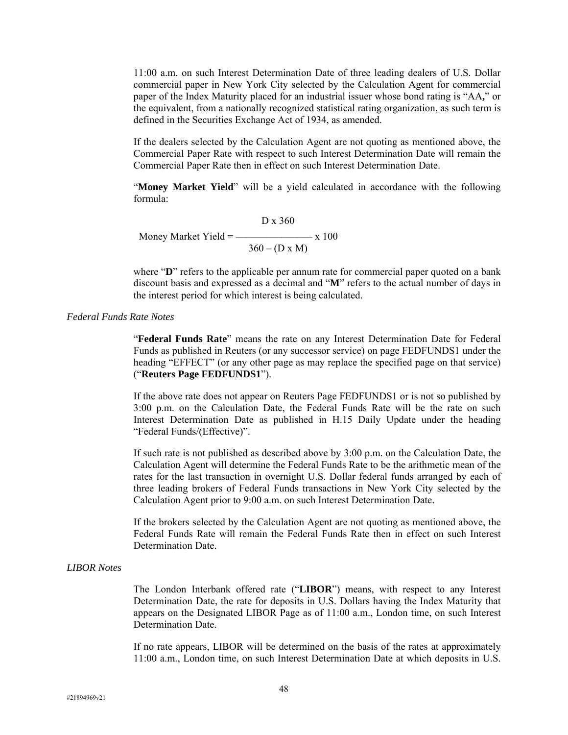11:00 a.m. on such Interest Determination Date of three leading dealers of U.S. Dollar commercial paper in New York City selected by the Calculation Agent for commercial paper of the Index Maturity placed for an industrial issuer whose bond rating is "AA**,**" or the equivalent, from a nationally recognized statistical rating organization, as such term is defined in the Securities Exchange Act of 1934, as amended.

If the dealers selected by the Calculation Agent are not quoting as mentioned above, the Commercial Paper Rate with respect to such Interest Determination Date will remain the Commercial Paper Rate then in effect on such Interest Determination Date.

"**Money Market Yield**" will be a yield calculated in accordance with the following formula:

$$\text{Money Market Yield} = \frac{D \times 360}{360 - (D \times M)} \times 100$$

where "**D**" refers to the applicable per annum rate for commercial paper quoted on a bank discount basis and expressed as a decimal and "**M**" refers to the actual number of days in the interest period for which interest is being calculated.

*Federal Funds Rate Notes*

"**Federal Funds Rate**" means the rate on any Interest Determination Date for Federal Funds as published in Reuters (or any successor service) on page FEDFUNDS1 under the heading "EFFECT" (or any other page as may replace the specified page on that service) ("**Reuters Page FEDFUNDS1**").

If the above rate does not appear on Reuters Page FEDFUNDS1 or is not so published by 3:00 p.m. on the Calculation Date, the Federal Funds Rate will be the rate on such Interest Determination Date as published in H.15 Daily Update under the heading "Federal Funds/(Effective)".

If such rate is not published as described above by 3:00 p.m. on the Calculation Date, the Calculation Agent will determine the Federal Funds Rate to be the arithmetic mean of the rates for the last transaction in overnight U.S. Dollar federal funds arranged by each of three leading brokers of Federal Funds transactions in New York City selected by the Calculation Agent prior to 9:00 a.m. on such Interest Determination Date.

If the brokers selected by the Calculation Agent are not quoting as mentioned above, the Federal Funds Rate will remain the Federal Funds Rate then in effect on such Interest Determination Date.

*LIBOR Notes*

The London Interbank offered rate ("**LIBOR**") means, with respect to any Interest Determination Date, the rate for deposits in U.S. Dollars having the Index Maturity that appears on the Designated LIBOR Page as of 11:00 a.m., London time, on such Interest Determination Date.

If no rate appears, LIBOR will be determined on the basis of the rates at approximately 11:00 a.m., London time, on such Interest Determination Date at which deposits in U.S.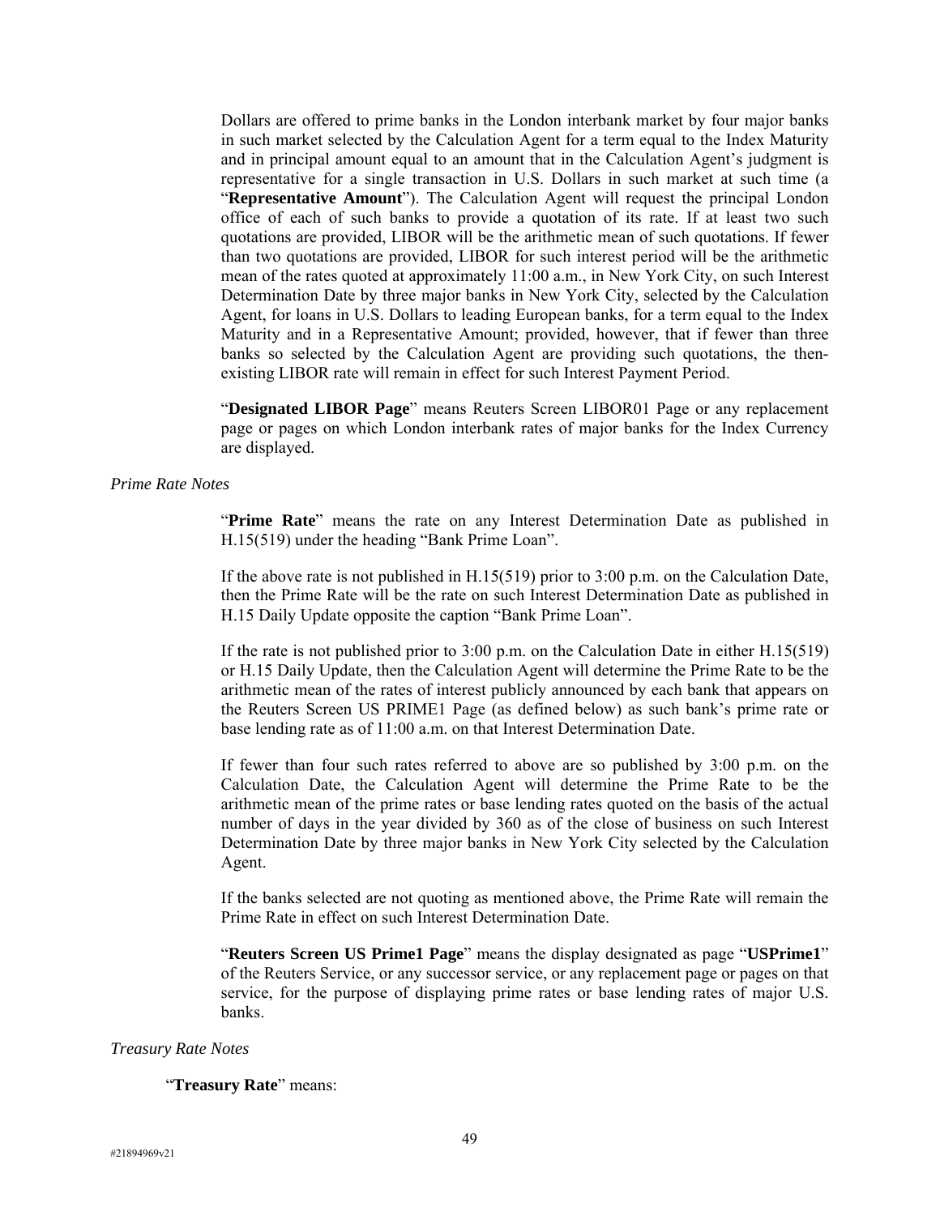Dollars are offered to prime banks in the London interbank market by four major banks in such market selected by the Calculation Agent for a term equal to the Index Maturity and in principal amount equal to an amount that in the Calculation Agent's judgment is representative for a single transaction in U.S. Dollars in such market at such time (a "**Representative Amount**"). The Calculation Agent will request the principal London office of each of such banks to provide a quotation of its rate. If at least two such quotations are provided, LIBOR will be the arithmetic mean of such quotations. If fewer than two quotations are provided, LIBOR for such interest period will be the arithmetic mean of the rates quoted at approximately 11:00 a.m., in New York City, on such Interest Determination Date by three major banks in New York City, selected by the Calculation Agent, for loans in U.S. Dollars to leading European banks, for a term equal to the Index Maturity and in a Representative Amount; provided, however, that if fewer than three banks so selected by the Calculation Agent are providing such quotations, the then-existing LIBOR rate will remain in effect for such Interest Payment Period.

"**Designated LIBOR Page**" means Reuters Screen LIBOR01 Page or any replacement page or pages on which London interbank rates of major banks for the Index Currency are displayed.

*Prime Rate Notes*

"**Prime Rate**" means the rate on any Interest Determination Date as published in H.15(519) under the heading "Bank Prime Loan".

If the above rate is not published in H.15(519) prior to 3:00 p.m. on the Calculation Date, then the Prime Rate will be the rate on such Interest Determination Date as published in H.15 Daily Update opposite the caption "Bank Prime Loan".

If the rate is not published prior to 3:00 p.m. on the Calculation Date in either H.15(519) or H.15 Daily Update, then the Calculation Agent will determine the Prime Rate to be the arithmetic mean of the rates of interest publicly announced by each bank that appears on the Reuters Screen US PRIME1 Page (as defined below) as such bank's prime rate or base lending rate as of 11:00 a.m. on that Interest Determination Date.

If fewer than four such rates referred to above are so published by 3:00 p.m. on the Calculation Date, the Calculation Agent will determine the Prime Rate to be the arithmetic mean of the prime rates or base lending rates quoted on the basis of the actual number of days in the year divided by 360 as of the close of business on such Interest Determination Date by three major banks in New York City selected by the Calculation Agent.

If the banks selected are not quoting as mentioned above, the Prime Rate will remain the Prime Rate in effect on such Interest Determination Date.

"**Reuters Screen US Prime1 Page**" means the display designated as page "**USPrime1**" of the Reuters Service, or any successor service, or any replacement page or pages on that service, for the purpose of displaying prime rates or base lending rates of major U.S. banks.

*Treasury Rate Notes*

"**Treasury Rate**" means: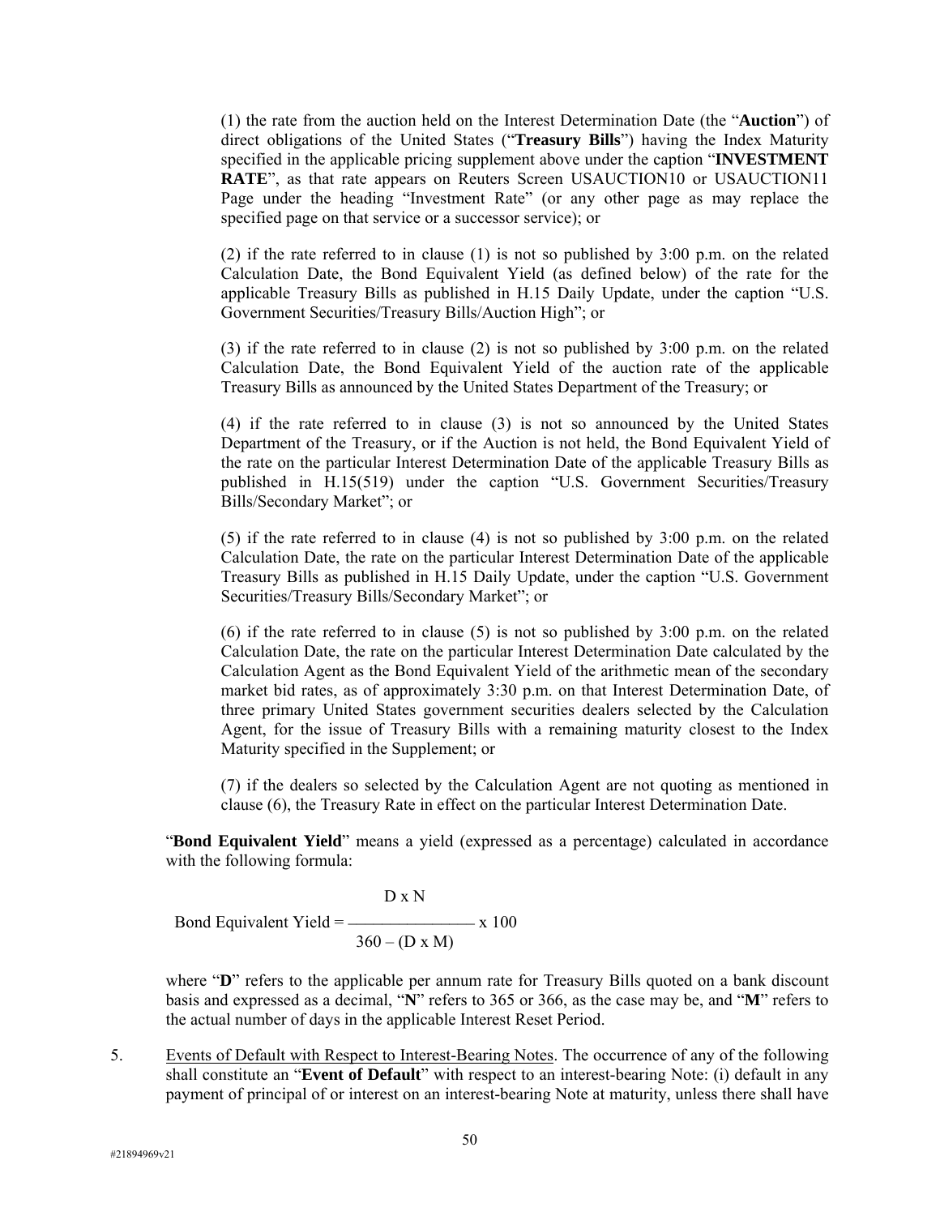(1) the rate from the auction held on the Interest Determination Date (the "**Auction**") of direct obligations of the United States ("**Treasury Bills**") having the Index Maturity specified in the applicable pricing supplement above under the caption "**INVESTMENT RATE**", as that rate appears on Reuters Screen USAUCTION10 or USAUCTION11 Page under the heading "Investment Rate" (or any other page as may replace the specified page on that service or a successor service); or

(2) if the rate referred to in clause (1) is not so published by 3:00 p.m. on the related Calculation Date, the Bond Equivalent Yield (as defined below) of the rate for the applicable Treasury Bills as published in H.15 Daily Update, under the caption "U.S. Government Securities/Treasury Bills/Auction High"; or

(3) if the rate referred to in clause (2) is not so published by 3:00 p.m. on the related Calculation Date, the Bond Equivalent Yield of the auction rate of the applicable Treasury Bills as announced by the United States Department of the Treasury; or

(4) if the rate referred to in clause (3) is not so announced by the United States Department of the Treasury, or if the Auction is not held, the Bond Equivalent Yield of the rate on the particular Interest Determination Date of the applicable Treasury Bills as published in H.15(519) under the caption "U.S. Government Securities/Treasury Bills/Secondary Market"; or

(5) if the rate referred to in clause (4) is not so published by 3:00 p.m. on the related Calculation Date, the rate on the particular Interest Determination Date of the applicable Treasury Bills as published in H.15 Daily Update, under the caption "U.S. Government Securities/Treasury Bills/Secondary Market"; or

(6) if the rate referred to in clause (5) is not so published by 3:00 p.m. on the related Calculation Date, the rate on the particular Interest Determination Date calculated by the Calculation Agent as the Bond Equivalent Yield of the arithmetic mean of the secondary market bid rates, as of approximately 3:30 p.m. on that Interest Determination Date, of three primary United States government securities dealers selected by the Calculation Agent, for the issue of Treasury Bills with a remaining maturity closest to the Index Maturity specified in the Supplement; or

(7) if the dealers so selected by the Calculation Agent are not quoting as mentioned in clause (6), the Treasury Rate in effect on the particular Interest Determination Date.

"**Bond Equivalent Yield**" means a yield (expressed as a percentage) calculated in accordance with the following formula:

$$\text{Bond Equivalent Yield} = \frac{D \times N}{360 - (D \times M)} \times 100$$

where "**D**" refers to the applicable per annum rate for Treasury Bills quoted on a bank discount basis and expressed as a decimal, "**N**" refers to 365 or 366, as the case may be, and "**M**" refers to the actual number of days in the applicable Interest Reset Period.

5. Events of Default with Respect to Interest-Bearing Notes. The occurrence of any of the following shall constitute an "**Event of Default**" with respect to an interest-bearing Note: (i) default in any payment of principal of or interest on an interest-bearing Note at maturity, unless there shall have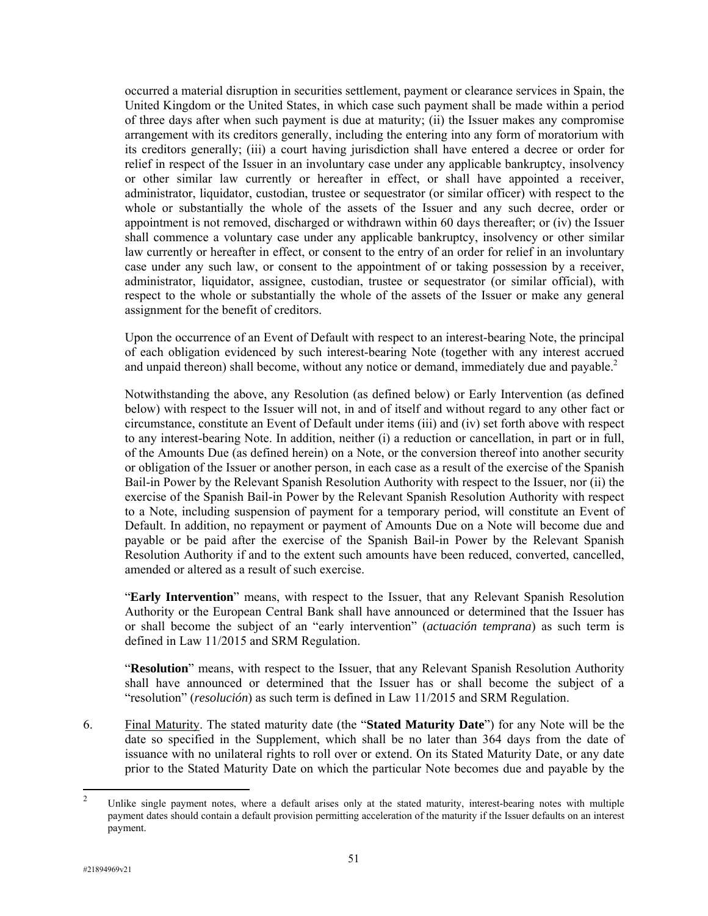occurred a material disruption in securities settlement, payment or clearance services in Spain, the United Kingdom or the United States, in which case such payment shall be made within a period of three days after when such payment is due at maturity; (ii) the Issuer makes any compromise arrangement with its creditors generally, including the entering into any form of moratorium with its creditors generally; (iii) a court having jurisdiction shall have entered a decree or order for relief in respect of the Issuer in an involuntary case under any applicable bankruptcy, insolvency or other similar law currently or hereafter in effect, or shall have appointed a receiver, administrator, liquidator, custodian, trustee or sequestrator (or similar officer) with respect to the whole or substantially the whole of the assets of the Issuer and any such decree, order or appointment is not removed, discharged or withdrawn within 60 days thereafter; or (iv) the Issuer shall commence a voluntary case under any applicable bankruptcy, insolvency or other similar law currently or hereafter in effect, or consent to the entry of an order for relief in an involuntary case under any such law, or consent to the appointment of or taking possession by a receiver, administrator, liquidator, assignee, custodian, trustee or sequestrator (or similar official), with respect to the whole or substantially the whole of the assets of the Issuer or make any general assignment for the benefit of creditors.

Upon the occurrence of an Event of Default with respect to an interest-bearing Note, the principal of each obligation evidenced by such interest-bearing Note (together with any interest accrued and unpaid thereon) shall become, without any notice or demand, immediately due and payable.[2]

Notwithstanding the above, any Resolution (as defined below) or Early Intervention (as defined below) with respect to the Issuer will not, in and of itself and without regard to any other fact or circumstance, constitute an Event of Default under items (iii) and (iv) set forth above with respect to any interest-bearing Note. In addition, neither (i) a reduction or cancellation, in part or in full, of the Amounts Due (as defined herein) on a Note, or the conversion thereof into another security or obligation of the Issuer or another person, in each case as a result of the exercise of the Spanish Bail-in Power by the Relevant Spanish Resolution Authority with respect to the Issuer, nor (ii) the exercise of the Spanish Bail-in Power by the Relevant Spanish Resolution Authority with respect to a Note, including suspension of payment for a temporary period, will constitute an Event of Default. In addition, no repayment or payment of Amounts Due on a Note will become due and payable or be paid after the exercise of the Spanish Bail-in Power by the Relevant Spanish Resolution Authority if and to the extent such amounts have been reduced, converted, cancelled, amended or altered as a result of such exercise.

"**Early Intervention**" means, with respect to the Issuer, that any Relevant Spanish Resolution Authority or the European Central Bank shall have announced or determined that the Issuer has or shall become the subject of an "early intervention" (*actuación temprana*) as such term is defined in Law 11/2015 and SRM Regulation.

"**Resolution**" means, with respect to the Issuer, that any Relevant Spanish Resolution Authority shall have announced or determined that the Issuer has or shall become the subject of a "resolution" (*resolución*) as such term is defined in Law 11/2015 and SRM Regulation.

6. Final Maturity. The stated maturity date (the "**Stated Maturity Date**") for any Note will be the date so specified in the Supplement, which shall be no later than 364 days from the date of issuance with no unilateral rights to roll over or extend. On its Stated Maturity Date, or any date prior to the Stated Maturity Date on which the particular Note becomes due and payable by the

[2] Unlike single payment notes, where a default arises only at the stated maturity, interest-bearing notes with multiple payment dates should contain a default provision permitting acceleration of the maturity if the Issuer defaults on an interest payment.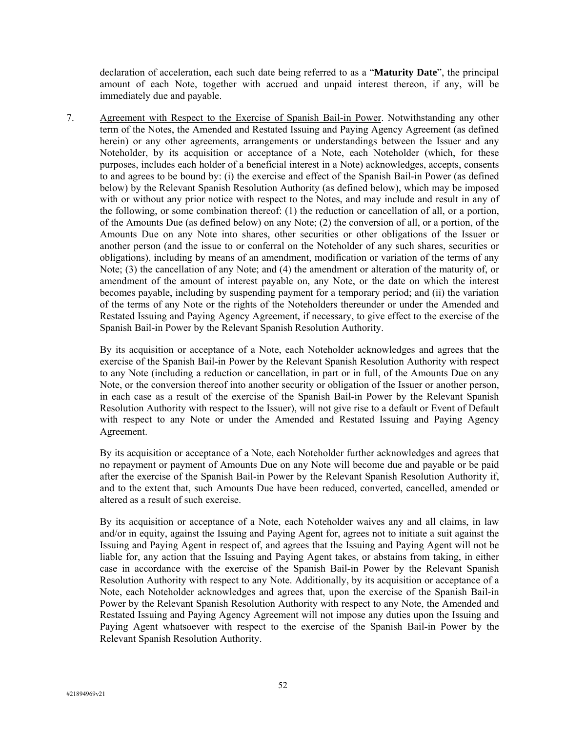declaration of acceleration, each such date being referred to as a "**Maturity Date**", the principal amount of each Note, together with accrued and unpaid interest thereon, if any, will be immediately due and payable.

7. Agreement with Respect to the Exercise of Spanish Bail-in Power. Notwithstanding any other term of the Notes, the Amended and Restated Issuing and Paying Agency Agreement (as defined herein) or any other agreements, arrangements or understandings between the Issuer and any Noteholder, by its acquisition or acceptance of a Note, each Noteholder (which, for these purposes, includes each holder of a beneficial interest in a Note) acknowledges, accepts, consents to and agrees to be bound by: (i) the exercise and effect of the Spanish Bail-in Power (as defined below) by the Relevant Spanish Resolution Authority (as defined below), which may be imposed with or without any prior notice with respect to the Notes, and may include and result in any of the following, or some combination thereof: (1) the reduction or cancellation of all, or a portion, of the Amounts Due (as defined below) on any Note; (2) the conversion of all, or a portion, of the Amounts Due on any Note into shares, other securities or other obligations of the Issuer or another person (and the issue to or conferral on the Noteholder of any such shares, securities or obligations), including by means of an amendment, modification or variation of the terms of any Note; (3) the cancellation of any Note; and (4) the amendment or alteration of the maturity of, or amendment of the amount of interest payable on, any Note, or the date on which the interest becomes payable, including by suspending payment for a temporary period; and (ii) the variation of the terms of any Note or the rights of the Noteholders thereunder or under the Amended and Restated Issuing and Paying Agency Agreement, if necessary, to give effect to the exercise of the Spanish Bail-in Power by the Relevant Spanish Resolution Authority.

   By its acquisition or acceptance of a Note, each Noteholder acknowledges and agrees that the exercise of the Spanish Bail-in Power by the Relevant Spanish Resolution Authority with respect to any Note (including a reduction or cancellation, in part or in full, of the Amounts Due on any Note, or the conversion thereof into another security or obligation of the Issuer or another person, in each case as a result of the exercise of the Spanish Bail-in Power by the Relevant Spanish Resolution Authority with respect to the Issuer), will not give rise to a default or Event of Default with respect to any Note or under the Amended and Restated Issuing and Paying Agency Agreement.

   By its acquisition or acceptance of a Note, each Noteholder further acknowledges and agrees that no repayment or payment of Amounts Due on any Note will become due and payable or be paid after the exercise of the Spanish Bail-in Power by the Relevant Spanish Resolution Authority if, and to the extent that, such Amounts Due have been reduced, converted, cancelled, amended or altered as a result of such exercise.

   By its acquisition or acceptance of a Note, each Noteholder waives any and all claims, in law and/or in equity, against the Issuing and Paying Agent for, agrees not to initiate a suit against the Issuing and Paying Agent in respect of, and agrees that the Issuing and Paying Agent will not be liable for, any action that the Issuing and Paying Agent takes, or abstains from taking, in either case in accordance with the exercise of the Spanish Bail-in Power by the Relevant Spanish Resolution Authority with respect to any Note. Additionally, by its acquisition or acceptance of a Note, each Noteholder acknowledges and agrees that, upon the exercise of the Spanish Bail-in Power by the Relevant Spanish Resolution Authority with respect to any Note, the Amended and Restated Issuing and Paying Agency Agreement will not impose any duties upon the Issuing and Paying Agent whatsoever with respect to the exercise of the Spanish Bail-in Power by the Relevant Spanish Resolution Authority.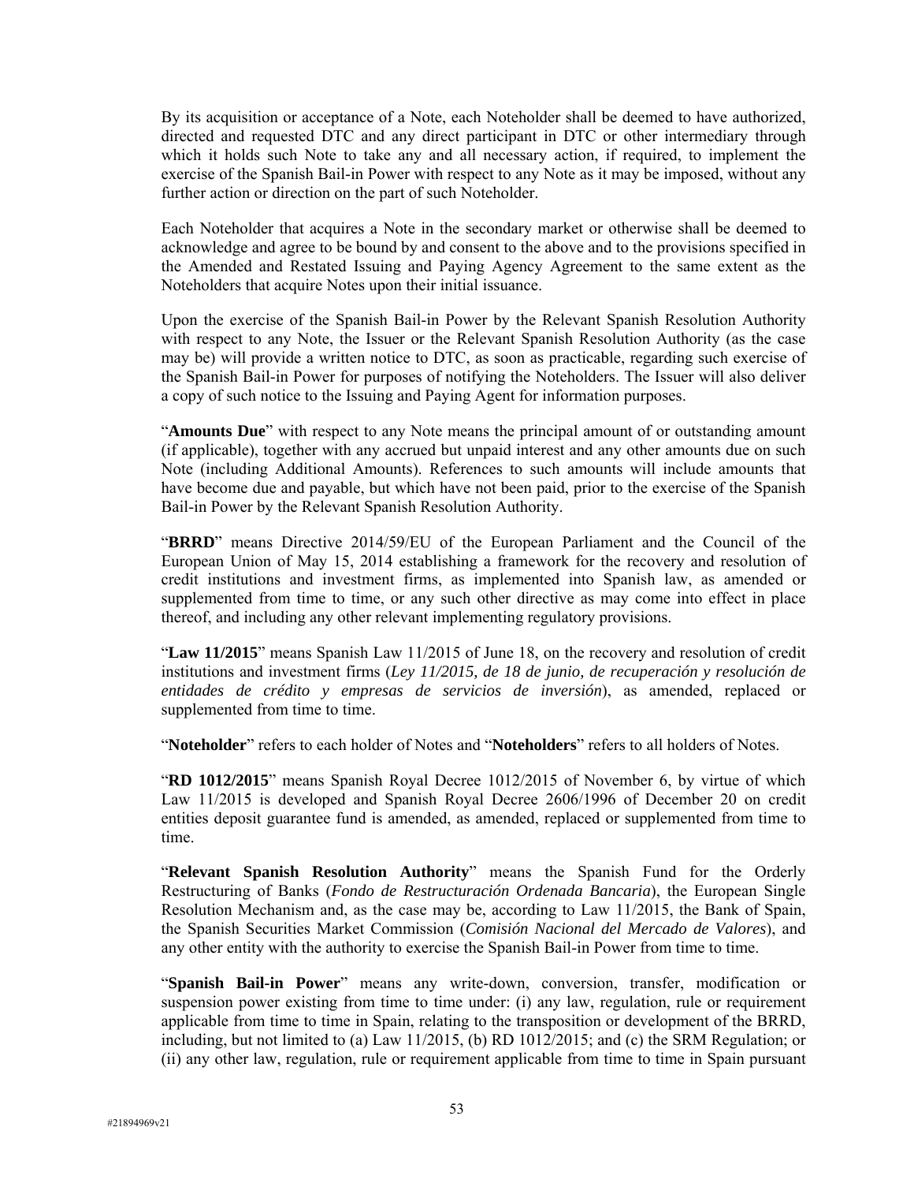By its acquisition or acceptance of a Note, each Noteholder shall be deemed to have authorized, directed and requested DTC and any direct participant in DTC or other intermediary through which it holds such Note to take any and all necessary action, if required, to implement the exercise of the Spanish Bail-in Power with respect to any Note as it may be imposed, without any further action or direction on the part of such Noteholder.

Each Noteholder that acquires a Note in the secondary market or otherwise shall be deemed to acknowledge and agree to be bound by and consent to the above and to the provisions specified in the Amended and Restated Issuing and Paying Agency Agreement to the same extent as the Noteholders that acquire Notes upon their initial issuance.

Upon the exercise of the Spanish Bail-in Power by the Relevant Spanish Resolution Authority with respect to any Note, the Issuer or the Relevant Spanish Resolution Authority (as the case may be) will provide a written notice to DTC, as soon as practicable, regarding such exercise of the Spanish Bail-in Power for purposes of notifying the Noteholders. The Issuer will also deliver a copy of such notice to the Issuing and Paying Agent for information purposes.

"**Amounts Due**" with respect to any Note means the principal amount of or outstanding amount (if applicable), together with any accrued but unpaid interest and any other amounts due on such Note (including Additional Amounts). References to such amounts will include amounts that have become due and payable, but which have not been paid, prior to the exercise of the Spanish Bail-in Power by the Relevant Spanish Resolution Authority.

"**BRRD**" means Directive 2014/59/EU of the European Parliament and the Council of the European Union of May 15, 2014 establishing a framework for the recovery and resolution of credit institutions and investment firms, as implemented into Spanish law, as amended or supplemented from time to time, or any such other directive as may come into effect in place thereof, and including any other relevant implementing regulatory provisions.

"**Law 11/2015**" means Spanish Law 11/2015 of June 18, on the recovery and resolution of credit institutions and investment firms (*Ley 11/2015, de 18 de junio, de recuperación y resolución de entidades de crédito y empresas de servicios de inversión*), as amended, replaced or supplemented from time to time.

"**Noteholder**" refers to each holder of Notes and "**Noteholders**" refers to all holders of Notes.

"**RD 1012/2015**" means Spanish Royal Decree 1012/2015 of November 6, by virtue of which Law 11/2015 is developed and Spanish Royal Decree 2606/1996 of December 20 on credit entities deposit guarantee fund is amended, as amended, replaced or supplemented from time to time.

"**Relevant Spanish Resolution Authority**" means the Spanish Fund for the Orderly Restructuring of Banks (*Fondo de Restructuración Ordenada Bancaria*), the European Single Resolution Mechanism and, as the case may be, according to Law 11/2015, the Bank of Spain, the Spanish Securities Market Commission (*Comisión Nacional del Mercado de Valores*), and any other entity with the authority to exercise the Spanish Bail-in Power from time to time.

"**Spanish Bail-in Power**" means any write-down, conversion, transfer, modification or suspension power existing from time to time under: (i) any law, regulation, rule or requirement applicable from time to time in Spain, relating to the transposition or development of the BRRD, including, but not limited to (a) Law 11/2015, (b) RD 1012/2015; and (c) the SRM Regulation; or (ii) any other law, regulation, rule or requirement applicable from time to time in Spain pursuant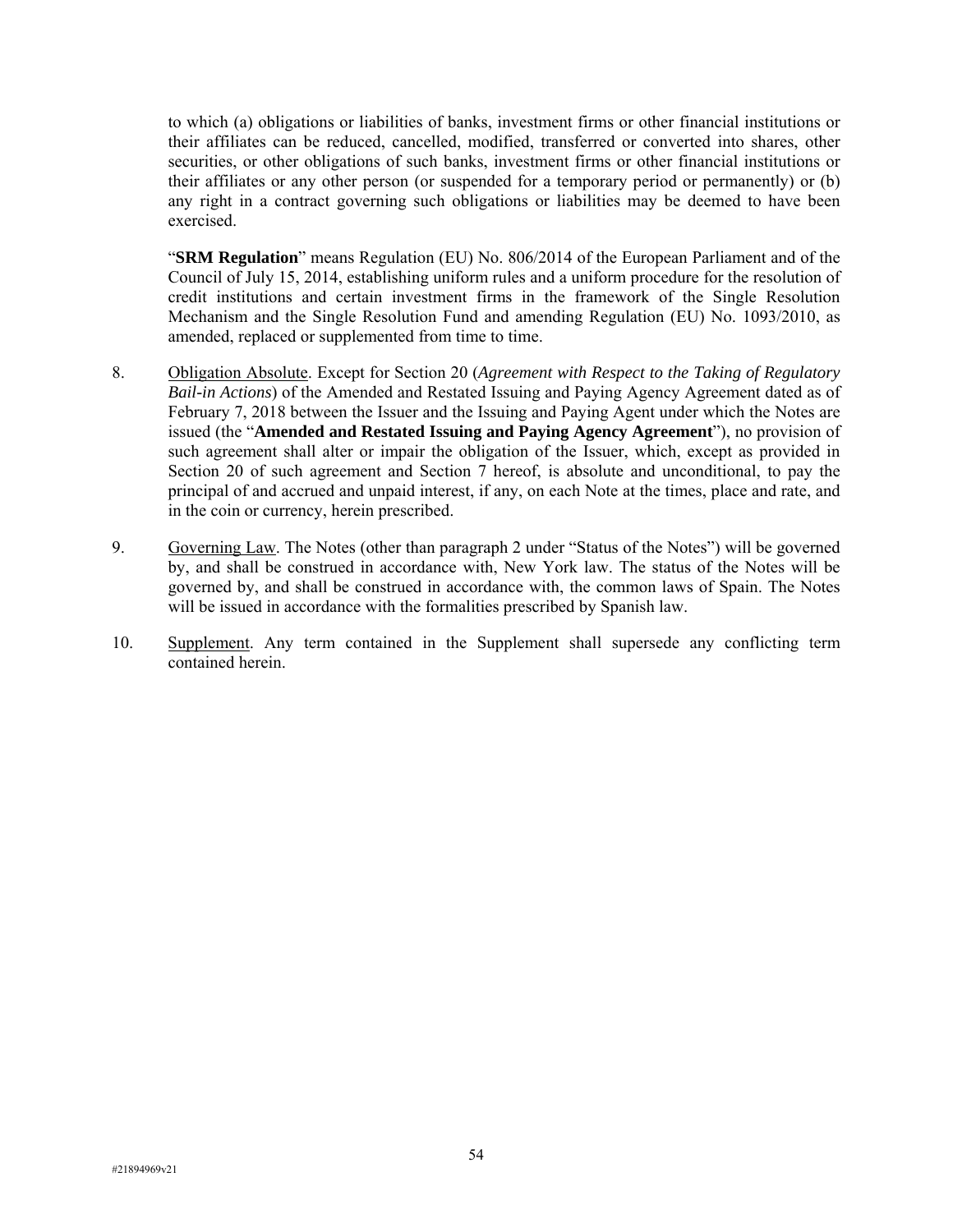to which (a) obligations or liabilities of banks, investment firms or other financial institutions or their affiliates can be reduced, cancelled, modified, transferred or converted into shares, other securities, or other obligations of such banks, investment firms or other financial institutions or their affiliates or any other person (or suspended for a temporary period or permanently) or (b) any right in a contract governing such obligations or liabilities may be deemed to have been exercised.

"**SRM Regulation**" means Regulation (EU) No. 806/2014 of the European Parliament and of the Council of July 15, 2014, establishing uniform rules and a uniform procedure for the resolution of credit institutions and certain investment firms in the framework of the Single Resolution Mechanism and the Single Resolution Fund and amending Regulation (EU) No. 1093/2010, as amended, replaced or supplemented from time to time.

8. Obligation Absolute. Except for Section 20 (*Agreement with Respect to the Taking of Regulatory Bail-in Actions*) of the Amended and Restated Issuing and Paying Agency Agreement dated as of February 7, 2018 between the Issuer and the Issuing and Paying Agent under which the Notes are issued (the "**Amended and Restated Issuing and Paying Agency Agreement**"), no provision of such agreement shall alter or impair the obligation of the Issuer, which, except as provided in Section 20 of such agreement and Section 7 hereof, is absolute and unconditional, to pay the principal of and accrued and unpaid interest, if any, on each Note at the times, place and rate, and in the coin or currency, herein prescribed.

9. Governing Law. The Notes (other than paragraph 2 under "Status of the Notes") will be governed by, and shall be construed in accordance with, New York law. The status of the Notes will be governed by, and shall be construed in accordance with, the common laws of Spain. The Notes will be issued in accordance with the formalities prescribed by Spanish law.

10. Supplement. Any term contained in the Supplement shall supersede any conflicting term contained herein.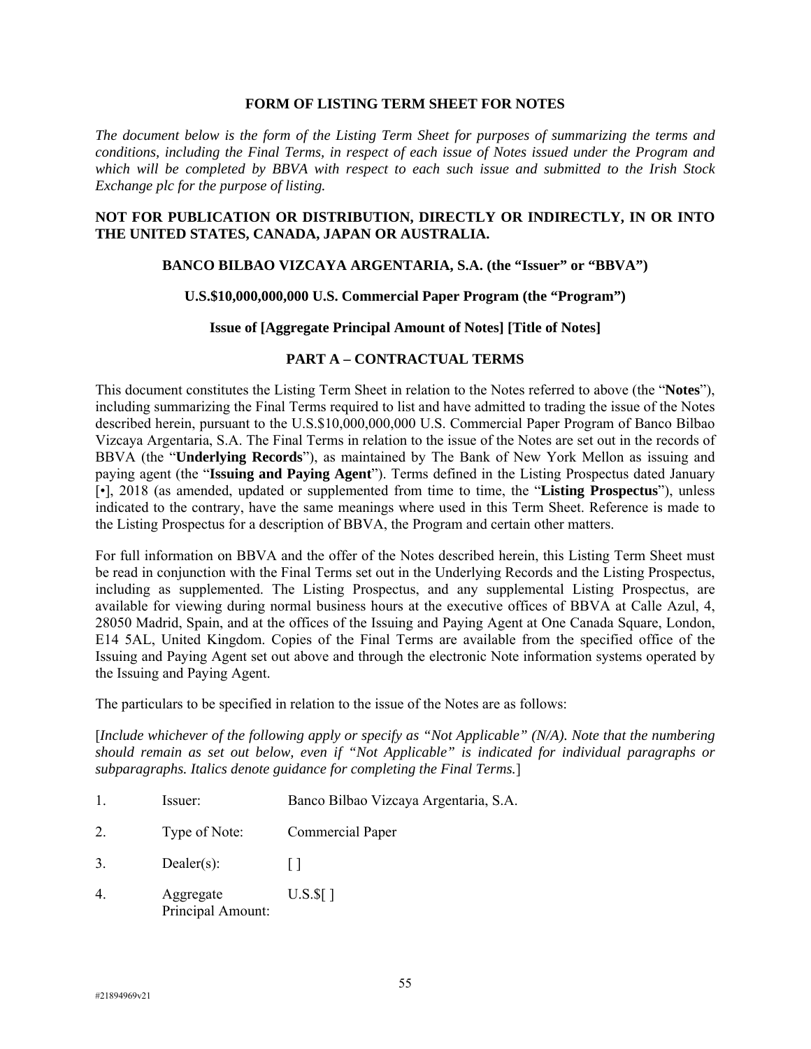**FORM OF LISTING TERM SHEET FOR NOTES**

*The document below is the form of the Listing Term Sheet for purposes of summarizing the terms and conditions, including the Final Terms, in respect of each issue of Notes issued under the Program and which will be completed by BBVA with respect to each such issue and submitted to the Irish Stock Exchange plc for the purpose of listing.*

**NOT FOR PUBLICATION OR DISTRIBUTION, DIRECTLY OR INDIRECTLY, IN OR INTO THE UNITED STATES, CANADA, JAPAN OR AUSTRALIA.**

**BANCO BILBAO VIZCAYA ARGENTARIA, S.A. (the "Issuer" or "BBVA")**

**U.S.$10,000,000,000 U.S. Commercial Paper Program (the "Program")**

**Issue of [Aggregate Principal Amount of Notes] [Title of Notes]**

**PART A – CONTRACTUAL TERMS**

This document constitutes the Listing Term Sheet in relation to the Notes referred to above (the "**Notes**"), including summarizing the Final Terms required to list and have admitted to trading the issue of the Notes described herein, pursuant to the U.S.$10,000,000,000 U.S. Commercial Paper Program of Banco Bilbao Vizcaya Argentaria, S.A. The Final Terms in relation to the issue of the Notes are set out in the records of BBVA (the "**Underlying Records**"), as maintained by The Bank of New York Mellon as issuing and paying agent (the "**Issuing and Paying Agent**"). Terms defined in the Listing Prospectus dated January [•], 2018 (as amended, updated or supplemented from time to time, the "**Listing Prospectus**"), unless indicated to the contrary, have the same meanings where used in this Term Sheet. Reference is made to the Listing Prospectus for a description of BBVA, the Program and certain other matters.

For full information on BBVA and the offer of the Notes described herein, this Listing Term Sheet must be read in conjunction with the Final Terms set out in the Underlying Records and the Listing Prospectus, including as supplemented. The Listing Prospectus, and any supplemental Listing Prospectus, are available for viewing during normal business hours at the executive offices of BBVA at Calle Azul, 4, 28050 Madrid, Spain, and at the offices of the Issuing and Paying Agent at One Canada Square, London, E14 5AL, United Kingdom. Copies of the Final Terms are available from the specified office of the Issuing and Paying Agent set out above and through the electronic Note information systems operated by the Issuing and Paying Agent.

The particulars to be specified in relation to the issue of the Notes are as follows:

[*Include whichever of the following apply or specify as "Not Applicable" (N/A). Note that the numbering should remain as set out below, even if "Not Applicable" is indicated for individual paragraphs or subparagraphs. Italics denote guidance for completing the Final Terms.*]

1. Issuer: Banco Bilbao Vizcaya Argentaria, S.A.
2. Type of Note: Commercial Paper
3. Dealer(s): [ ]
4. Aggregate Principal Amount: U.S.$[ ]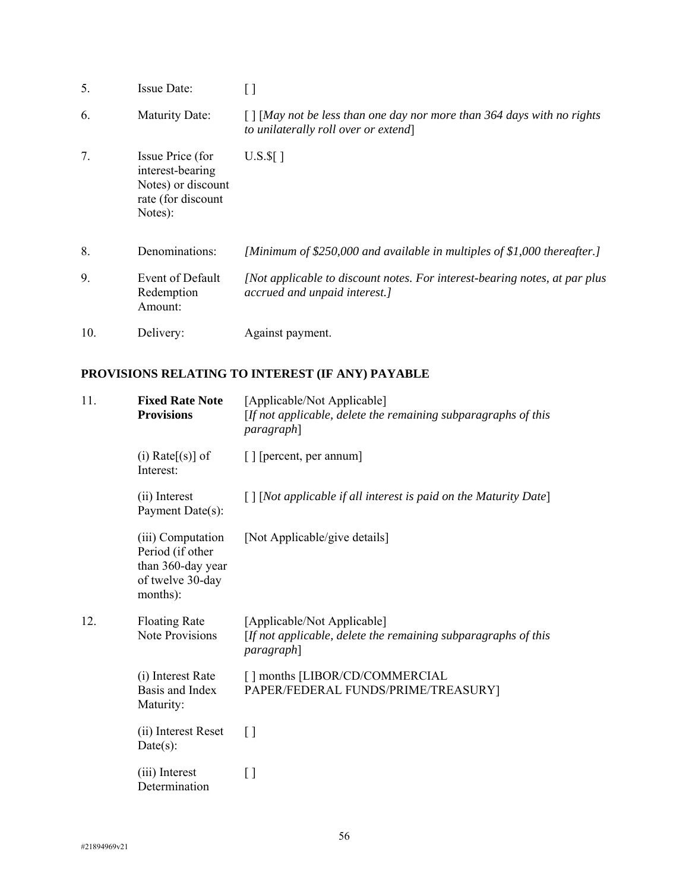| | | |
|---|---|---|
| 5. | Issue Date: | [ ] |
| 6. | Maturity Date: | [ ] [*May not be less than one day nor more than 364 days with no rights to unilaterally roll over or extend*] |
| 7. | Issue Price (for interest-bearing Notes) or discount rate (for discount Notes): | U.S.$[ ] |
| 8. | Denominations: | *[Minimum of $250,000 and available in multiples of $1,000 thereafter.]* |
| 9. | Event of Default Redemption Amount: | *[Not applicable to discount notes. For interest-bearing notes, at par plus accrued and unpaid interest.]* |
| 10. | Delivery: | Against payment. |

**PROVISIONS RELATING TO INTEREST (IF ANY) PAYABLE**

| | | |
|---|---|---|
| 11. | **Fixed Rate Note Provisions** | [Applicable/Not Applicable] [*If not applicable, delete the remaining subparagraphs of this paragraph*] |
| | (i) Rate[(s)] of Interest: | [ ] [percent, per annum] |
| | (ii) Interest Payment Date(s): | [ ] [*Not applicable if all interest is paid on the Maturity Date*] |
| | (iii) Computation Period (if other than 360-day year of twelve 30-day months): | [Not Applicable/give details] |
| 12. | Floating Rate Note Provisions | [Applicable/Not Applicable] [*If not applicable, delete the remaining subparagraphs of this paragraph*] |
| | (i) Interest Rate Basis and Index Maturity: | [ ] months [LIBOR/CD/COMMERCIAL PAPER/FEDERAL FUNDS/PRIME/TREASURY] |
| | (ii) Interest Reset Date(s): | [ ] |
| | (iii) Interest Determination | [ ] |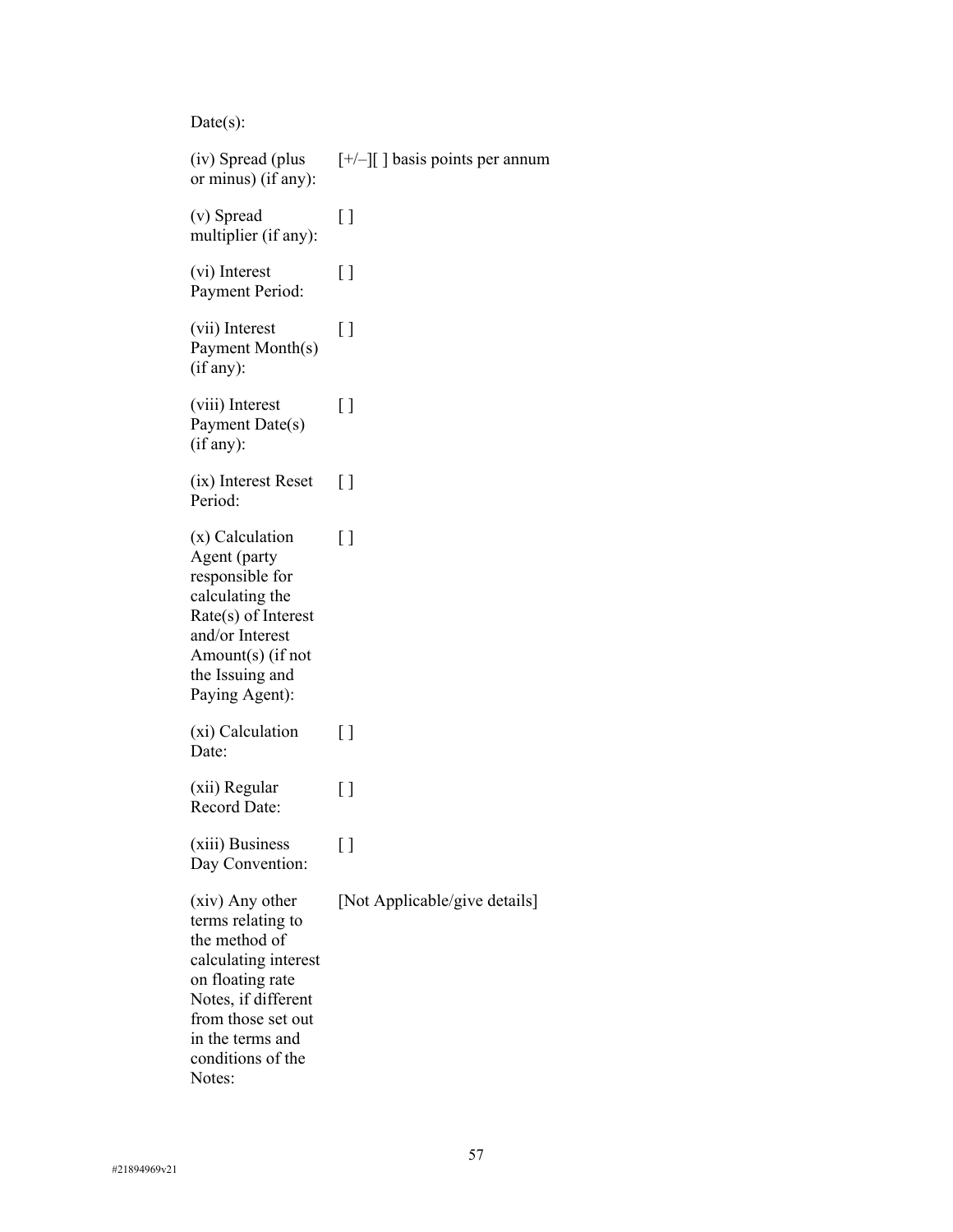Date(s):

| | |
|---|---|
| (iv) Spread (plus or minus) (if any): | [+/–][ ] basis points per annum |
| (v) Spread multiplier (if any): | [ ] |
| (vi) Interest Payment Period: | [ ] |
| (vii) Interest Payment Month(s) (if any): | [ ] |
| (viii) Interest Payment Date(s) (if any): | [ ] |
| (ix) Interest Reset Period: | [ ] |
| (x) Calculation Agent (party responsible for calculating the Rate(s) of Interest and/or Interest Amount(s) (if not the Issuing and Paying Agent): | [ ] |
| (xi) Calculation Date: | [ ] |
| (xii) Regular Record Date: | [ ] |
| (xiii) Business Day Convention: | [ ] |
| (xiv) Any other terms relating to the method of calculating interest on floating rate Notes, if different from those set out in the terms and conditions of the Notes: | [Not Applicable/give details] |

#21894969v21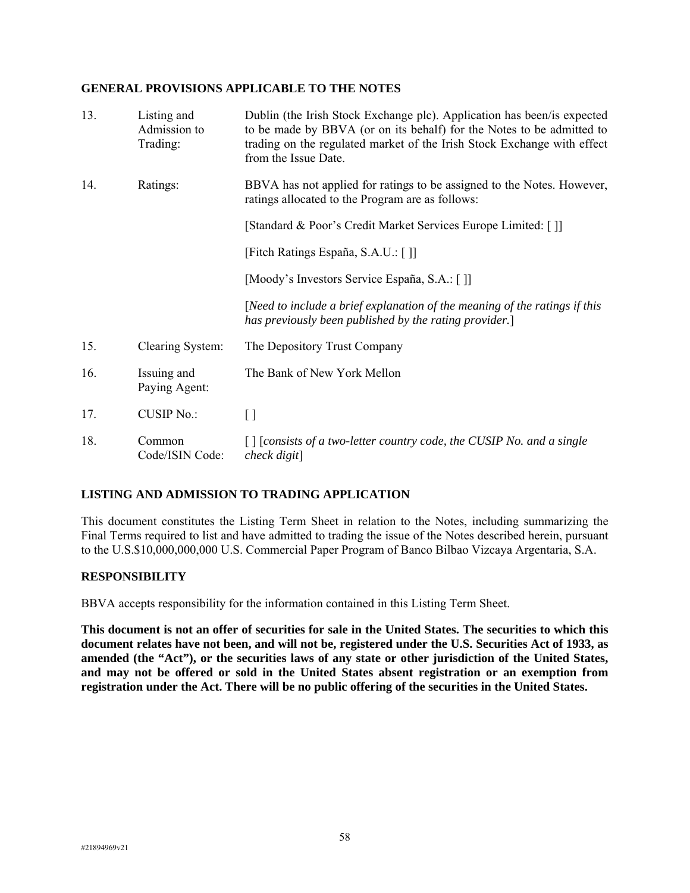## GENERAL PROVISIONS APPLICABLE TO THE NOTES

| | | |
|---|---|---|
| 13. | Listing and Admission to Trading: | Dublin (the Irish Stock Exchange plc). Application has been/is expected to be made by BBVA (or on its behalf) for the Notes to be admitted to trading on the regulated market of the Irish Stock Exchange with effect from the Issue Date. |
| 14. | Ratings: | BBVA has not applied for ratings to be assigned to the Notes. However, ratings allocated to the Program are as follows:<br><br>[Standard & Poor's Credit Market Services Europe Limited: [ ]]<br><br>[Fitch Ratings España, S.A.U.: [ ]]<br><br>[Moody's Investors Service España, S.A.: [ ]]<br><br>[*Need to include a brief explanation of the meaning of the ratings if this has previously been published by the rating provider.*] |
| 15. | Clearing System: | The Depository Trust Company |
| 16. | Issuing and Paying Agent: | The Bank of New York Mellon |
| 17. | CUSIP No.: | [ ] |
| 18. | Common Code/ISIN Code: | [ ] [*consists of a two-letter country code, the CUSIP No. and a single check digit*] |

## LISTING AND ADMISSION TO TRADING APPLICATION

This document constitutes the Listing Term Sheet in relation to the Notes, including summarizing the Final Terms required to list and have admitted to trading the issue of the Notes described herein, pursuant to the U.S.$10,000,000,000 U.S. Commercial Paper Program of Banco Bilbao Vizcaya Argentaria, S.A.

## RESPONSIBILITY

BBVA accepts responsibility for the information contained in this Listing Term Sheet.

**This document is not an offer of securities for sale in the United States. The securities to which this document relates have not been, and will not be, registered under the U.S. Securities Act of 1933, as amended (the "Act"), or the securities laws of any state or other jurisdiction of the United States, and may not be offered or sold in the United States absent registration or an exemption from registration under the Act. There will be no public offering of the securities in the United States.**

#21894969v21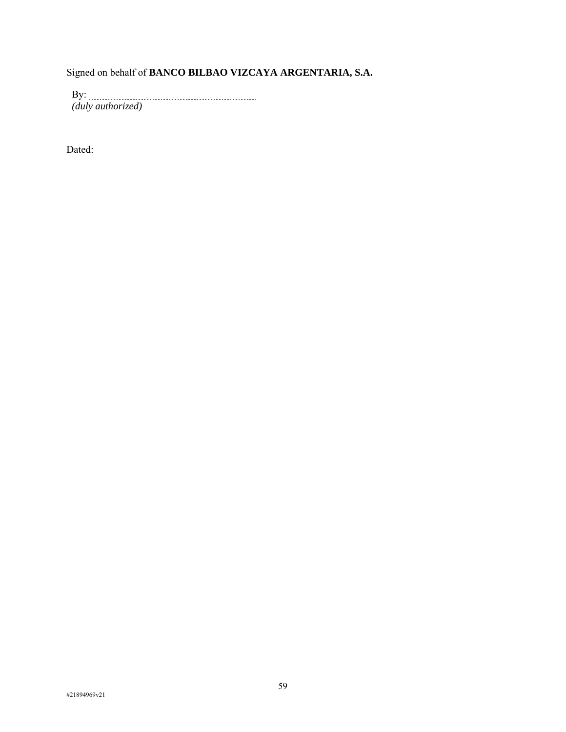Signed on behalf of **BANCO BILBAO VIZCAYA ARGENTARIA, S.A.**

By: ............................................................................
*(duly authorized)*

Dated:

#21894969v21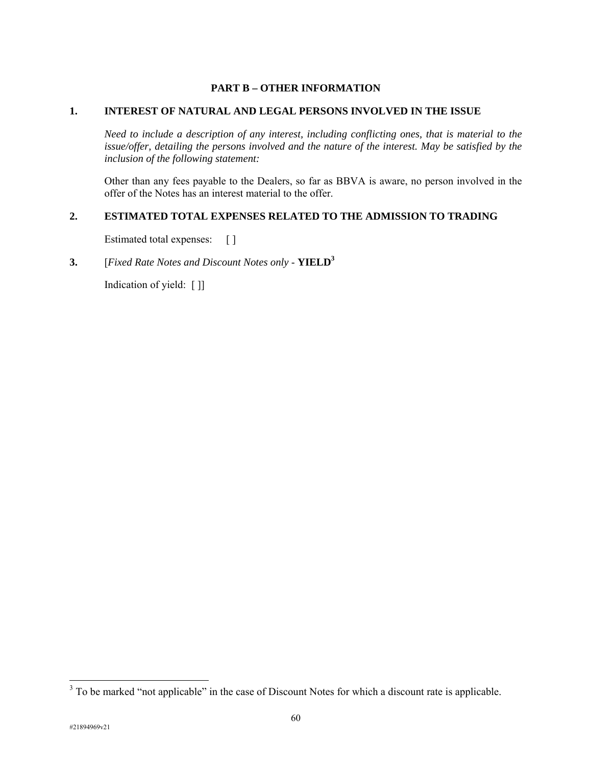## PART B – OTHER INFORMATION

### 1. INTEREST OF NATURAL AND LEGAL PERSONS INVOLVED IN THE ISSUE

*Need to include a description of any interest, including conflicting ones, that is material to the issue/offer, detailing the persons involved and the nature of the interest. May be satisfied by the inclusion of the following statement:*

Other than any fees payable to the Dealers, so far as BBVA is aware, no person involved in the offer of the Notes has an interest material to the offer.

### 2. ESTIMATED TOTAL EXPENSES RELATED TO THE ADMISSION TO TRADING

Estimated total expenses: [ ]

### 3. [*Fixed Rate Notes and Discount Notes only* - **YIELD**[3]

Indication of yield: [ ]]

---

[3] To be marked "not applicable" in the case of Discount Notes for which a discount rate is applicable.

#21894969v21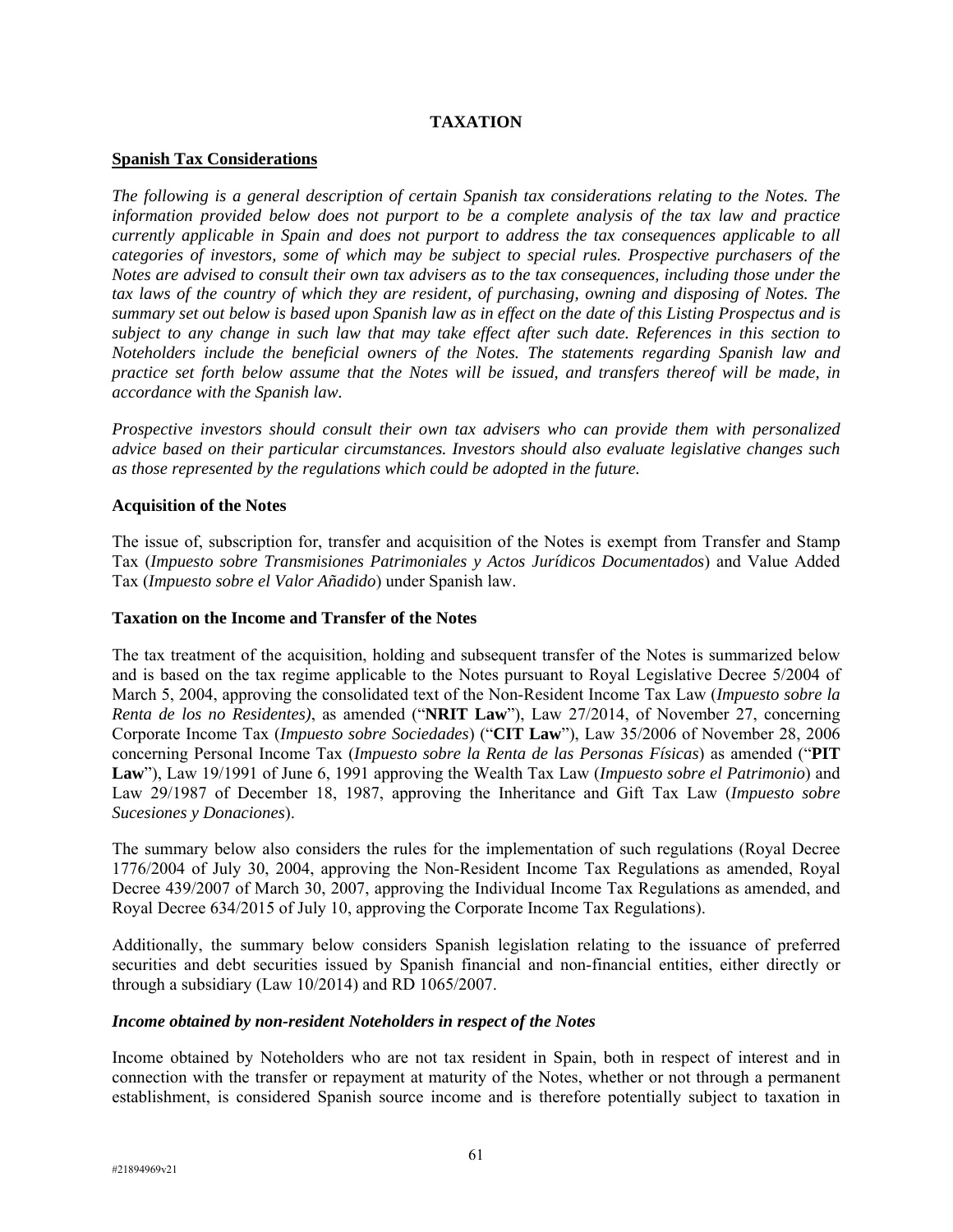# TAXATION

## Spanish Tax Considerations

*The following is a general description of certain Spanish tax considerations relating to the Notes. The information provided below does not purport to be a complete analysis of the tax law and practice currently applicable in Spain and does not purport to address the tax consequences applicable to all categories of investors, some of which may be subject to special rules. Prospective purchasers of the Notes are advised to consult their own tax advisers as to the tax consequences, including those under the tax laws of the country of which they are resident, of purchasing, owning and disposing of Notes. The summary set out below is based upon Spanish law as in effect on the date of this Listing Prospectus and is subject to any change in such law that may take effect after such date. References in this section to Noteholders include the beneficial owners of the Notes. The statements regarding Spanish law and practice set forth below assume that the Notes will be issued, and transfers thereof will be made, in accordance with the Spanish law.*

*Prospective investors should consult their own tax advisers who can provide them with personalized advice based on their particular circumstances. Investors should also evaluate legislative changes such as those represented by the regulations which could be adopted in the future.*

### Acquisition of the Notes

The issue of, subscription for, transfer and acquisition of the Notes is exempt from Transfer and Stamp Tax (*Impuesto sobre Transmisiones Patrimoniales y Actos Jurídicos Documentados*) and Value Added Tax (*Impuesto sobre el Valor Añadido*) under Spanish law.

### Taxation on the Income and Transfer of the Notes

The tax treatment of the acquisition, holding and subsequent transfer of the Notes is summarized below and is based on the tax regime applicable to the Notes pursuant to Royal Legislative Decree 5/2004 of March 5, 2004, approving the consolidated text of the Non-Resident Income Tax Law (*Impuesto sobre la Renta de los no Residentes)*, as amended ("**NRIT Law**"), Law 27/2014, of November 27, concerning Corporate Income Tax (*Impuesto sobre Sociedades*) ("**CIT Law**"), Law 35/2006 of November 28, 2006 concerning Personal Income Tax (*Impuesto sobre la Renta de las Personas Físicas*) as amended ("**PIT Law**"), Law 19/1991 of June 6, 1991 approving the Wealth Tax Law (*Impuesto sobre el Patrimonio*) and Law 29/1987 of December 18, 1987, approving the Inheritance and Gift Tax Law (*Impuesto sobre Sucesiones y Donaciones*).

The summary below also considers the rules for the implementation of such regulations (Royal Decree 1776/2004 of July 30, 2004, approving the Non-Resident Income Tax Regulations as amended, Royal Decree 439/2007 of March 30, 2007, approving the Individual Income Tax Regulations as amended, and Royal Decree 634/2015 of July 10, approving the Corporate Income Tax Regulations).

Additionally, the summary below considers Spanish legislation relating to the issuance of preferred securities and debt securities issued by Spanish financial and non-financial entities, either directly or through a subsidiary (Law 10/2014) and RD 1065/2007.

#### *Income obtained by non-resident Noteholders in respect of the Notes*

Income obtained by Noteholders who are not tax resident in Spain, both in respect of interest and in connection with the transfer or repayment at maturity of the Notes, whether or not through a permanent establishment, is considered Spanish source income and is therefore potentially subject to taxation in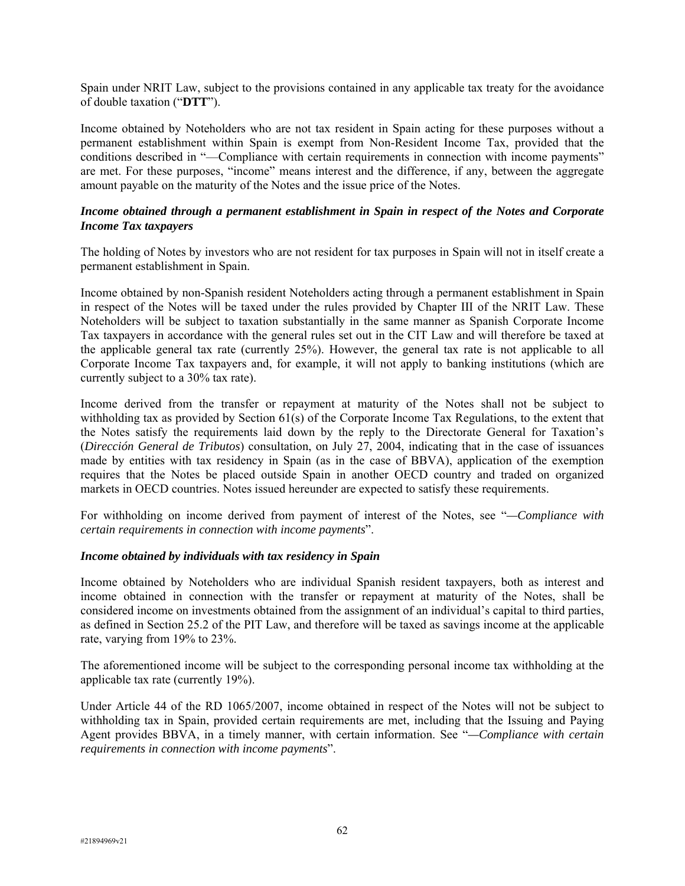Spain under NRIT Law, subject to the provisions contained in any applicable tax treaty for the avoidance of double taxation ("**DTT**").

Income obtained by Noteholders who are not tax resident in Spain acting for these purposes without a permanent establishment within Spain is exempt from Non-Resident Income Tax, provided that the conditions described in "—Compliance with certain requirements in connection with income payments" are met. For these purposes, "income" means interest and the difference, if any, between the aggregate amount payable on the maturity of the Notes and the issue price of the Notes.

***Income obtained through a permanent establishment in Spain in respect of the Notes and Corporate Income Tax taxpayers***

The holding of Notes by investors who are not resident for tax purposes in Spain will not in itself create a permanent establishment in Spain.

Income obtained by non-Spanish resident Noteholders acting through a permanent establishment in Spain in respect of the Notes will be taxed under the rules provided by Chapter III of the NRIT Law. These Noteholders will be subject to taxation substantially in the same manner as Spanish Corporate Income Tax taxpayers in accordance with the general rules set out in the CIT Law and will therefore be taxed at the applicable general tax rate (currently 25%). However, the general tax rate is not applicable to all Corporate Income Tax taxpayers and, for example, it will not apply to banking institutions (which are currently subject to a 30% tax rate).

Income derived from the transfer or repayment at maturity of the Notes shall not be subject to withholding tax as provided by Section 61(s) of the Corporate Income Tax Regulations, to the extent that the Notes satisfy the requirements laid down by the reply to the Directorate General for Taxation's (*Dirección General de Tributos*) consultation, on July 27, 2004, indicating that in the case of issuances made by entities with tax residency in Spain (as in the case of BBVA), application of the exemption requires that the Notes be placed outside Spain in another OECD country and traded on organized markets in OECD countries. Notes issued hereunder are expected to satisfy these requirements.

For withholding on income derived from payment of interest of the Notes, see "*—Compliance with certain requirements in connection with income payments*".

***Income obtained by individuals with tax residency in Spain***

Income obtained by Noteholders who are individual Spanish resident taxpayers, both as interest and income obtained in connection with the transfer or repayment at maturity of the Notes, shall be considered income on investments obtained from the assignment of an individual's capital to third parties, as defined in Section 25.2 of the PIT Law, and therefore will be taxed as savings income at the applicable rate, varying from 19% to 23%.

The aforementioned income will be subject to the corresponding personal income tax withholding at the applicable tax rate (currently 19%).

Under Article 44 of the RD 1065/2007, income obtained in respect of the Notes will not be subject to withholding tax in Spain, provided certain requirements are met, including that the Issuing and Paying Agent provides BBVA, in a timely manner, with certain information. See "*—Compliance with certain requirements in connection with income payments*".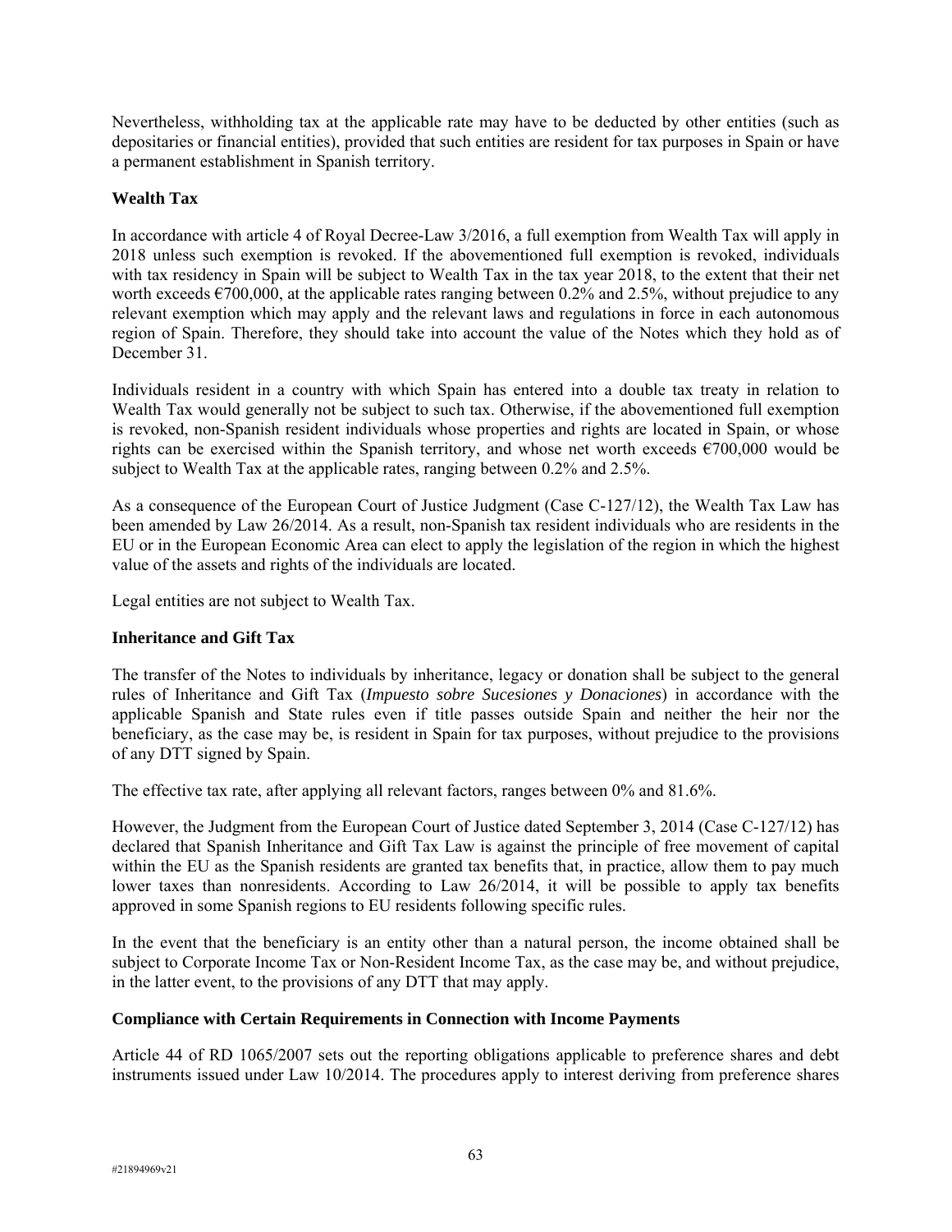Nevertheless, withholding tax at the applicable rate may have to be deducted by other entities (such as depositaries or financial entities), provided that such entities are resident for tax purposes in Spain or have a permanent establishment in Spanish territory.

### Wealth Tax

In accordance with article 4 of Royal Decree-Law 3/2016, a full exemption from Wealth Tax will apply in 2018 unless such exemption is revoked. If the abovementioned full exemption is revoked, individuals with tax residency in Spain will be subject to Wealth Tax in the tax year 2018, to the extent that their net worth exceeds €700,000, at the applicable rates ranging between 0.2% and 2.5%, without prejudice to any relevant exemption which may apply and the relevant laws and regulations in force in each autonomous region of Spain. Therefore, they should take into account the value of the Notes which they hold as of December 31.

Individuals resident in a country with which Spain has entered into a double tax treaty in relation to Wealth Tax would generally not be subject to such tax. Otherwise, if the abovementioned full exemption is revoked, non-Spanish resident individuals whose properties and rights are located in Spain, or whose rights can be exercised within the Spanish territory, and whose net worth exceeds €700,000 would be subject to Wealth Tax at the applicable rates, ranging between 0.2% and 2.5%.

As a consequence of the European Court of Justice Judgment (Case C-127/12), the Wealth Tax Law has been amended by Law 26/2014. As a result, non-Spanish tax resident individuals who are residents in the EU or in the European Economic Area can elect to apply the legislation of the region in which the highest value of the assets and rights of the individuals are located.

Legal entities are not subject to Wealth Tax.

### Inheritance and Gift Tax

The transfer of the Notes to individuals by inheritance, legacy or donation shall be subject to the general rules of Inheritance and Gift Tax (*Impuesto sobre Sucesiones y Donaciones*) in accordance with the applicable Spanish and State rules even if title passes outside Spain and neither the heir nor the beneficiary, as the case may be, is resident in Spain for tax purposes, without prejudice to the provisions of any DTT signed by Spain.

The effective tax rate, after applying all relevant factors, ranges between 0% and 81.6%.

However, the Judgment from the European Court of Justice dated September 3, 2014 (Case C-127/12) has declared that Spanish Inheritance and Gift Tax Law is against the principle of free movement of capital within the EU as the Spanish residents are granted tax benefits that, in practice, allow them to pay much lower taxes than nonresidents. According to Law 26/2014, it will be possible to apply tax benefits approved in some Spanish regions to EU residents following specific rules.

In the event that the beneficiary is an entity other than a natural person, the income obtained shall be subject to Corporate Income Tax or Non-Resident Income Tax, as the case may be, and without prejudice, in the latter event, to the provisions of any DTT that may apply.

### Compliance with Certain Requirements in Connection with Income Payments

Article 44 of RD 1065/2007 sets out the reporting obligations applicable to preference shares and debt instruments issued under Law 10/2014. The procedures apply to interest deriving from preference shares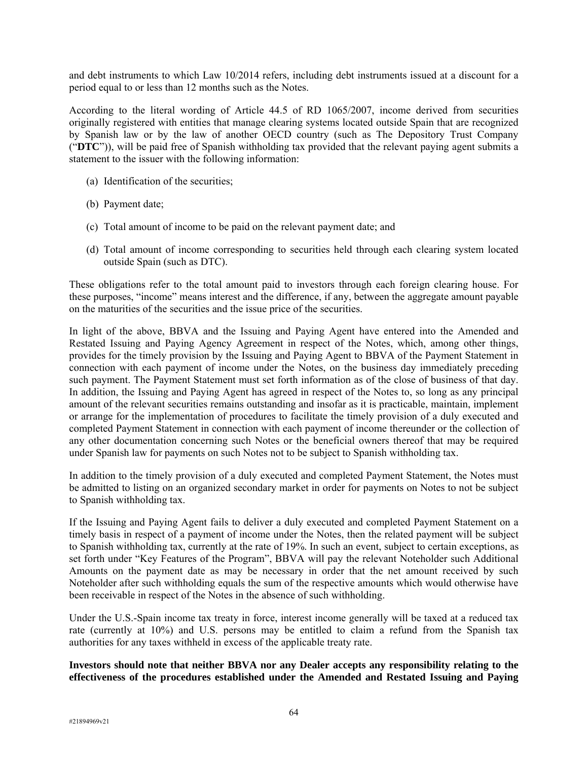and debt instruments to which Law 10/2014 refers, including debt instruments issued at a discount for a period equal to or less than 12 months such as the Notes.

According to the literal wording of Article 44.5 of RD 1065/2007, income derived from securities originally registered with entities that manage clearing systems located outside Spain that are recognized by Spanish law or by the law of another OECD country (such as The Depository Trust Company ("**DTC**")), will be paid free of Spanish withholding tax provided that the relevant paying agent submits a statement to the issuer with the following information:

(a) Identification of the securities;

(b) Payment date;

(c) Total amount of income to be paid on the relevant payment date; and

(d) Total amount of income corresponding to securities held through each clearing system located outside Spain (such as DTC).

These obligations refer to the total amount paid to investors through each foreign clearing house. For these purposes, "income" means interest and the difference, if any, between the aggregate amount payable on the maturities of the securities and the issue price of the securities.

In light of the above, BBVA and the Issuing and Paying Agent have entered into the Amended and Restated Issuing and Paying Agency Agreement in respect of the Notes, which, among other things, provides for the timely provision by the Issuing and Paying Agent to BBVA of the Payment Statement in connection with each payment of income under the Notes, on the business day immediately preceding such payment. The Payment Statement must set forth information as of the close of business of that day. In addition, the Issuing and Paying Agent has agreed in respect of the Notes to, so long as any principal amount of the relevant securities remains outstanding and insofar as it is practicable, maintain, implement or arrange for the implementation of procedures to facilitate the timely provision of a duly executed and completed Payment Statement in connection with each payment of income thereunder or the collection of any other documentation concerning such Notes or the beneficial owners thereof that may be required under Spanish law for payments on such Notes not to be subject to Spanish withholding tax.

In addition to the timely provision of a duly executed and completed Payment Statement, the Notes must be admitted to listing on an organized secondary market in order for payments on Notes to not be subject to Spanish withholding tax.

If the Issuing and Paying Agent fails to deliver a duly executed and completed Payment Statement on a timely basis in respect of a payment of income under the Notes, then the related payment will be subject to Spanish withholding tax, currently at the rate of 19%. In such an event, subject to certain exceptions, as set forth under "Key Features of the Program", BBVA will pay the relevant Noteholder such Additional Amounts on the payment date as may be necessary in order that the net amount received by such Noteholder after such withholding equals the sum of the respective amounts which would otherwise have been receivable in respect of the Notes in the absence of such withholding.

Under the U.S.-Spain income tax treaty in force, interest income generally will be taxed at a reduced tax rate (currently at 10%) and U.S. persons may be entitled to claim a refund from the Spanish tax authorities for any taxes withheld in excess of the applicable treaty rate.

**Investors should note that neither BBVA nor any Dealer accepts any responsibility relating to the effectiveness of the procedures established under the Amended and Restated Issuing and Paying**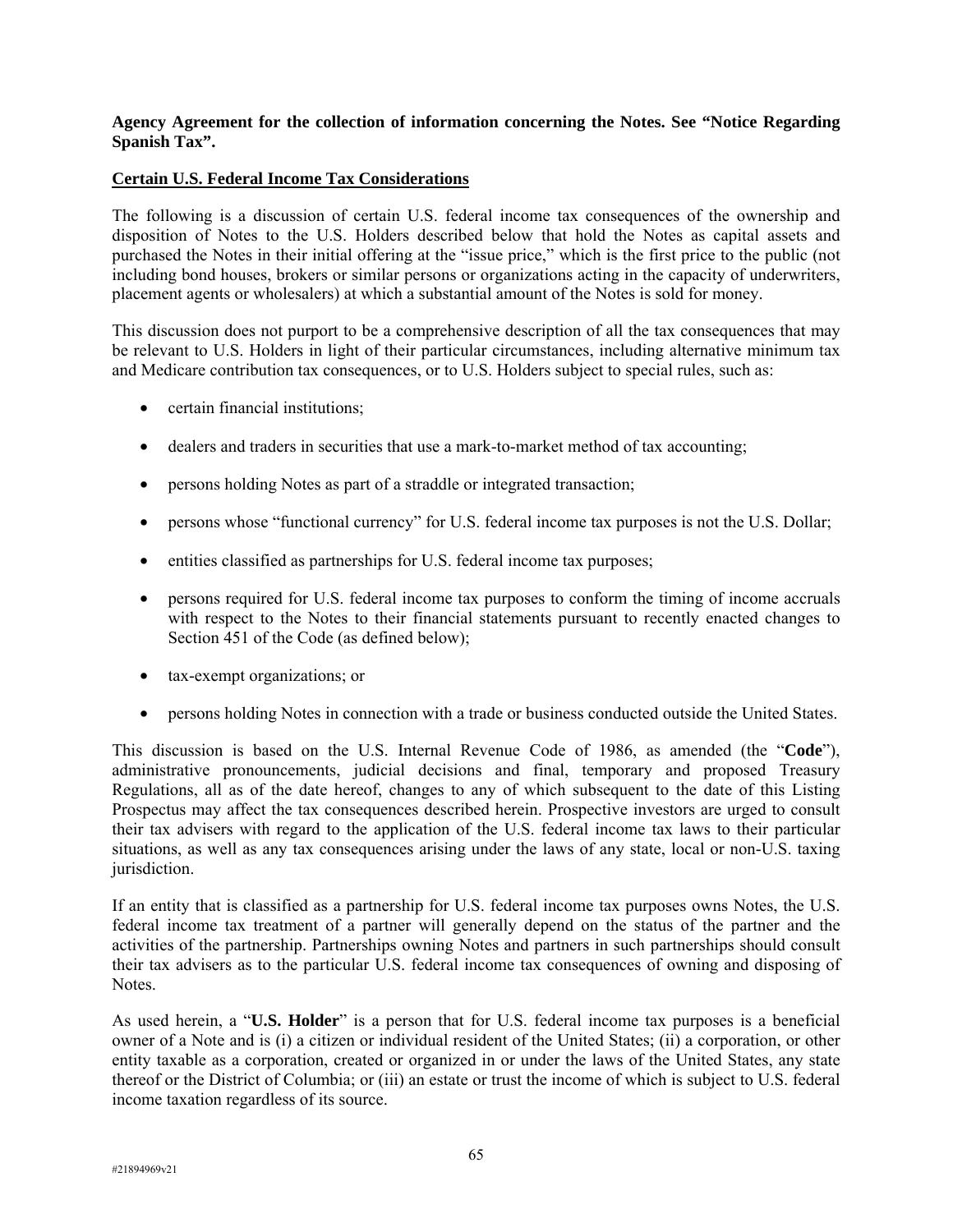**Agency Agreement for the collection of information concerning the Notes. See "Notice Regarding Spanish Tax".**

## Certain U.S. Federal Income Tax Considerations

The following is a discussion of certain U.S. federal income tax consequences of the ownership and disposition of Notes to the U.S. Holders described below that hold the Notes as capital assets and purchased the Notes in their initial offering at the "issue price," which is the first price to the public (not including bond houses, brokers or similar persons or organizations acting in the capacity of underwriters, placement agents or wholesalers) at which a substantial amount of the Notes is sold for money.

This discussion does not purport to be a comprehensive description of all the tax consequences that may be relevant to U.S. Holders in light of their particular circumstances, including alternative minimum tax and Medicare contribution tax consequences, or to U.S. Holders subject to special rules, such as:

- certain financial institutions;
- dealers and traders in securities that use a mark-to-market method of tax accounting;
- persons holding Notes as part of a straddle or integrated transaction;
- persons whose "functional currency" for U.S. federal income tax purposes is not the U.S. Dollar;
- entities classified as partnerships for U.S. federal income tax purposes;
- persons required for U.S. federal income tax purposes to conform the timing of income accruals with respect to the Notes to their financial statements pursuant to recently enacted changes to Section 451 of the Code (as defined below);
- tax-exempt organizations; or
- persons holding Notes in connection with a trade or business conducted outside the United States.

This discussion is based on the U.S. Internal Revenue Code of 1986, as amended (the "**Code**"), administrative pronouncements, judicial decisions and final, temporary and proposed Treasury Regulations, all as of the date hereof, changes to any of which subsequent to the date of this Listing Prospectus may affect the tax consequences described herein. Prospective investors are urged to consult their tax advisers with regard to the application of the U.S. federal income tax laws to their particular situations, as well as any tax consequences arising under the laws of any state, local or non-U.S. taxing jurisdiction.

If an entity that is classified as a partnership for U.S. federal income tax purposes owns Notes, the U.S. federal income tax treatment of a partner will generally depend on the status of the partner and the activities of the partnership. Partnerships owning Notes and partners in such partnerships should consult their tax advisers as to the particular U.S. federal income tax consequences of owning and disposing of Notes.

As used herein, a "**U.S. Holder**" is a person that for U.S. federal income tax purposes is a beneficial owner of a Note and is (i) a citizen or individual resident of the United States; (ii) a corporation, or other entity taxable as a corporation, created or organized in or under the laws of the United States, any state thereof or the District of Columbia; or (iii) an estate or trust the income of which is subject to U.S. federal income taxation regardless of its source.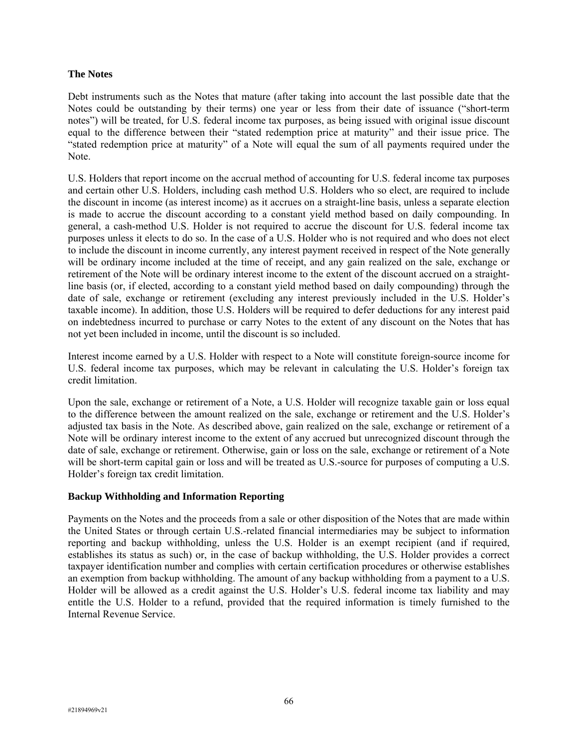**The Notes**

Debt instruments such as the Notes that mature (after taking into account the last possible date that the Notes could be outstanding by their terms) one year or less from their date of issuance ("short-term notes") will be treated, for U.S. federal income tax purposes, as being issued with original issue discount equal to the difference between their "stated redemption price at maturity" and their issue price. The "stated redemption price at maturity" of a Note will equal the sum of all payments required under the Note.

U.S. Holders that report income on the accrual method of accounting for U.S. federal income tax purposes and certain other U.S. Holders, including cash method U.S. Holders who so elect, are required to include the discount in income (as interest income) as it accrues on a straight-line basis, unless a separate election is made to accrue the discount according to a constant yield method based on daily compounding. In general, a cash-method U.S. Holder is not required to accrue the discount for U.S. federal income tax purposes unless it elects to do so. In the case of a U.S. Holder who is not required and who does not elect to include the discount in income currently, any interest payment received in respect of the Note generally will be ordinary income included at the time of receipt, and any gain realized on the sale, exchange or retirement of the Note will be ordinary interest income to the extent of the discount accrued on a straight-line basis (or, if elected, according to a constant yield method based on daily compounding) through the date of sale, exchange or retirement (excluding any interest previously included in the U.S. Holder's taxable income). In addition, those U.S. Holders will be required to defer deductions for any interest paid on indebtedness incurred to purchase or carry Notes to the extent of any discount on the Notes that has not yet been included in income, until the discount is so included.

Interest income earned by a U.S. Holder with respect to a Note will constitute foreign-source income for U.S. federal income tax purposes, which may be relevant in calculating the U.S. Holder's foreign tax credit limitation.

Upon the sale, exchange or retirement of a Note, a U.S. Holder will recognize taxable gain or loss equal to the difference between the amount realized on the sale, exchange or retirement and the U.S. Holder's adjusted tax basis in the Note. As described above, gain realized on the sale, exchange or retirement of a Note will be ordinary interest income to the extent of any accrued but unrecognized discount through the date of sale, exchange or retirement. Otherwise, gain or loss on the sale, exchange or retirement of a Note will be short-term capital gain or loss and will be treated as U.S.-source for purposes of computing a U.S. Holder's foreign tax credit limitation.

**Backup Withholding and Information Reporting**

Payments on the Notes and the proceeds from a sale or other disposition of the Notes that are made within the United States or through certain U.S.-related financial intermediaries may be subject to information reporting and backup withholding, unless the U.S. Holder is an exempt recipient (and if required, establishes its status as such) or, in the case of backup withholding, the U.S. Holder provides a correct taxpayer identification number and complies with certain certification procedures or otherwise establishes an exemption from backup withholding. The amount of any backup withholding from a payment to a U.S. Holder will be allowed as a credit against the U.S. Holder's U.S. federal income tax liability and may entitle the U.S. Holder to a refund, provided that the required information is timely furnished to the Internal Revenue Service.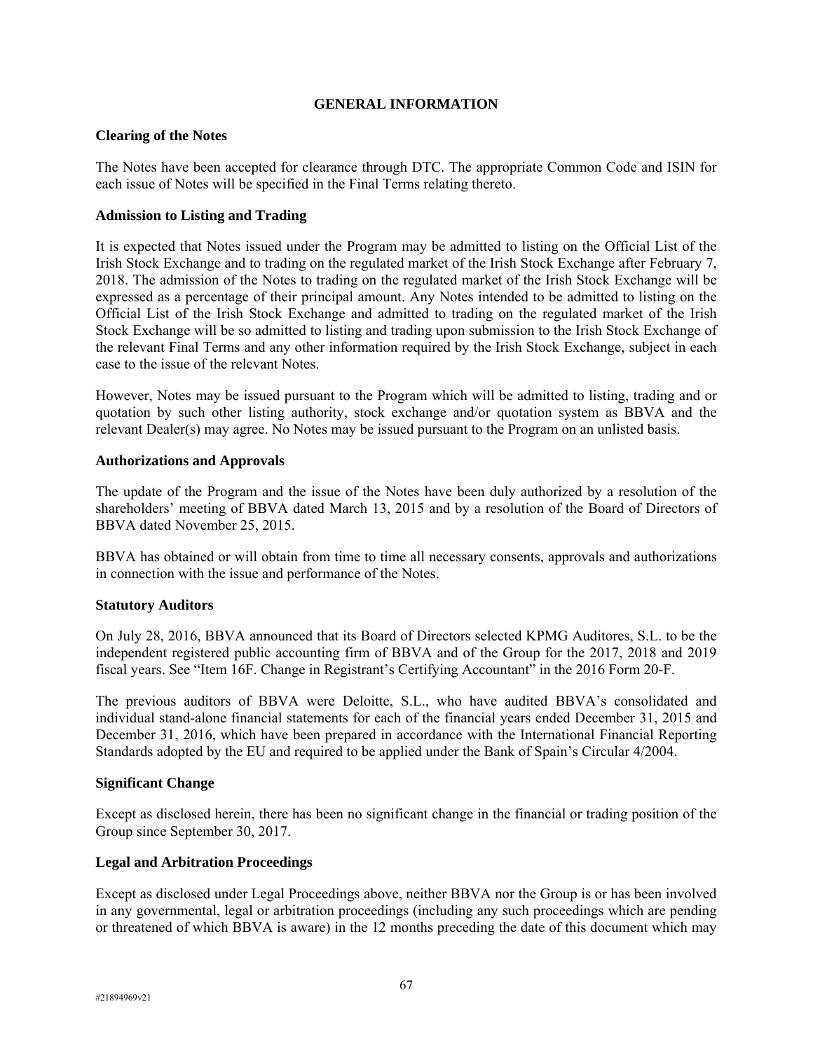## GENERAL INFORMATION

### Clearing of the Notes

The Notes have been accepted for clearance through DTC. The appropriate Common Code and ISIN for each issue of Notes will be specified in the Final Terms relating thereto.

### Admission to Listing and Trading

It is expected that Notes issued under the Program may be admitted to listing on the Official List of the Irish Stock Exchange and to trading on the regulated market of the Irish Stock Exchange after February 7, 2018. The admission of the Notes to trading on the regulated market of the Irish Stock Exchange will be expressed as a percentage of their principal amount. Any Notes intended to be admitted to listing on the Official List of the Irish Stock Exchange and admitted to trading on the regulated market of the Irish Stock Exchange will be so admitted to listing and trading upon submission to the Irish Stock Exchange of the relevant Final Terms and any other information required by the Irish Stock Exchange, subject in each case to the issue of the relevant Notes.

However, Notes may be issued pursuant to the Program which will be admitted to listing, trading and or quotation by such other listing authority, stock exchange and/or quotation system as BBVA and the relevant Dealer(s) may agree. No Notes may be issued pursuant to the Program on an unlisted basis.

### Authorizations and Approvals

The update of the Program and the issue of the Notes have been duly authorized by a resolution of the shareholders' meeting of BBVA dated March 13, 2015 and by a resolution of the Board of Directors of BBVA dated November 25, 2015.

BBVA has obtained or will obtain from time to time all necessary consents, approvals and authorizations in connection with the issue and performance of the Notes.

### Statutory Auditors

On July 28, 2016, BBVA announced that its Board of Directors selected KPMG Auditores, S.L. to be the independent registered public accounting firm of BBVA and of the Group for the 2017, 2018 and 2019 fiscal years. See "Item 16F. Change in Registrant's Certifying Accountant" in the 2016 Form 20-F.

The previous auditors of BBVA were Deloitte, S.L., who have audited BBVA's consolidated and individual stand-alone financial statements for each of the financial years ended December 31, 2015 and December 31, 2016, which have been prepared in accordance with the International Financial Reporting Standards adopted by the EU and required to be applied under the Bank of Spain's Circular 4/2004.

### Significant Change

Except as disclosed herein, there has been no significant change in the financial or trading position of the Group since September 30, 2017.

### Legal and Arbitration Proceedings

Except as disclosed under Legal Proceedings above, neither BBVA nor the Group is or has been involved in any governmental, legal or arbitration proceedings (including any such proceedings which are pending or threatened of which BBVA is aware) in the 12 months preceding the date of this document which may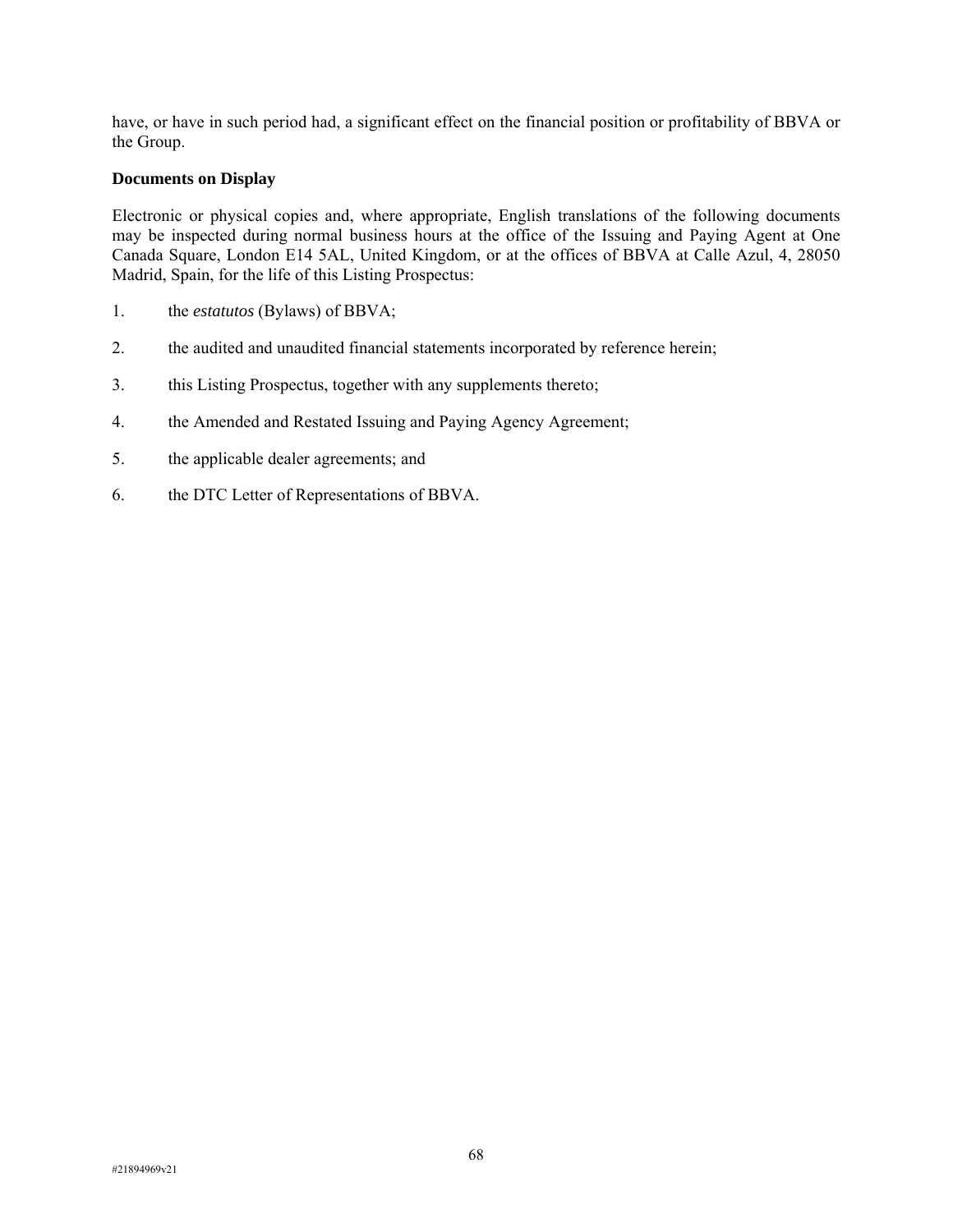have, or have in such period had, a significant effect on the financial position or profitability of BBVA or the Group.

**Documents on Display**

Electronic or physical copies and, where appropriate, English translations of the following documents may be inspected during normal business hours at the office of the Issuing and Paying Agent at One Canada Square, London E14 5AL, United Kingdom, or at the offices of BBVA at Calle Azul, 4, 28050 Madrid, Spain, for the life of this Listing Prospectus:

1. the *estatutos* (Bylaws) of BBVA;
2. the audited and unaudited financial statements incorporated by reference herein;
3. this Listing Prospectus, together with any supplements thereto;
4. the Amended and Restated Issuing and Paying Agency Agreement;
5. the applicable dealer agreements; and
6. the DTC Letter of Representations of BBVA.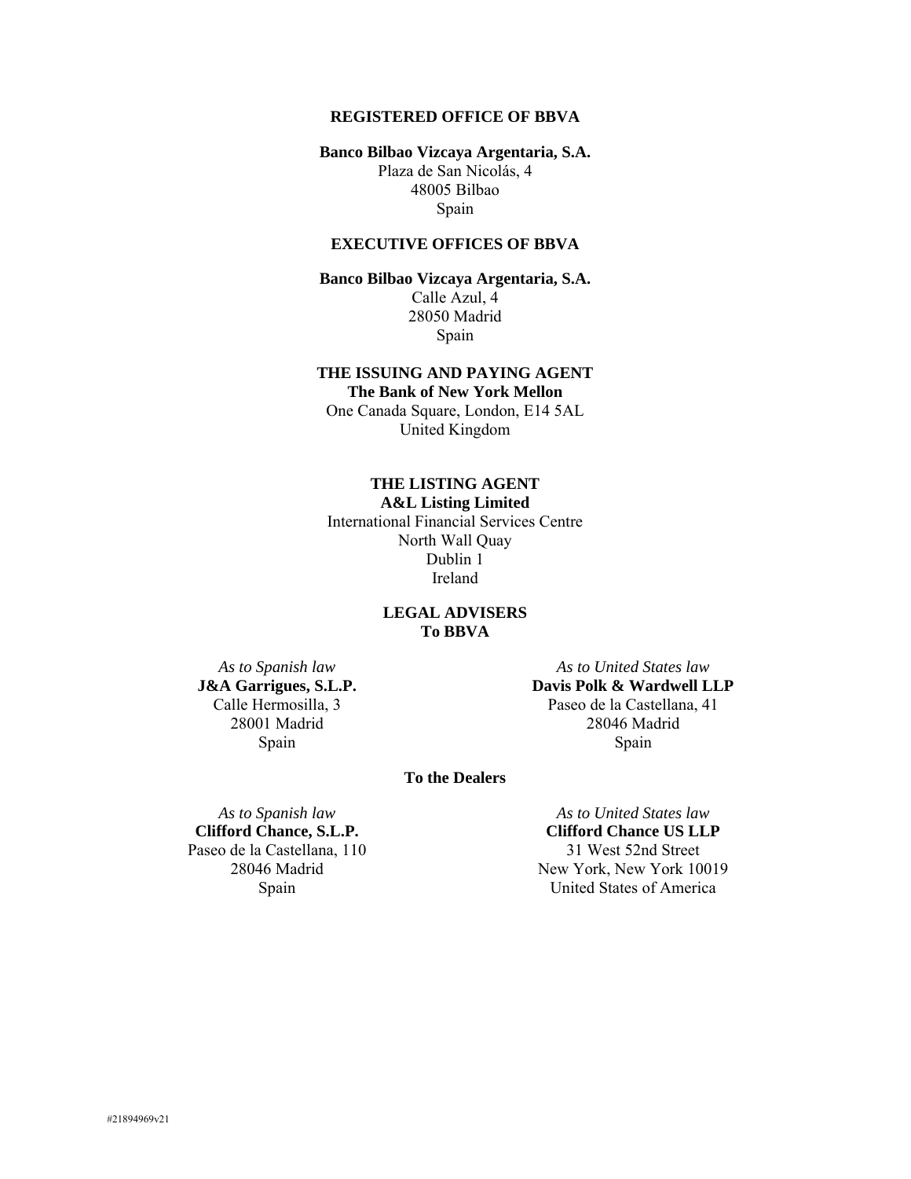**REGISTERED OFFICE OF BBVA**

**Banco Bilbao Vizcaya Argentaria, S.A.**
Plaza de San Nicolás, 4
48005 Bilbao
Spain

**EXECUTIVE OFFICES OF BBVA**

**Banco Bilbao Vizcaya Argentaria, S.A.**
Calle Azul, 4
28050 Madrid
Spain

**THE ISSUING AND PAYING AGENT**
**The Bank of New York Mellon**
One Canada Square, London, E14 5AL
United Kingdom

**THE LISTING AGENT**
**A&L Listing Limited**
International Financial Services Centre
North Wall Quay
Dublin 1
Ireland

**LEGAL ADVISERS**
**To BBVA**

*As to Spanish law*
**J&A Garrigues, S.L.P.**
Calle Hermosilla, 3
28001 Madrid
Spain

*As to United States law*
**Davis Polk & Wardwell LLP**
Paseo de la Castellana, 41
28046 Madrid
Spain

**To the Dealers**

*As to Spanish law*
**Clifford Chance, S.L.P.**
Paseo de la Castellana, 110
28046 Madrid
Spain

*As to United States law*
**Clifford Chance US LLP**
31 West 52nd Street
New York, New York 10019
United States of America

#21894969v21